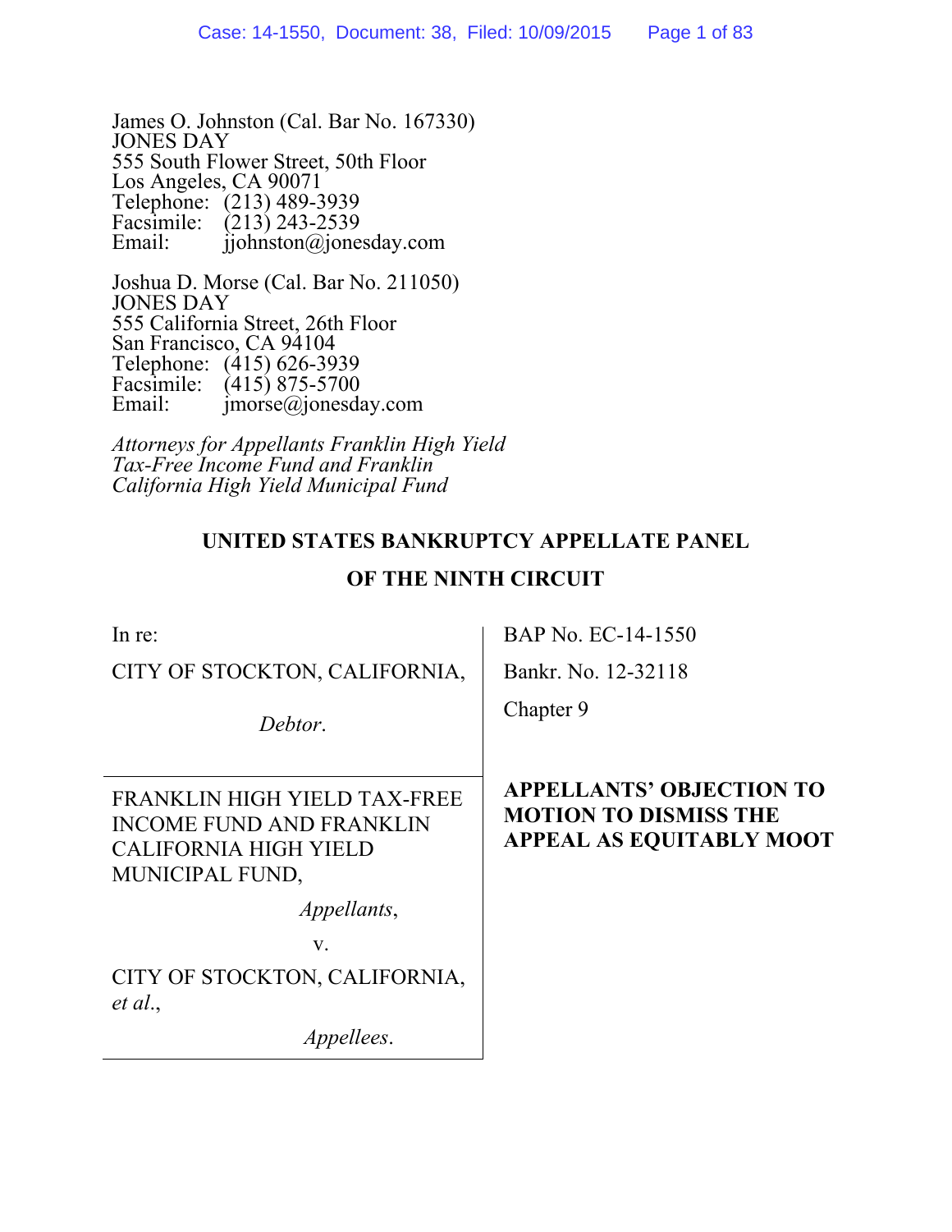James O. Johnston (Cal. Bar No. 167330)
JONES DAY
555 South Flower Street, 50th Floor
Los Angeles, CA 90071
Telephone: (213) 489-3939
Facsimile: (213) 243-2539
Email: jjohnston@jonesday.com

Joshua D. Morse (Cal. Bar No. 211050)
JONES DAY
555 California Street, 26th Floor
San Francisco, CA 94104
Telephone: (415) 626-3939
Facsimile: (415) 875-5700
Email: jmorse@jonesday.com

*Attorneys for Appellants Franklin High Yield Tax-Free Income Fund and Franklin California High Yield Municipal Fund*

**UNITED STATES BANKRUPTCY APPELLATE PANEL**

**OF THE NINTH CIRCUIT**

| | |
|---|---|
| In re:<br><br>CITY OF STOCKTON, CALIFORNIA,<br><br>*Debtor*. | BAP No. EC-14-1550<br><br>Bankr. No. 12-32118<br><br>Chapter 9 |
| FRANKLIN HIGH YIELD TAX-FREE INCOME FUND AND FRANKLIN CALIFORNIA HIGH YIELD MUNICIPAL FUND,<br><br>*Appellants*,<br><br>v.<br><br>CITY OF STOCKTON, CALIFORNIA, *et al.*,<br><br>*Appellees*. | **APPELLANTS' OBJECTION TO MOTION TO DISMISS THE APPEAL AS EQUITABLY MOOT** |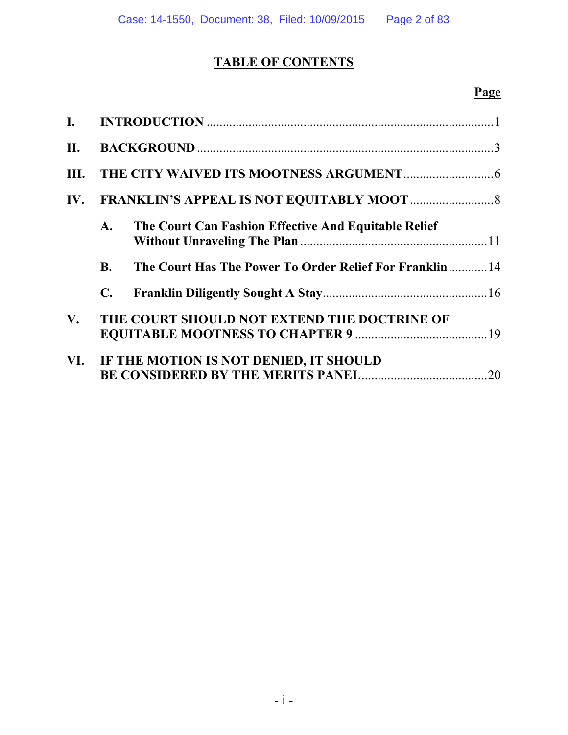# TABLE OF CONTENTS

| | | Page |
|---|---|---|
| I. | INTRODUCTION | 1 |
| II. | BACKGROUND | 3 |
| III. | THE CITY WAIVED ITS MOOTNESS ARGUMENT | 6 |
| IV. | FRANKLIN'S APPEAL IS NOT EQUITABLY MOOT | 8 |
| | A. The Court Can Fashion Effective And Equitable Relief Without Unraveling The Plan | 11 |
| | B. The Court Has The Power To Order Relief For Franklin | 14 |
| | C. Franklin Diligently Sought A Stay | 16 |
| V. | THE COURT SHOULD NOT EXTEND THE DOCTRINE OF EQUITABLE MOOTNESS TO CHAPTER 9 | 19 |
| VI. | IF THE MOTION IS NOT DENIED, IT SHOULD BE CONSIDERED BY THE MERITS PANEL | 20 |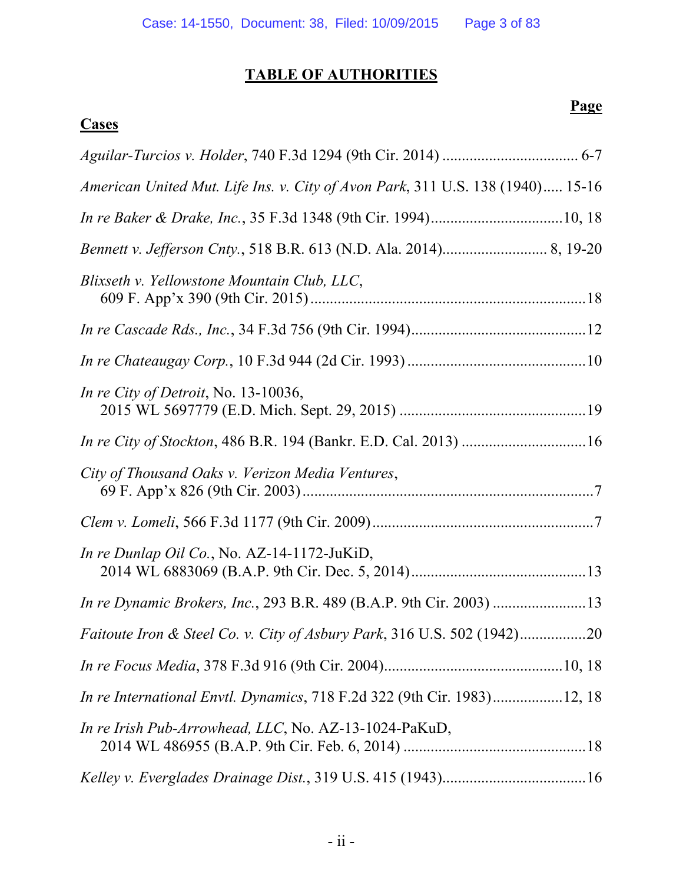# TABLE OF AUTHORITIES

**Page**

**Cases**

*Aguilar-Turcios v. Holder*, 740 F.3d 1294 (9th Cir. 2014) .................................. 6-7

*American United Mut. Life Ins. v. City of Avon Park*, 311 U.S. 138 (1940)..... 15-16

*In re Baker & Drake, Inc.*, 35 F.3d 1348 (9th Cir. 1994).................................10, 18

*Bennett v. Jefferson Cnty.*, 518 B.R. 613 (N.D. Ala. 2014).......................... 8, 19-20

*Blixseth v. Yellowstone Mountain Club, LLC*, 609 F. App'x 390 (9th Cir. 2015).......................................................................18

*In re Cascade Rds., Inc.*, 34 F.3d 756 (9th Cir. 1994).............................................12

*In re Chateaugay Corp.*, 10 F.3d 944 (2d Cir. 1993) ..............................................10

*In re City of Detroit*, No. 13-10036, 2015 WL 5697779 (E.D. Mich. Sept. 29, 2015) ................................................19

*In re City of Stockton*, 486 B.R. 194 (Bankr. E.D. Cal. 2013) ................................16

*City of Thousand Oaks v. Verizon Media Ventures*, 69 F. App'x 826 (9th Cir. 2003) ...........................................................................7

*Clem v. Lomeli*, 566 F.3d 1177 (9th Cir. 2009).........................................................7

*In re Dunlap Oil Co.*, No. AZ-14-1172-JuKiD, 2014 WL 6883069 (B.A.P. 9th Cir. Dec. 5, 2014).............................................13

*In re Dynamic Brokers, Inc.*, 293 B.R. 489 (B.A.P. 9th Cir. 2003) ........................13

*Faitoute Iron & Steel Co. v. City of Asbury Park*, 316 U.S. 502 (1942).................20

*In re Focus Media*, 378 F.3d 916 (9th Cir. 2004).............................................10, 18

*In re International Envtl. Dynamics*, 718 F.2d 322 (9th Cir. 1983)..................12, 18

*In re Irish Pub-Arrowhead, LLC*, No. AZ-13-1024-PaKuD, 2014 WL 486955 (B.A.P. 9th Cir. Feb. 6, 2014) ...............................................18

*Kelley v. Everglades Drainage Dist.*, 319 U.S. 415 (1943)....................................16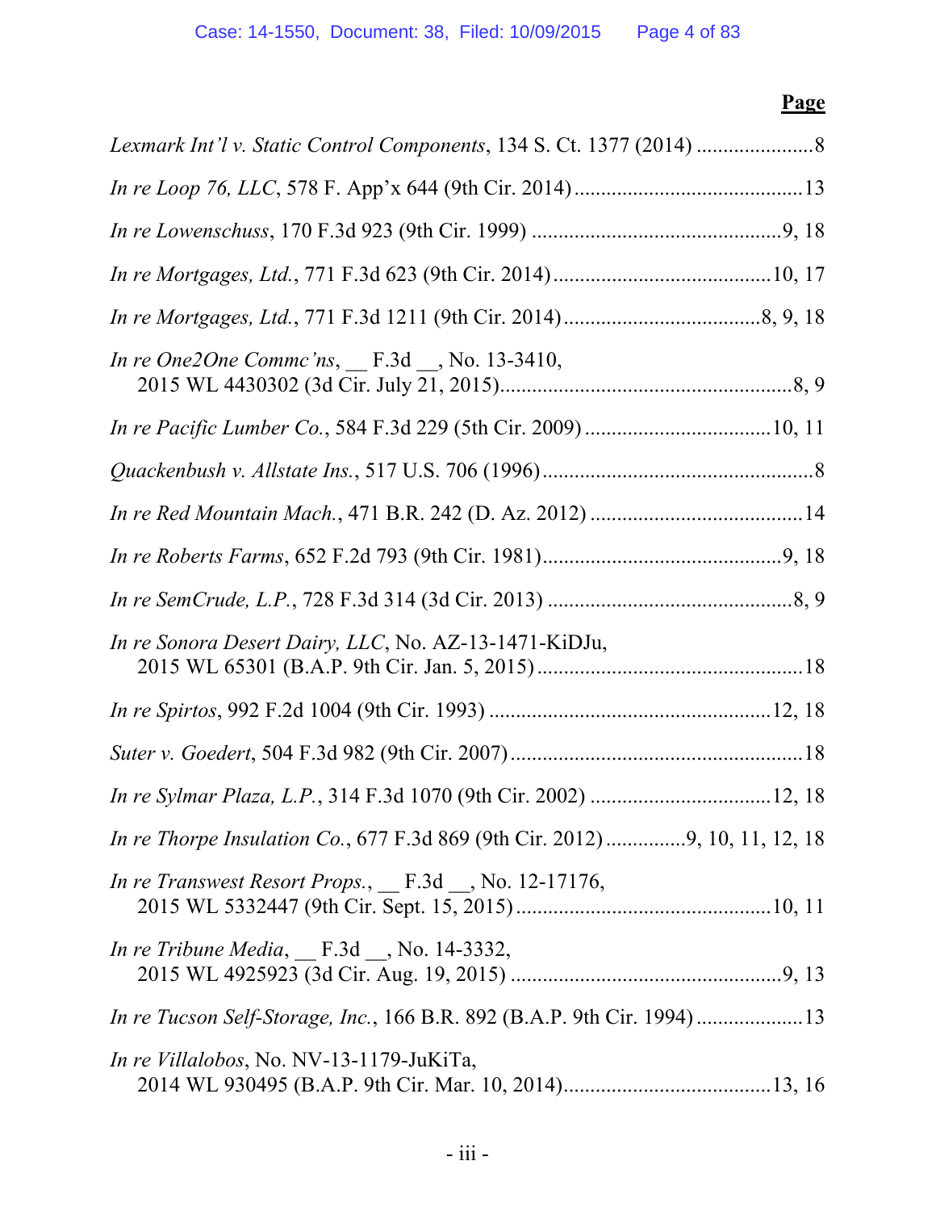**Page**

*Lexmark Int'l v. Static Control Components*, 134 S. Ct. 1377 (2014) ......................8

*In re Loop 76, LLC*, 578 F. App'x 644 (9th Cir. 2014)...........................................13

*In re Lowenschuss*, 170 F.3d 923 (9th Cir. 1999) ...............................................9, 18

*In re Mortgages, Ltd.*, 771 F.3d 623 (9th Cir. 2014).........................................10, 17

*In re Mortgages, Ltd.*, 771 F.3d 1211 (9th Cir. 2014)....................................8, 9, 18

*In re One2One Commc'ns*, __ F.3d __, No. 13-3410, 2015 WL 4430302 (3d Cir. July 21, 2015).......................................................8, 9

*In re Pacific Lumber Co.*, 584 F.3d 229 (5th Cir. 2009) ..................................10, 11

*Quackenbush v. Allstate Ins.*, 517 U.S. 706 (1996)...................................................8

*In re Red Mountain Mach.*, 471 B.R. 242 (D. Az. 2012) ........................................14

*In re Roberts Farms*, 652 F.2d 793 (9th Cir. 1981).............................................9, 18

*In re SemCrude, L.P.*, 728 F.3d 314 (3d Cir. 2013) ..............................................8, 9

*In re Sonora Desert Dairy, LLC*, No. AZ-13-1471-KiDJu, 2015 WL 65301 (B.A.P. 9th Cir. Jan. 5, 2015)..................................................18

*In re Spirtos*, 992 F.2d 1004 (9th Cir. 1993) ....................................................12, 18

*Suter v. Goedert*, 504 F.3d 982 (9th Cir. 2007).......................................................18

*In re Sylmar Plaza, L.P.*, 314 F.3d 1070 (9th Cir. 2002) ..................................12, 18

*In re Thorpe Insulation Co.*, 677 F.3d 869 (9th Cir. 2012)...............9, 10, 11, 12, 18

*In re Transwest Resort Props.*, __ F.3d __, No. 12-17176, 2015 WL 5332447 (9th Cir. Sept. 15, 2015)...............................................10, 11

*In re Tribune Media*, __ F.3d __, No. 14-3332, 2015 WL 4925923 (3d Cir. Aug. 19, 2015) ..................................................9, 13

*In re Tucson Self-Storage, Inc.*, 166 B.R. 892 (B.A.P. 9th Cir. 1994) ....................13

*In re Villalobos*, No. NV-13-1179-JuKiTa, 2014 WL 930495 (B.A.P. 9th Cir. Mar. 10, 2014).......................................13, 16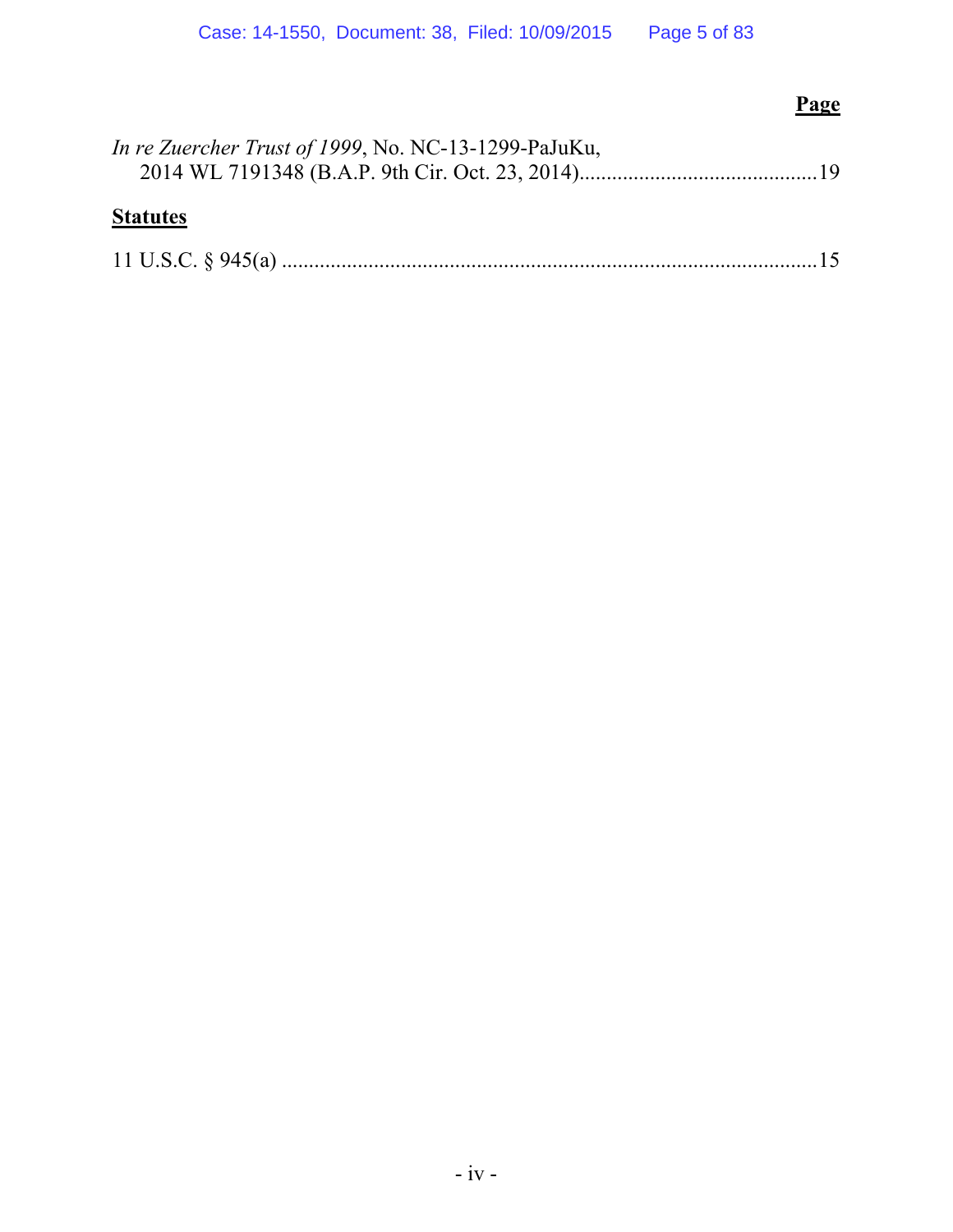**Page**

*In re Zuercher Trust of 1999*, No. NC-13-1299-PaJuKu,
2014 WL 7191348 (B.A.P. 9th Cir. Oct. 23, 2014)............................................19

**Statutes**

11 U.S.C. § 945(a) ..................................................................................................15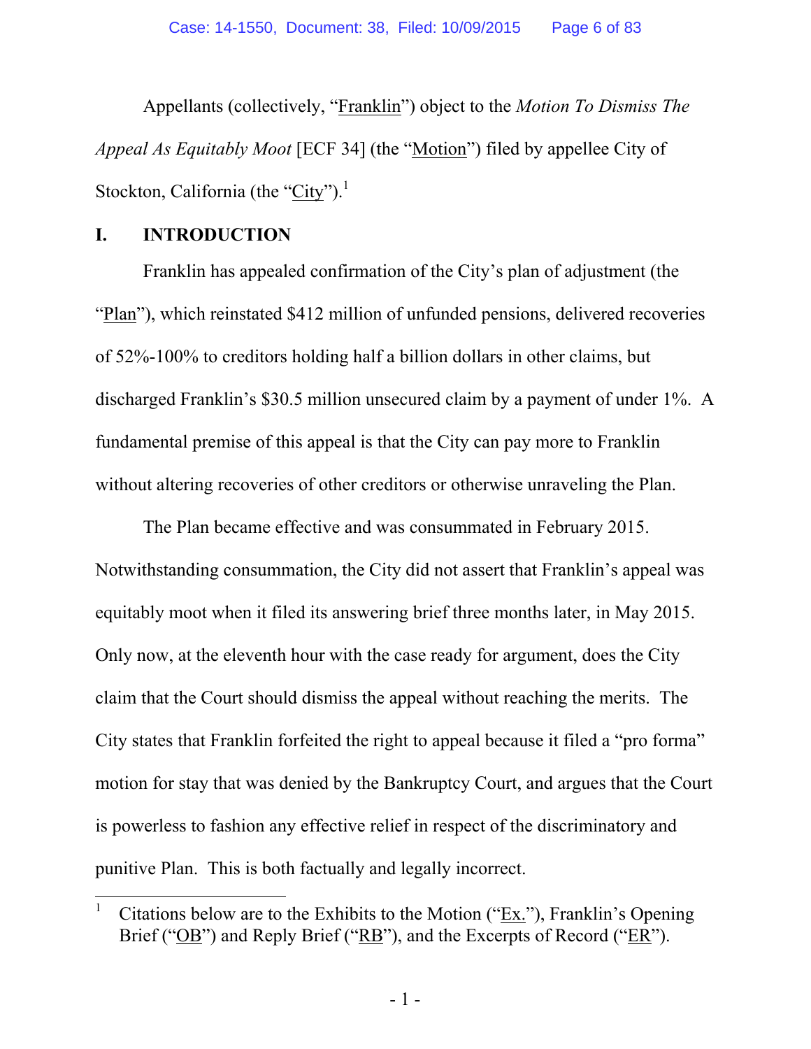Appellants (collectively, "Franklin") object to the *Motion To Dismiss The Appeal As Equitably Moot* [ECF 34] (the "Motion") filed by appellee City of Stockton, California (the "City").[1]

## I. INTRODUCTION

Franklin has appealed confirmation of the City's plan of adjustment (the "Plan"), which reinstated $412 million of unfunded pensions, delivered recoveries of 52%-100% to creditors holding half a billion dollars in other claims, but discharged Franklin's $30.5 million unsecured claim by a payment of under 1%. A fundamental premise of this appeal is that the City can pay more to Franklin without altering recoveries of other creditors or otherwise unraveling the Plan.

The Plan became effective and was consummated in February 2015. Notwithstanding consummation, the City did not assert that Franklin's appeal was equitably moot when it filed its answering brief three months later, in May 2015. Only now, at the eleventh hour with the case ready for argument, does the City claim that the Court should dismiss the appeal without reaching the merits. The City states that Franklin forfeited the right to appeal because it filed a "pro forma" motion for stay that was denied by the Bankruptcy Court, and argues that the Court is powerless to fashion any effective relief in respect of the discriminatory and punitive Plan. This is both factually and legally incorrect.

---

[1] Citations below are to the Exhibits to the Motion ("Ex."), Franklin's Opening Brief ("OB") and Reply Brief ("RB"), and the Excerpts of Record ("ER").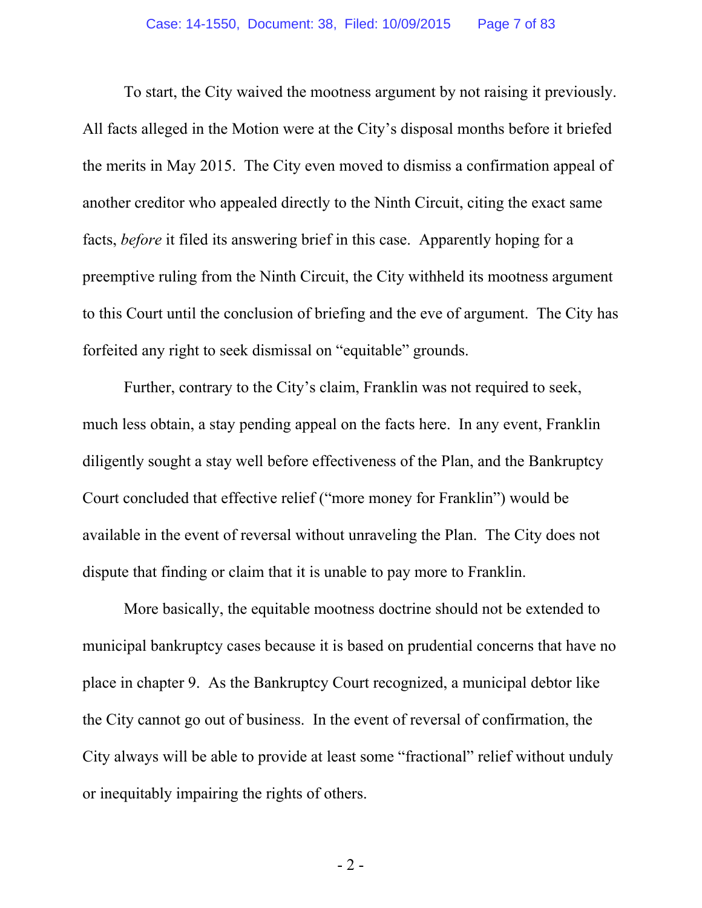To start, the City waived the mootness argument by not raising it previously. All facts alleged in the Motion were at the City's disposal months before it briefed the merits in May 2015. The City even moved to dismiss a confirmation appeal of another creditor who appealed directly to the Ninth Circuit, citing the exact same facts, *before* it filed its answering brief in this case. Apparently hoping for a preemptive ruling from the Ninth Circuit, the City withheld its mootness argument to this Court until the conclusion of briefing and the eve of argument. The City has forfeited any right to seek dismissal on "equitable" grounds.

Further, contrary to the City's claim, Franklin was not required to seek, much less obtain, a stay pending appeal on the facts here. In any event, Franklin diligently sought a stay well before effectiveness of the Plan, and the Bankruptcy Court concluded that effective relief ("more money for Franklin") would be available in the event of reversal without unraveling the Plan. The City does not dispute that finding or claim that it is unable to pay more to Franklin.

More basically, the equitable mootness doctrine should not be extended to municipal bankruptcy cases because it is based on prudential concerns that have no place in chapter 9. As the Bankruptcy Court recognized, a municipal debtor like the City cannot go out of business. In the event of reversal of confirmation, the City always will be able to provide at least some "fractional" relief without unduly or inequitably impairing the rights of others.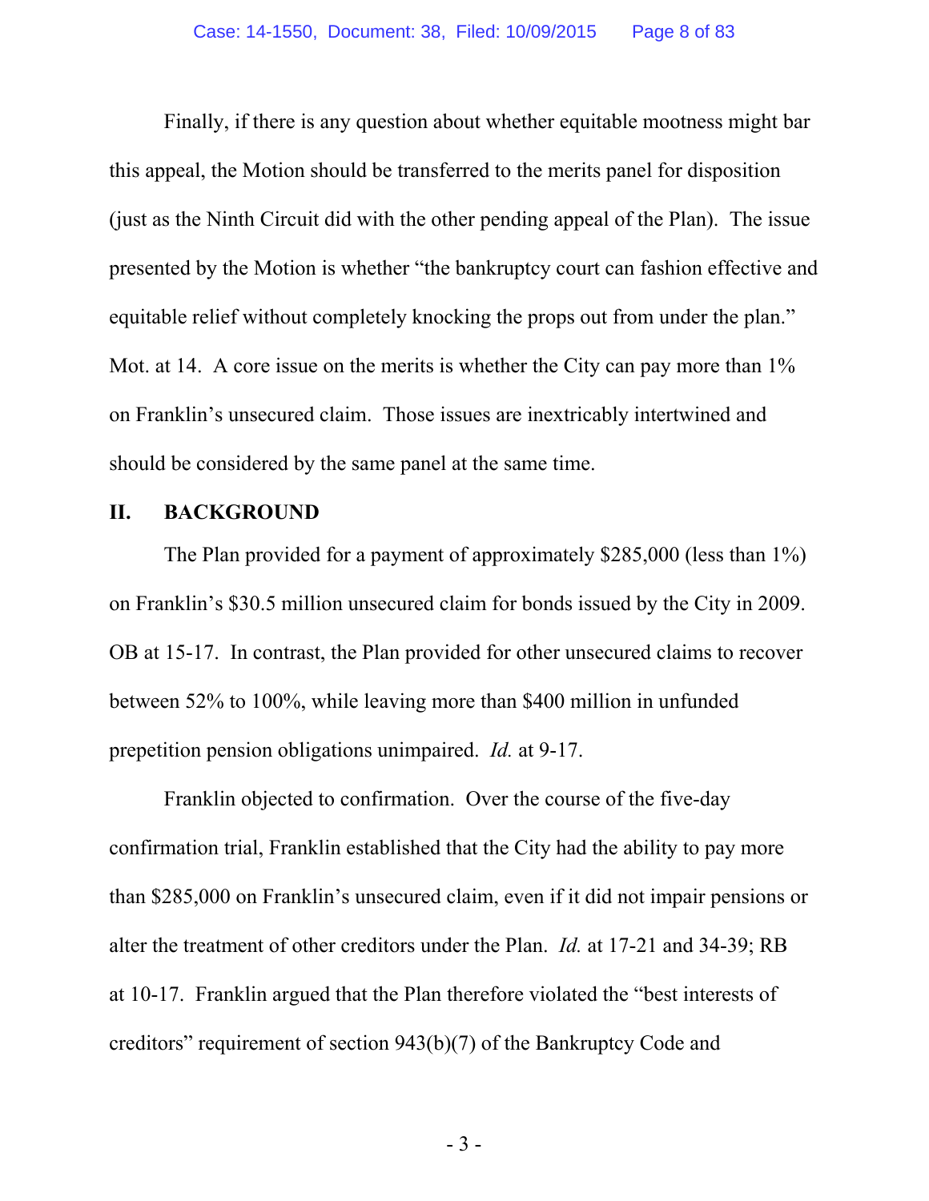Finally, if there is any question about whether equitable mootness might bar this appeal, the Motion should be transferred to the merits panel for disposition (just as the Ninth Circuit did with the other pending appeal of the Plan). The issue presented by the Motion is whether "the bankruptcy court can fashion effective and equitable relief without completely knocking the props out from under the plan." Mot. at 14. A core issue on the merits is whether the City can pay more than 1% on Franklin's unsecured claim. Those issues are inextricably intertwined and should be considered by the same panel at the same time.

## II. BACKGROUND

The Plan provided for a payment of approximately $285,000 (less than 1%) on Franklin's $30.5 million unsecured claim for bonds issued by the City in 2009. OB at 15-17. In contrast, the Plan provided for other unsecured claims to recover between 52% to 100%, while leaving more than $400 million in unfunded prepetition pension obligations unimpaired. *Id.* at 9-17.

Franklin objected to confirmation. Over the course of the five-day confirmation trial, Franklin established that the City had the ability to pay more than $285,000 on Franklin's unsecured claim, even if it did not impair pensions or alter the treatment of other creditors under the Plan. *Id.* at 17-21 and 34-39; RB at 10-17. Franklin argued that the Plan therefore violated the "best interests of creditors" requirement of section 943(b)(7) of the Bankruptcy Code and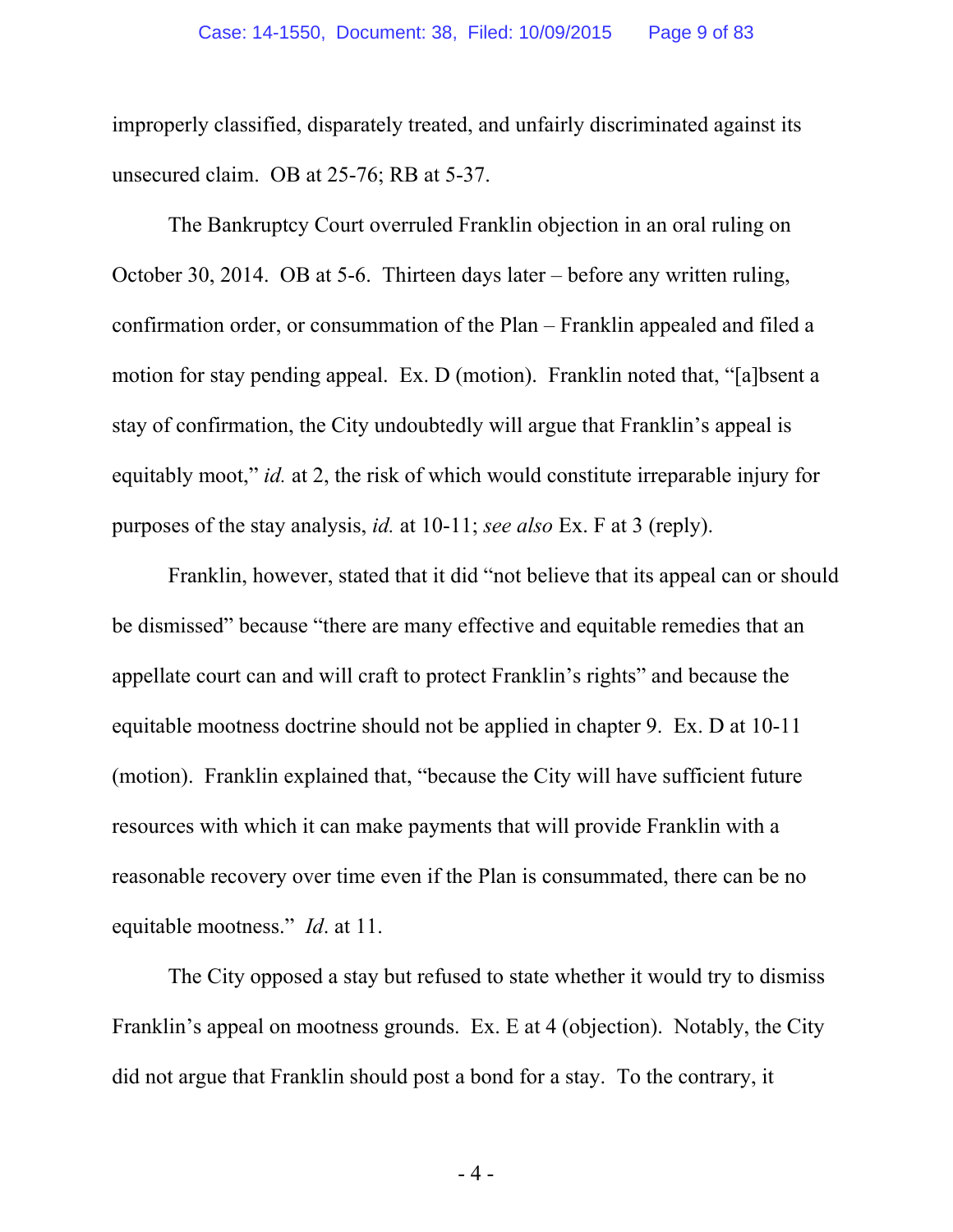improperly classified, disparately treated, and unfairly discriminated against its unsecured claim. OB at 25-76; RB at 5-37.

The Bankruptcy Court overruled Franklin objection in an oral ruling on October 30, 2014. OB at 5-6. Thirteen days later – before any written ruling, confirmation order, or consummation of the Plan – Franklin appealed and filed a motion for stay pending appeal. Ex. D (motion). Franklin noted that, "[a]bsent a stay of confirmation, the City undoubtedly will argue that Franklin's appeal is equitably moot," *id.* at 2, the risk of which would constitute irreparable injury for purposes of the stay analysis, *id.* at 10-11; *see also* Ex. F at 3 (reply).

Franklin, however, stated that it did "not believe that its appeal can or should be dismissed" because "there are many effective and equitable remedies that an appellate court can and will craft to protect Franklin's rights" and because the equitable mootness doctrine should not be applied in chapter 9. Ex. D at 10-11 (motion). Franklin explained that, "because the City will have sufficient future resources with which it can make payments that will provide Franklin with a reasonable recovery over time even if the Plan is consummated, there can be no equitable mootness." *Id*. at 11.

The City opposed a stay but refused to state whether it would try to dismiss Franklin's appeal on mootness grounds. Ex. E at 4 (objection). Notably, the City did not argue that Franklin should post a bond for a stay. To the contrary, it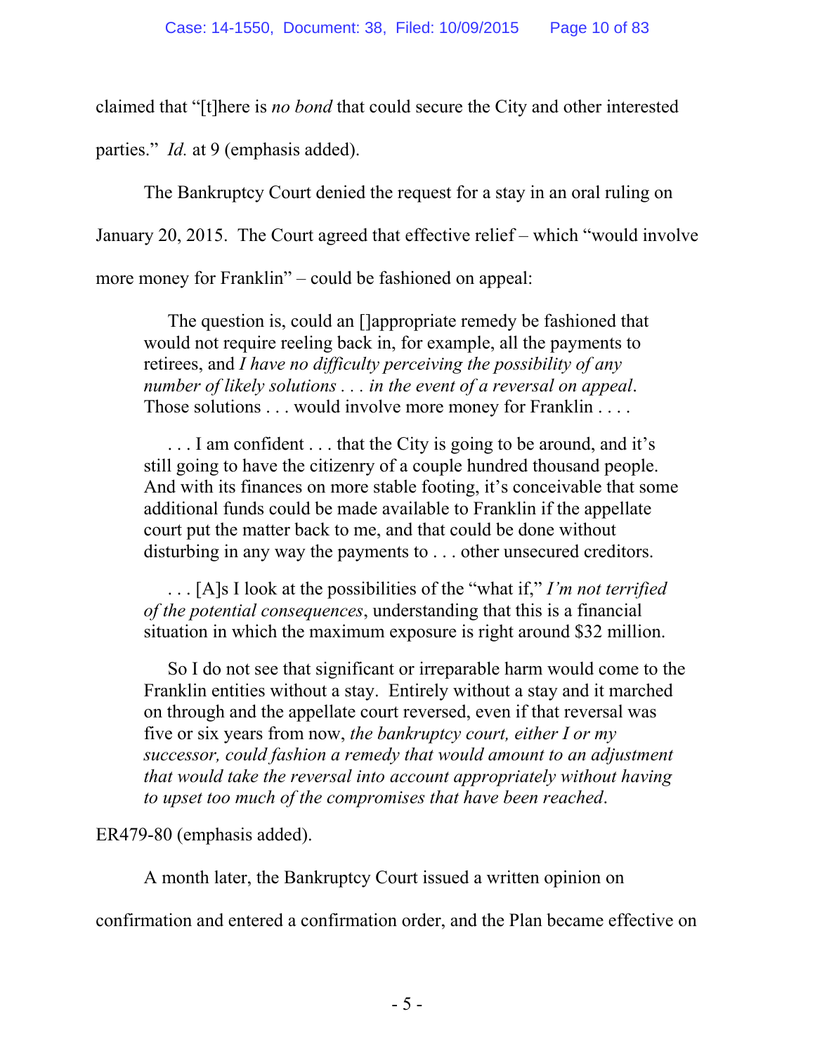claimed that "[t]here is *no bond* that could secure the City and other interested parties." *Id.* at 9 (emphasis added).

The Bankruptcy Court denied the request for a stay in an oral ruling on January 20, 2015. The Court agreed that effective relief – which "would involve more money for Franklin" – could be fashioned on appeal:

> The question is, could an []appropriate remedy be fashioned that would not require reeling back in, for example, all the payments to retirees, and *I have no difficulty perceiving the possibility of any number of likely solutions . . . in the event of a reversal on appeal*. Those solutions . . . would involve more money for Franklin . . . .
>
> . . . I am confident . . . that the City is going to be around, and it's still going to have the citizenry of a couple hundred thousand people. And with its finances on more stable footing, it's conceivable that some additional funds could be made available to Franklin if the appellate court put the matter back to me, and that could be done without disturbing in any way the payments to . . . other unsecured creditors.
>
> . . . [A]s I look at the possibilities of the "what if," *I'm not terrified of the potential consequences*, understanding that this is a financial situation in which the maximum exposure is right around $32 million.
>
> So I do not see that significant or irreparable harm would come to the Franklin entities without a stay. Entirely without a stay and it marched on through and the appellate court reversed, even if that reversal was five or six years from now, *the bankruptcy court, either I or my successor, could fashion a remedy that would amount to an adjustment that would take the reversal into account appropriately without having to upset too much of the compromises that have been reached*.

ER479-80 (emphasis added).

A month later, the Bankruptcy Court issued a written opinion on confirmation and entered a confirmation order, and the Plan became effective on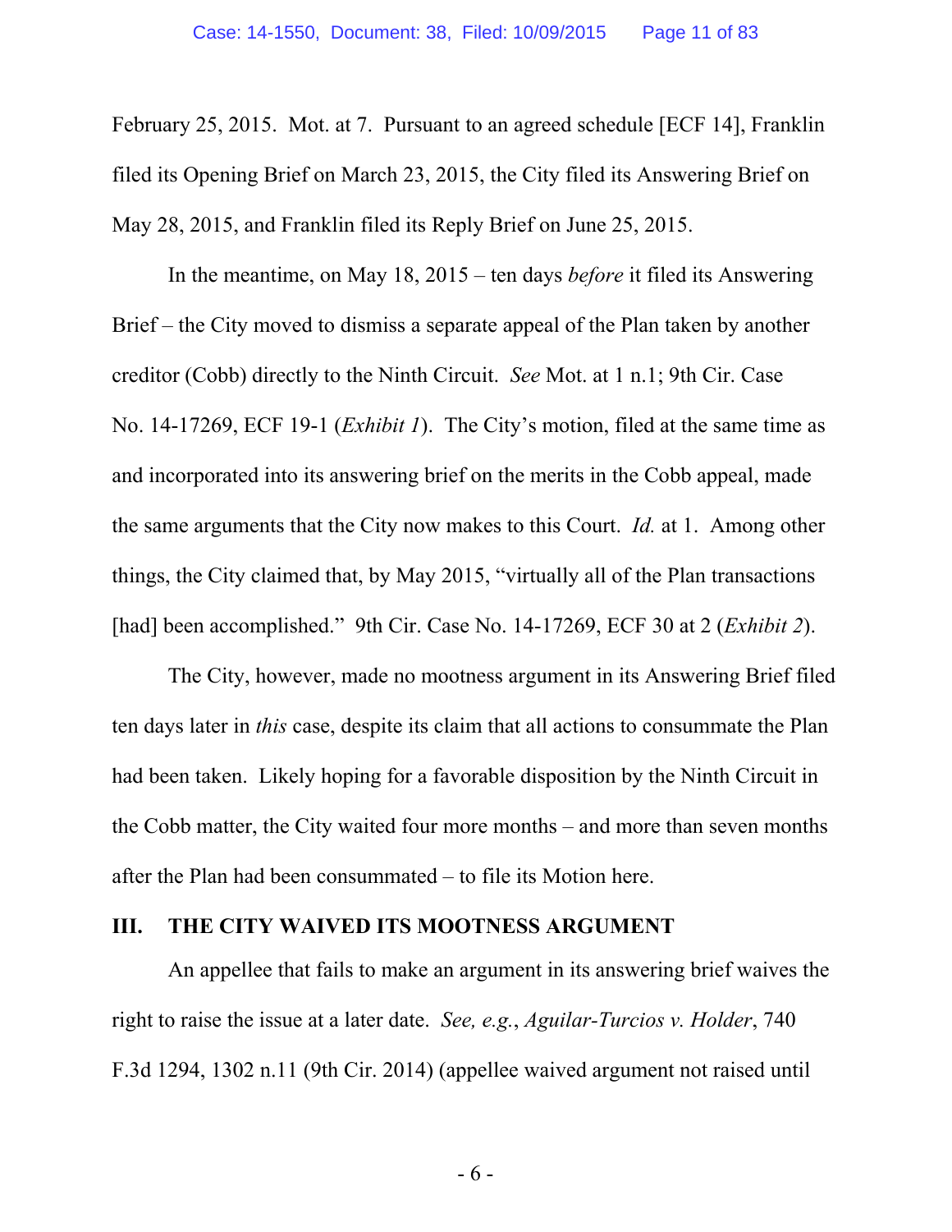February 25, 2015. Mot. at 7. Pursuant to an agreed schedule [ECF 14], Franklin filed its Opening Brief on March 23, 2015, the City filed its Answering Brief on May 28, 2015, and Franklin filed its Reply Brief on June 25, 2015.

In the meantime, on May 18, 2015 – ten days *before* it filed its Answering Brief – the City moved to dismiss a separate appeal of the Plan taken by another creditor (Cobb) directly to the Ninth Circuit. *See* Mot. at 1 n.1; 9th Cir. Case No. 14-17269, ECF 19-1 (*Exhibit 1*). The City's motion, filed at the same time as and incorporated into its answering brief on the merits in the Cobb appeal, made the same arguments that the City now makes to this Court. *Id.* at 1. Among other things, the City claimed that, by May 2015, "virtually all of the Plan transactions [had] been accomplished." 9th Cir. Case No. 14-17269, ECF 30 at 2 (*Exhibit 2*).

The City, however, made no mootness argument in its Answering Brief filed ten days later in *this* case, despite its claim that all actions to consummate the Plan had been taken. Likely hoping for a favorable disposition by the Ninth Circuit in the Cobb matter, the City waited four more months – and more than seven months after the Plan had been consummated – to file its Motion here.

## III. THE CITY WAIVED ITS MOOTNESS ARGUMENT

An appellee that fails to make an argument in its answering brief waives the right to raise the issue at a later date. *See, e.g.*, *Aguilar-Turcios v. Holder*, 740 F.3d 1294, 1302 n.11 (9th Cir. 2014) (appellee waived argument not raised until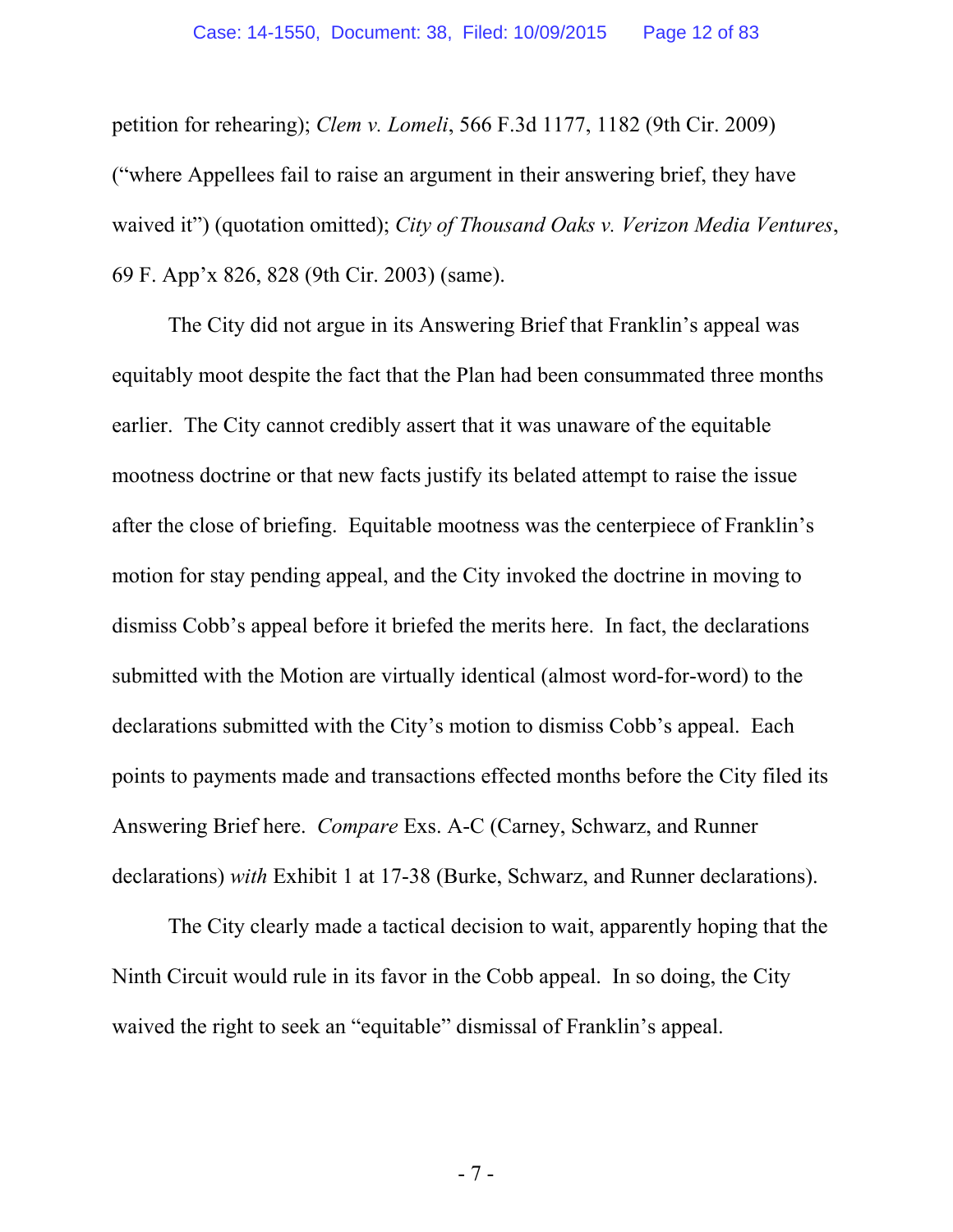petition for rehearing); *Clem v. Lomeli*, 566 F.3d 1177, 1182 (9th Cir. 2009) ("where Appellees fail to raise an argument in their answering brief, they have waived it") (quotation omitted); *City of Thousand Oaks v. Verizon Media Ventures*, 69 F. App'x 826, 828 (9th Cir. 2003) (same).

The City did not argue in its Answering Brief that Franklin's appeal was equitably moot despite the fact that the Plan had been consummated three months earlier. The City cannot credibly assert that it was unaware of the equitable mootness doctrine or that new facts justify its belated attempt to raise the issue after the close of briefing. Equitable mootness was the centerpiece of Franklin's motion for stay pending appeal, and the City invoked the doctrine in moving to dismiss Cobb's appeal before it briefed the merits here. In fact, the declarations submitted with the Motion are virtually identical (almost word-for-word) to the declarations submitted with the City's motion to dismiss Cobb's appeal. Each points to payments made and transactions effected months before the City filed its Answering Brief here. *Compare* Exs. A-C (Carney, Schwarz, and Runner declarations) *with* Exhibit 1 at 17-38 (Burke, Schwarz, and Runner declarations).

The City clearly made a tactical decision to wait, apparently hoping that the Ninth Circuit would rule in its favor in the Cobb appeal. In so doing, the City waived the right to seek an "equitable" dismissal of Franklin's appeal.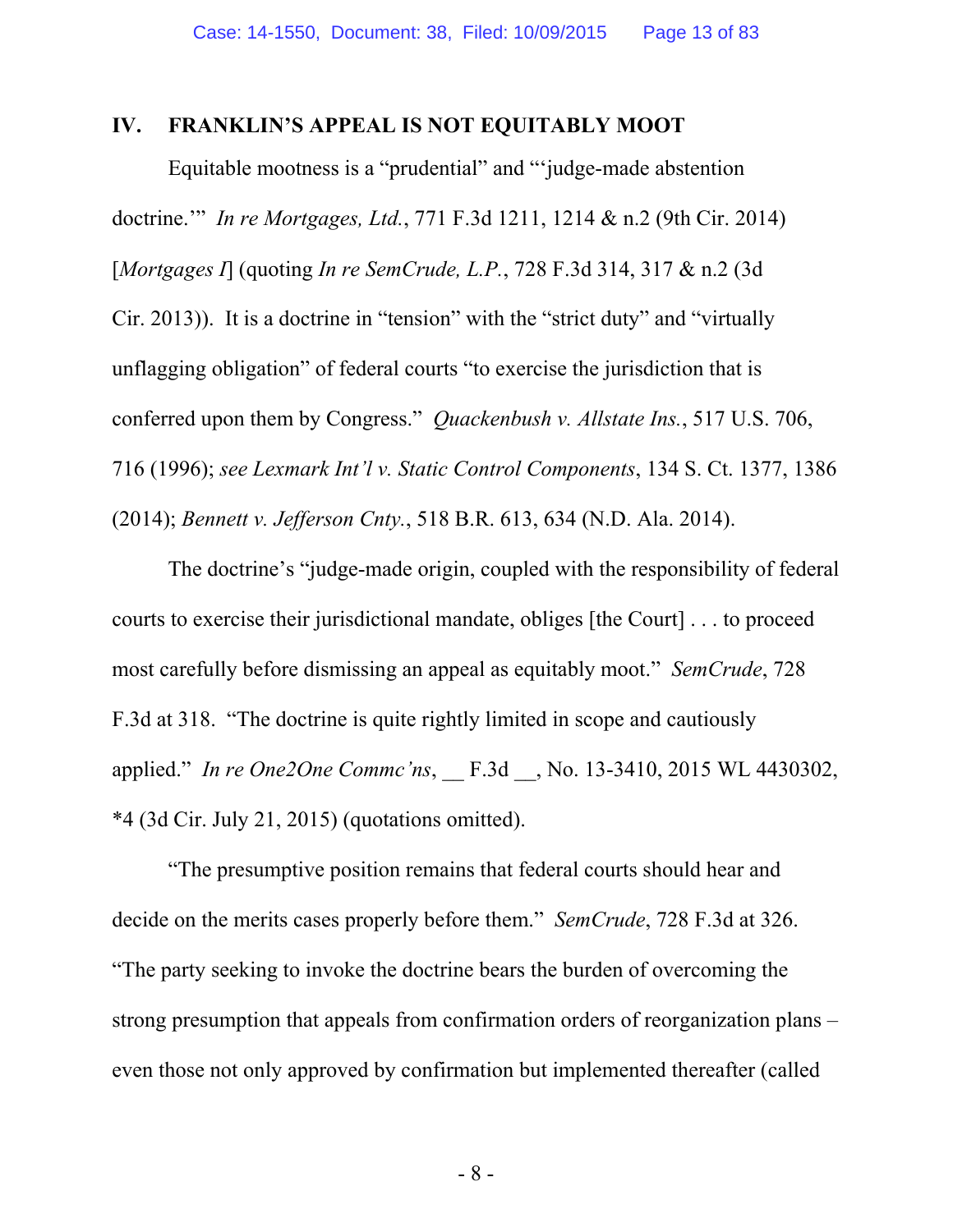## IV. FRANKLIN'S APPEAL IS NOT EQUITABLY MOOT

Equitable mootness is a "prudential" and "'judge-made abstention doctrine.'" *In re Mortgages, Ltd.*, 771 F.3d 1211, 1214 & n.2 (9th Cir. 2014) [*Mortgages I*] (quoting *In re SemCrude, L.P.*, 728 F.3d 314, 317 & n.2 (3d Cir. 2013)). It is a doctrine in "tension" with the "strict duty" and "virtually unflagging obligation" of federal courts "to exercise the jurisdiction that is conferred upon them by Congress." *Quackenbush v. Allstate Ins.*, 517 U.S. 706, 716 (1996); *see Lexmark Int'l v. Static Control Components*, 134 S. Ct. 1377, 1386 (2014); *Bennett v. Jefferson Cnty.*, 518 B.R. 613, 634 (N.D. Ala. 2014).

The doctrine's "judge-made origin, coupled with the responsibility of federal courts to exercise their jurisdictional mandate, obliges [the Court] . . . to proceed most carefully before dismissing an appeal as equitably moot." *SemCrude*, 728 F.3d at 318. "The doctrine is quite rightly limited in scope and cautiously applied." *In re One2One Commc'ns*, __ F.3d __, No. 13-3410, 2015 WL 4430302, *4 (3d Cir. July 21, 2015) (quotations omitted).

"The presumptive position remains that federal courts should hear and decide on the merits cases properly before them." *SemCrude*, 728 F.3d at 326. "The party seeking to invoke the doctrine bears the burden of overcoming the strong presumption that appeals from confirmation orders of reorganization plans – even those not only approved by confirmation but implemented thereafter (called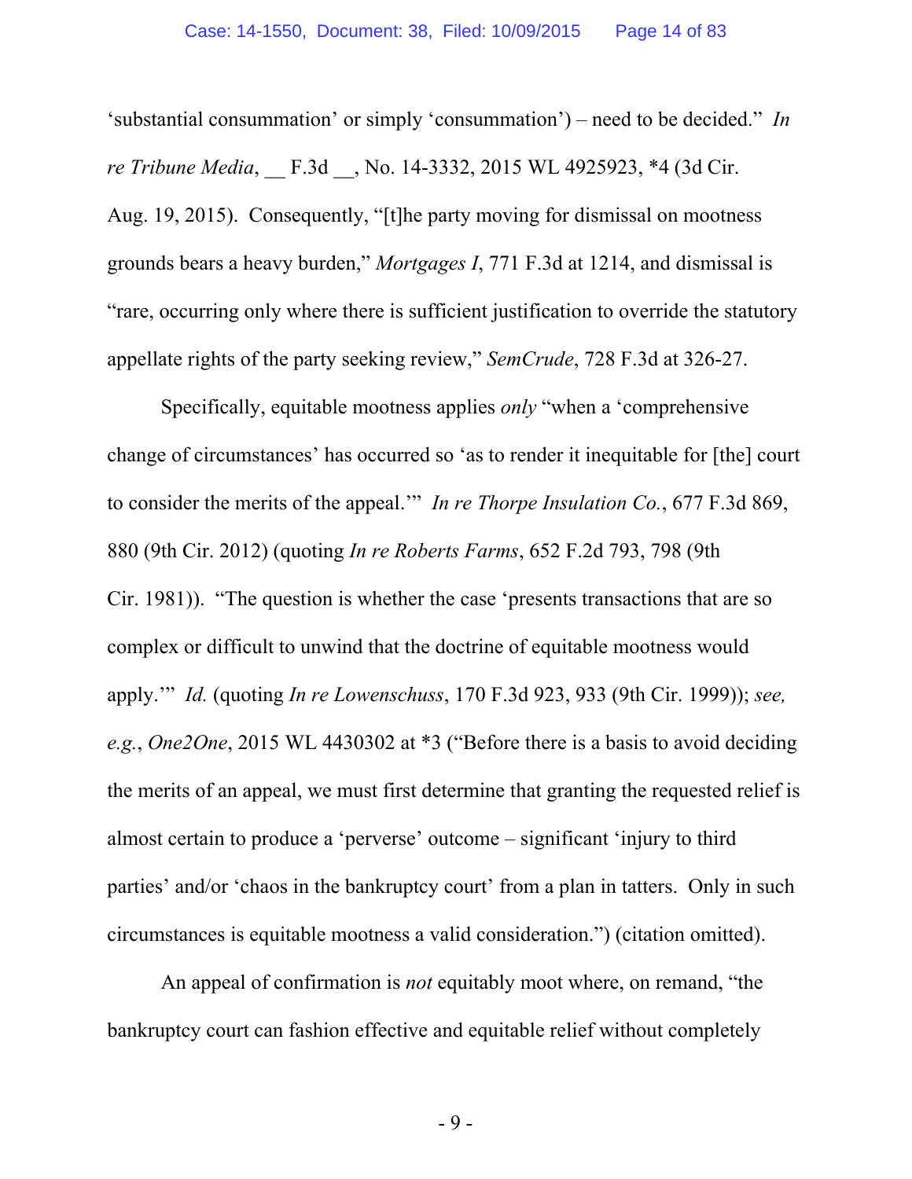'substantial consummation' or simply 'consummation') – need to be decided." *In re Tribune Media*, __ F.3d __, No. 14-3332, 2015 WL 4925923, *4 (3d Cir. Aug. 19, 2015). Consequently, "[t]he party moving for dismissal on mootness grounds bears a heavy burden," *Mortgages I*, 771 F.3d at 1214, and dismissal is "rare, occurring only where there is sufficient justification to override the statutory appellate rights of the party seeking review," *SemCrude*, 728 F.3d at 326-27.

Specifically, equitable mootness applies *only* "when a 'comprehensive change of circumstances' has occurred so 'as to render it inequitable for [the] court to consider the merits of the appeal.'" *In re Thorpe Insulation Co.*, 677 F.3d 869, 880 (9th Cir. 2012) (quoting *In re Roberts Farms*, 652 F.2d 793, 798 (9th Cir. 1981)). "The question is whether the case 'presents transactions that are so complex or difficult to unwind that the doctrine of equitable mootness would apply.'" *Id.* (quoting *In re Lowenschuss*, 170 F.3d 923, 933 (9th Cir. 1999)); *see, e.g.*, *One2One*, 2015 WL 4430302 at *3 ("Before there is a basis to avoid deciding the merits of an appeal, we must first determine that granting the requested relief is almost certain to produce a 'perverse' outcome – significant 'injury to third parties' and/or 'chaos in the bankruptcy court' from a plan in tatters. Only in such circumstances is equitable mootness a valid consideration.") (citation omitted).

An appeal of confirmation is *not* equitably moot where, on remand, "the bankruptcy court can fashion effective and equitable relief without completely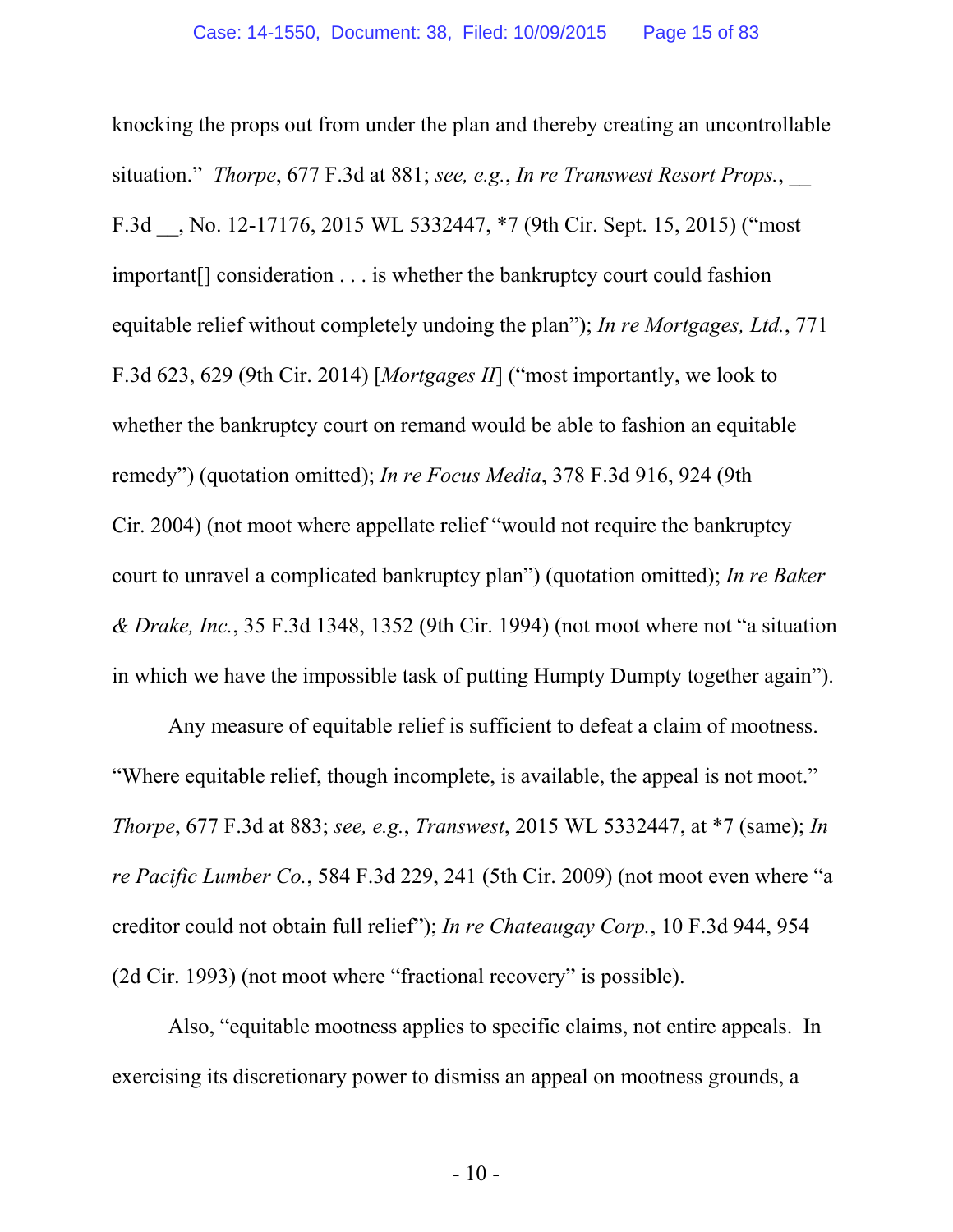knocking the props out from under the plan and thereby creating an uncontrollable situation." *Thorpe*, 677 F.3d at 881; *see, e.g.*, *In re Transwest Resort Props.*, __ F.3d __, No. 12-17176, 2015 WL 5332447, *7 (9th Cir. Sept. 15, 2015) ("most important[] consideration . . . is whether the bankruptcy court could fashion equitable relief without completely undoing the plan"); *In re Mortgages, Ltd.*, 771 F.3d 623, 629 (9th Cir. 2014) [*Mortgages II*] ("most importantly, we look to whether the bankruptcy court on remand would be able to fashion an equitable remedy") (quotation omitted); *In re Focus Media*, 378 F.3d 916, 924 (9th Cir. 2004) (not moot where appellate relief "would not require the bankruptcy court to unravel a complicated bankruptcy plan") (quotation omitted); *In re Baker & Drake, Inc.*, 35 F.3d 1348, 1352 (9th Cir. 1994) (not moot where not "a situation in which we have the impossible task of putting Humpty Dumpty together again").

Any measure of equitable relief is sufficient to defeat a claim of mootness. "Where equitable relief, though incomplete, is available, the appeal is not moot." *Thorpe*, 677 F.3d at 883; *see, e.g.*, *Transwest*, 2015 WL 5332447, at *7 (same); *In re Pacific Lumber Co.*, 584 F.3d 229, 241 (5th Cir. 2009) (not moot even where "a creditor could not obtain full relief"); *In re Chateaugay Corp.*, 10 F.3d 944, 954 (2d Cir. 1993) (not moot where "fractional recovery" is possible).

Also, "equitable mootness applies to specific claims, not entire appeals. In exercising its discretionary power to dismiss an appeal on mootness grounds, a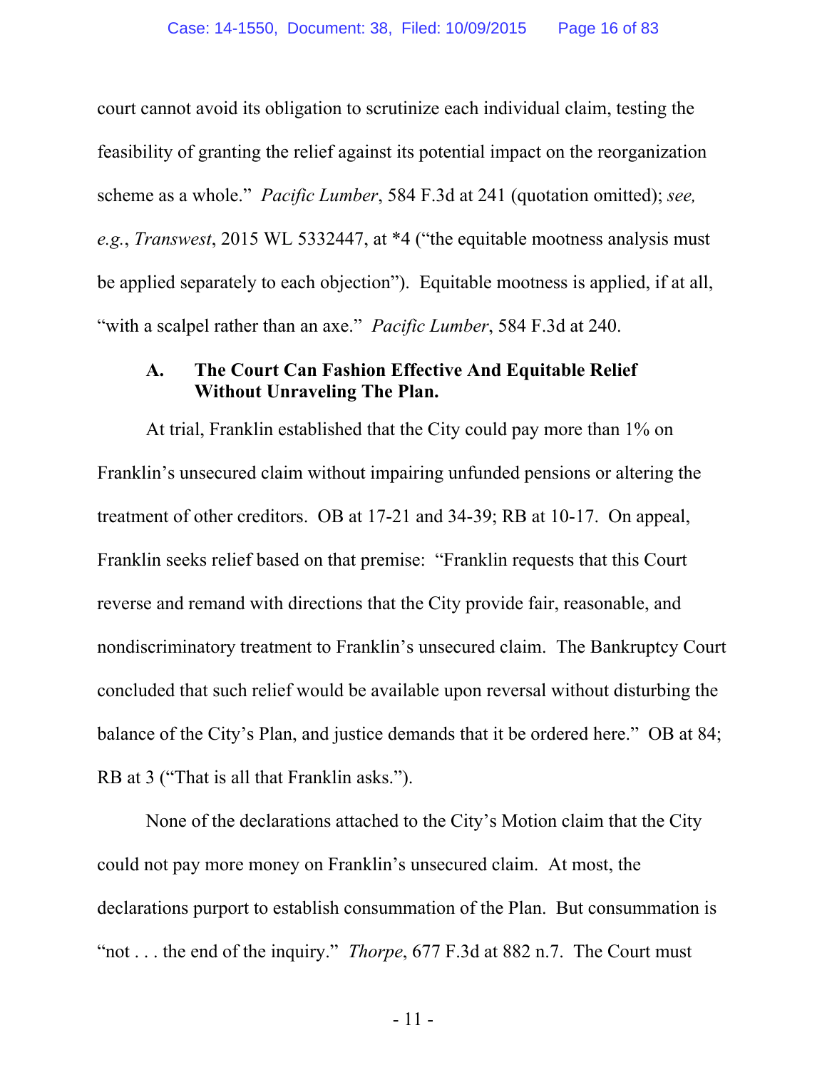court cannot avoid its obligation to scrutinize each individual claim, testing the feasibility of granting the relief against its potential impact on the reorganization scheme as a whole." *Pacific Lumber*, 584 F.3d at 241 (quotation omitted); *see, e.g.*, *Transwest*, 2015 WL 5332447, at *4 ("the equitable mootness analysis must be applied separately to each objection"). Equitable mootness is applied, if at all, "with a scalpel rather than an axe." *Pacific Lumber*, 584 F.3d at 240.

### A. The Court Can Fashion Effective And Equitable Relief Without Unraveling The Plan.

At trial, Franklin established that the City could pay more than 1% on Franklin's unsecured claim without impairing unfunded pensions or altering the treatment of other creditors. OB at 17-21 and 34-39; RB at 10-17. On appeal, Franklin seeks relief based on that premise: "Franklin requests that this Court reverse and remand with directions that the City provide fair, reasonable, and nondiscriminatory treatment to Franklin's unsecured claim. The Bankruptcy Court concluded that such relief would be available upon reversal without disturbing the balance of the City's Plan, and justice demands that it be ordered here." OB at 84; RB at 3 ("That is all that Franklin asks.").

None of the declarations attached to the City's Motion claim that the City could not pay more money on Franklin's unsecured claim. At most, the declarations purport to establish consummation of the Plan. But consummation is "not . . . the end of the inquiry." *Thorpe*, 677 F.3d at 882 n.7. The Court must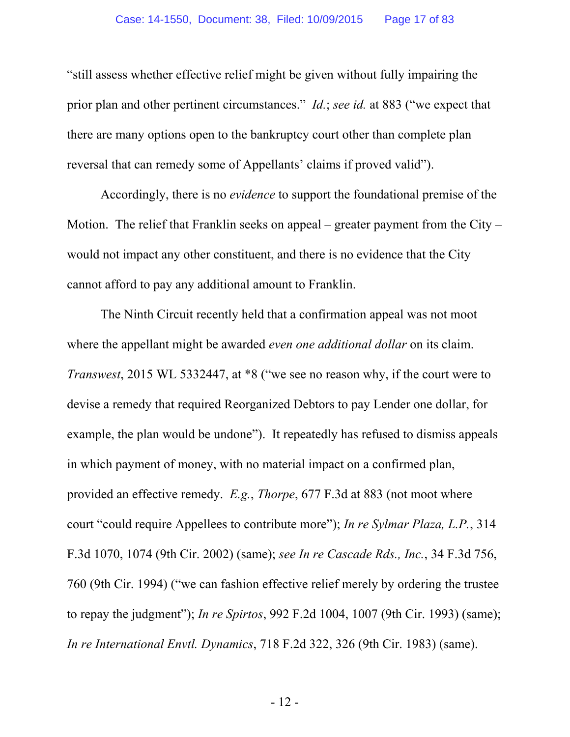"still assess whether effective relief might be given without fully impairing the prior plan and other pertinent circumstances." *Id.*; *see id.* at 883 ("we expect that there are many options open to the bankruptcy court other than complete plan reversal that can remedy some of Appellants' claims if proved valid").

Accordingly, there is no *evidence* to support the foundational premise of the Motion. The relief that Franklin seeks on appeal – greater payment from the City – would not impact any other constituent, and there is no evidence that the City cannot afford to pay any additional amount to Franklin.

The Ninth Circuit recently held that a confirmation appeal was not moot where the appellant might be awarded *even one additional dollar* on its claim. *Transwest*, 2015 WL 5332447, at *8 ("we see no reason why, if the court were to devise a remedy that required Reorganized Debtors to pay Lender one dollar, for example, the plan would be undone"). It repeatedly has refused to dismiss appeals in which payment of money, with no material impact on a confirmed plan, provided an effective remedy. *E.g.*, *Thorpe*, 677 F.3d at 883 (not moot where court "could require Appellees to contribute more"); *In re Sylmar Plaza, L.P.*, 314 F.3d 1070, 1074 (9th Cir. 2002) (same); *see In re Cascade Rds., Inc.*, 34 F.3d 756, 760 (9th Cir. 1994) ("we can fashion effective relief merely by ordering the trustee to repay the judgment"); *In re Spirtos*, 992 F.2d 1004, 1007 (9th Cir. 1993) (same); *In re International Envtl. Dynamics*, 718 F.2d 322, 326 (9th Cir. 1983) (same).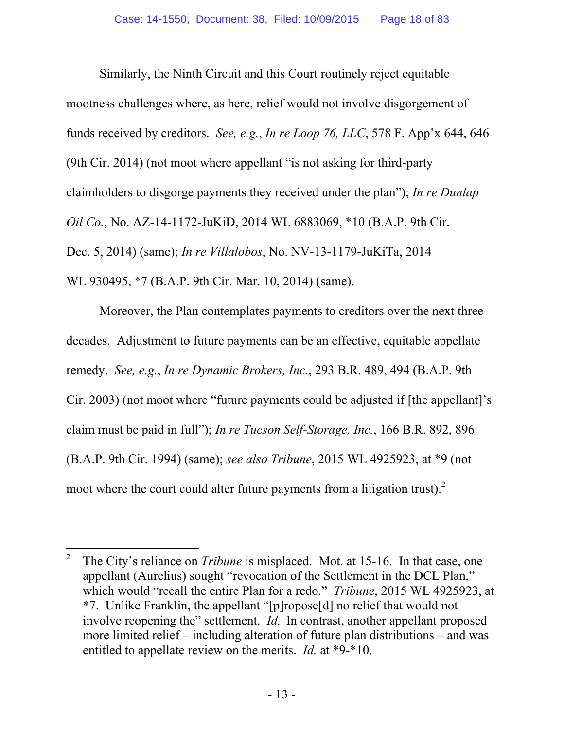Similarly, the Ninth Circuit and this Court routinely reject equitable mootness challenges where, as here, relief would not involve disgorgement of funds received by creditors. *See, e.g.*, *In re Loop 76, LLC*, 578 F. App'x 644, 646 (9th Cir. 2014) (not moot where appellant "is not asking for third-party claimholders to disgorge payments they received under the plan"); *In re Dunlap Oil Co.*, No. AZ-14-1172-JuKiD, 2014 WL 6883069, *10 (B.A.P. 9th Cir. Dec. 5, 2014) (same); *In re Villalobos*, No. NV-13-1179-JuKiTa, 2014 WL 930495, *7 (B.A.P. 9th Cir. Mar. 10, 2014) (same).

Moreover, the Plan contemplates payments to creditors over the next three decades. Adjustment to future payments can be an effective, equitable appellate remedy. *See, e.g.*, *In re Dynamic Brokers, Inc.*, 293 B.R. 489, 494 (B.A.P. 9th Cir. 2003) (not moot where "future payments could be adjusted if [the appellant]'s claim must be paid in full"); *In re Tucson Self-Storage, Inc.*, 166 B.R. 892, 896 (B.A.P. 9th Cir. 1994) (same); *see also Tribune*, 2015 WL 4925923, at *9 (not moot where the court could alter future payments from a litigation trust).[2]

---

[2] The City's reliance on *Tribune* is misplaced. Mot. at 15-16. In that case, one appellant (Aurelius) sought "revocation of the Settlement in the DCL Plan," which would "recall the entire Plan for a redo." *Tribune*, 2015 WL 4925923, at *7. Unlike Franklin, the appellant "[p]ropose[d] no relief that would not involve reopening the" settlement. *Id.* In contrast, another appellant proposed more limited relief – including alteration of future plan distributions – and was entitled to appellate review on the merits. *Id.* at *9-*10.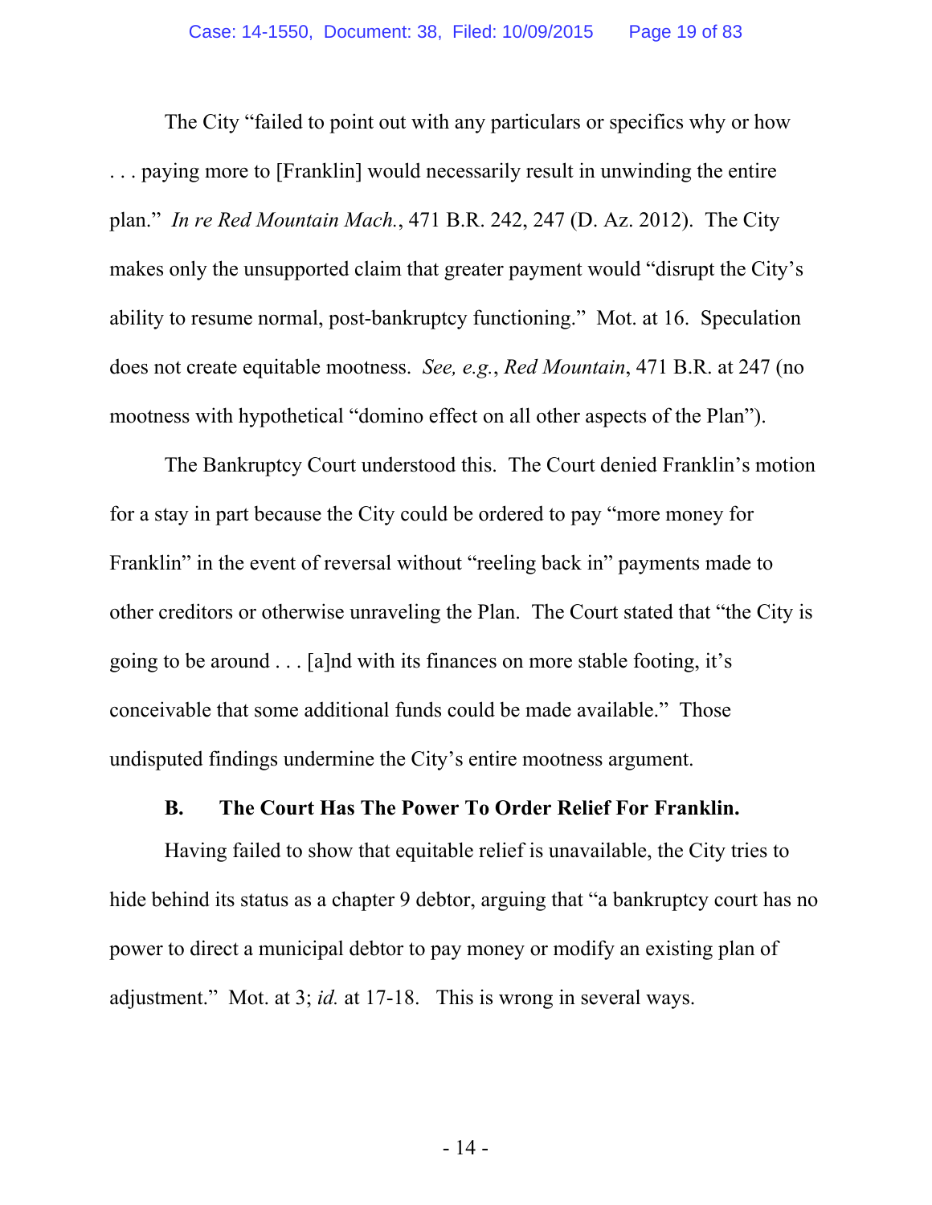The City "failed to point out with any particulars or specifics why or how . . . paying more to [Franklin] would necessarily result in unwinding the entire plan." *In re Red Mountain Mach.*, 471 B.R. 242, 247 (D. Az. 2012). The City makes only the unsupported claim that greater payment would "disrupt the City's ability to resume normal, post-bankruptcy functioning." Mot. at 16. Speculation does not create equitable mootness. *See, e.g.*, *Red Mountain*, 471 B.R. at 247 (no mootness with hypothetical "domino effect on all other aspects of the Plan").

The Bankruptcy Court understood this. The Court denied Franklin's motion for a stay in part because the City could be ordered to pay "more money for Franklin" in the event of reversal without "reeling back in" payments made to other creditors or otherwise unraveling the Plan. The Court stated that "the City is going to be around . . . [a]nd with its finances on more stable footing, it's conceivable that some additional funds could be made available." Those undisputed findings undermine the City's entire mootness argument.

### B. The Court Has The Power To Order Relief For Franklin.

Having failed to show that equitable relief is unavailable, the City tries to hide behind its status as a chapter 9 debtor, arguing that "a bankruptcy court has no power to direct a municipal debtor to pay money or modify an existing plan of adjustment." Mot. at 3; *id.* at 17-18. This is wrong in several ways.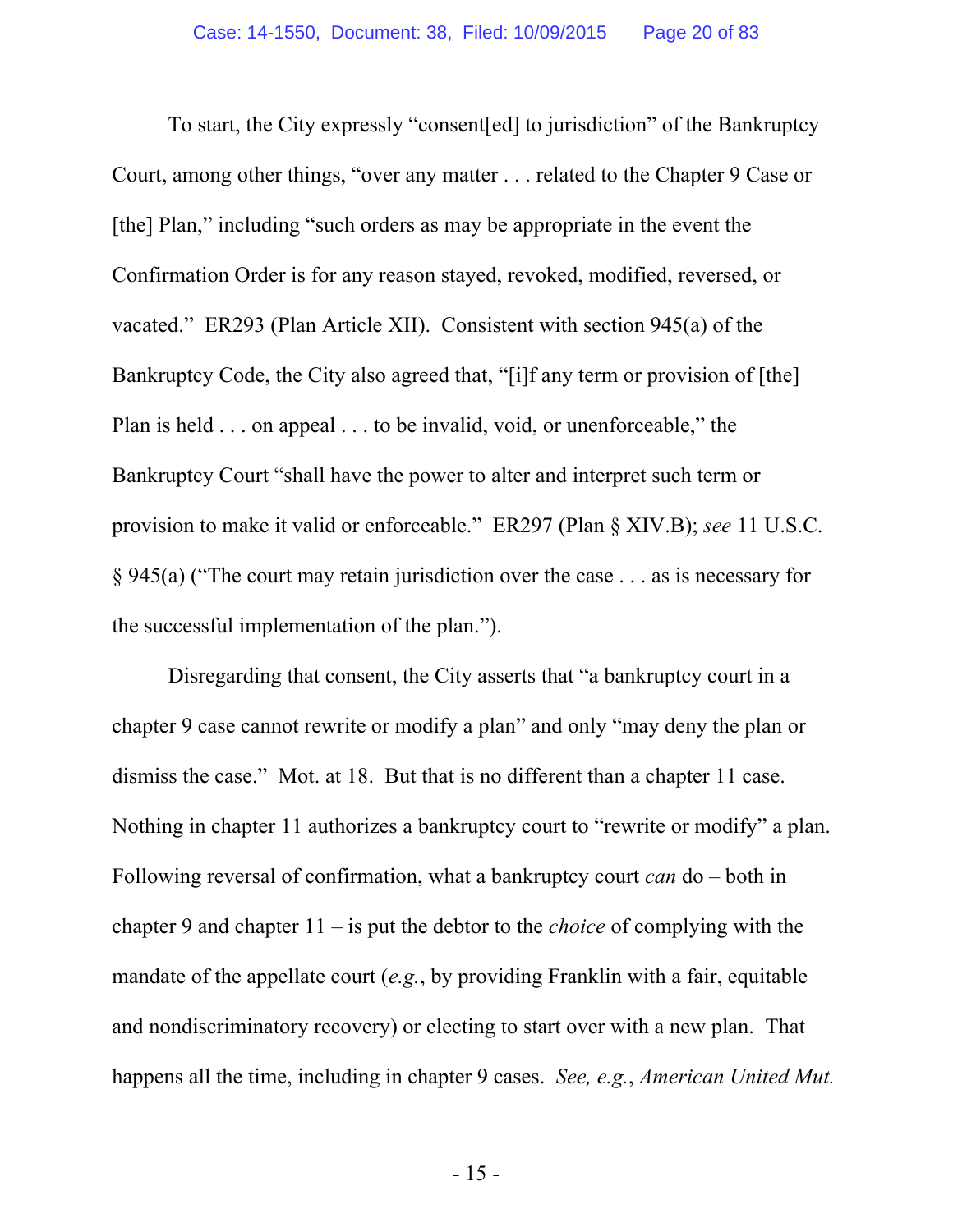To start, the City expressly "consent[ed] to jurisdiction" of the Bankruptcy Court, among other things, "over any matter . . . related to the Chapter 9 Case or [the] Plan," including "such orders as may be appropriate in the event the Confirmation Order is for any reason stayed, revoked, modified, reversed, or vacated." ER293 (Plan Article XII). Consistent with section 945(a) of the Bankruptcy Code, the City also agreed that, "[i]f any term or provision of [the] Plan is held . . . on appeal . . . to be invalid, void, or unenforceable," the Bankruptcy Court "shall have the power to alter and interpret such term or provision to make it valid or enforceable." ER297 (Plan § XIV.B); *see* 11 U.S.C. § 945(a) ("The court may retain jurisdiction over the case . . . as is necessary for the successful implementation of the plan.").

Disregarding that consent, the City asserts that "a bankruptcy court in a chapter 9 case cannot rewrite or modify a plan" and only "may deny the plan or dismiss the case." Mot. at 18. But that is no different than a chapter 11 case. Nothing in chapter 11 authorizes a bankruptcy court to "rewrite or modify" a plan. Following reversal of confirmation, what a bankruptcy court *can* do – both in chapter 9 and chapter 11 – is put the debtor to the *choice* of complying with the mandate of the appellate court (*e.g.*, by providing Franklin with a fair, equitable and nondiscriminatory recovery) or electing to start over with a new plan. That happens all the time, including in chapter 9 cases. *See, e.g.*, *American United Mut.*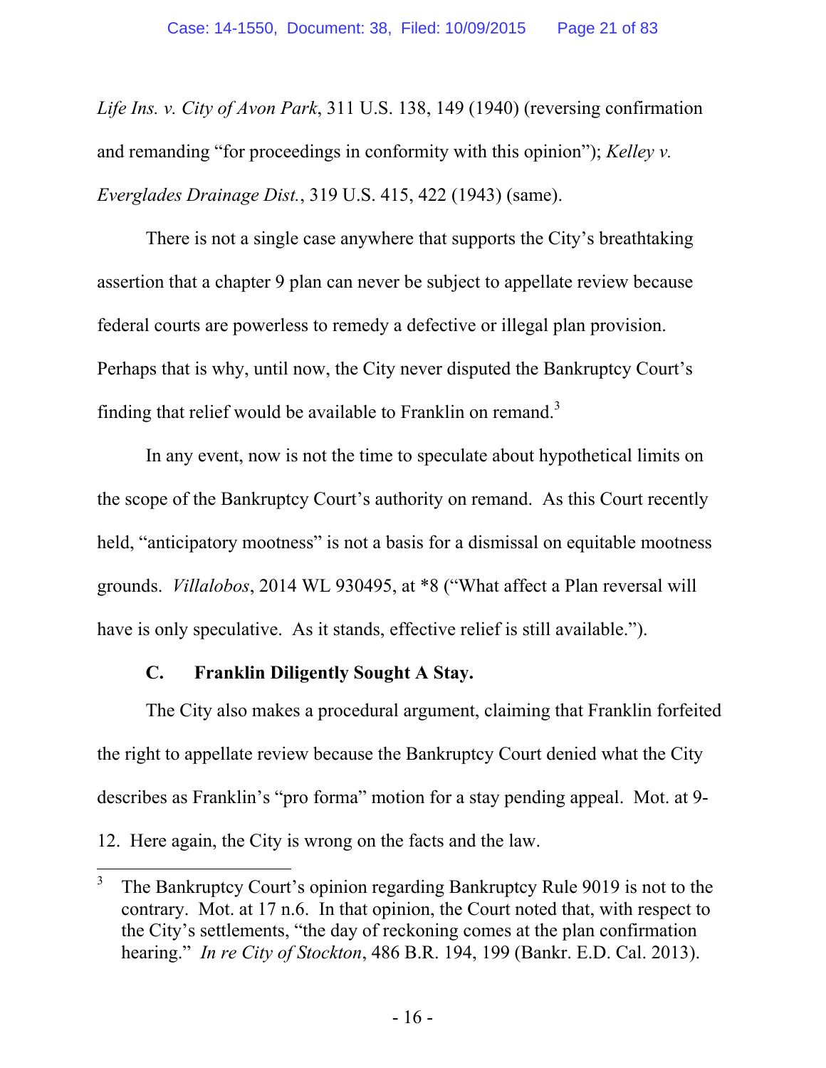*Life Ins. v. City of Avon Park*, 311 U.S. 138, 149 (1940) (reversing confirmation and remanding "for proceedings in conformity with this opinion"); *Kelley v. Everglades Drainage Dist.*, 319 U.S. 415, 422 (1943) (same).

There is not a single case anywhere that supports the City's breathtaking assertion that a chapter 9 plan can never be subject to appellate review because federal courts are powerless to remedy a defective or illegal plan provision. Perhaps that is why, until now, the City never disputed the Bankruptcy Court's finding that relief would be available to Franklin on remand.[3]

In any event, now is not the time to speculate about hypothetical limits on the scope of the Bankruptcy Court's authority on remand. As this Court recently held, "anticipatory mootness" is not a basis for a dismissal on equitable mootness grounds. *Villalobos*, 2014 WL 930495, at *8 ("What affect a Plan reversal will have is only speculative. As it stands, effective relief is still available.").

### C. Franklin Diligently Sought A Stay.

The City also makes a procedural argument, claiming that Franklin forfeited the right to appellate review because the Bankruptcy Court denied what the City describes as Franklin's "pro forma" motion for a stay pending appeal. Mot. at 9-12. Here again, the City is wrong on the facts and the law.

---

[3] The Bankruptcy Court's opinion regarding Bankruptcy Rule 9019 is not to the contrary. Mot. at 17 n.6. In that opinion, the Court noted that, with respect to the City's settlements, "the day of reckoning comes at the plan confirmation hearing." *In re City of Stockton*, 486 B.R. 194, 199 (Bankr. E.D. Cal. 2013).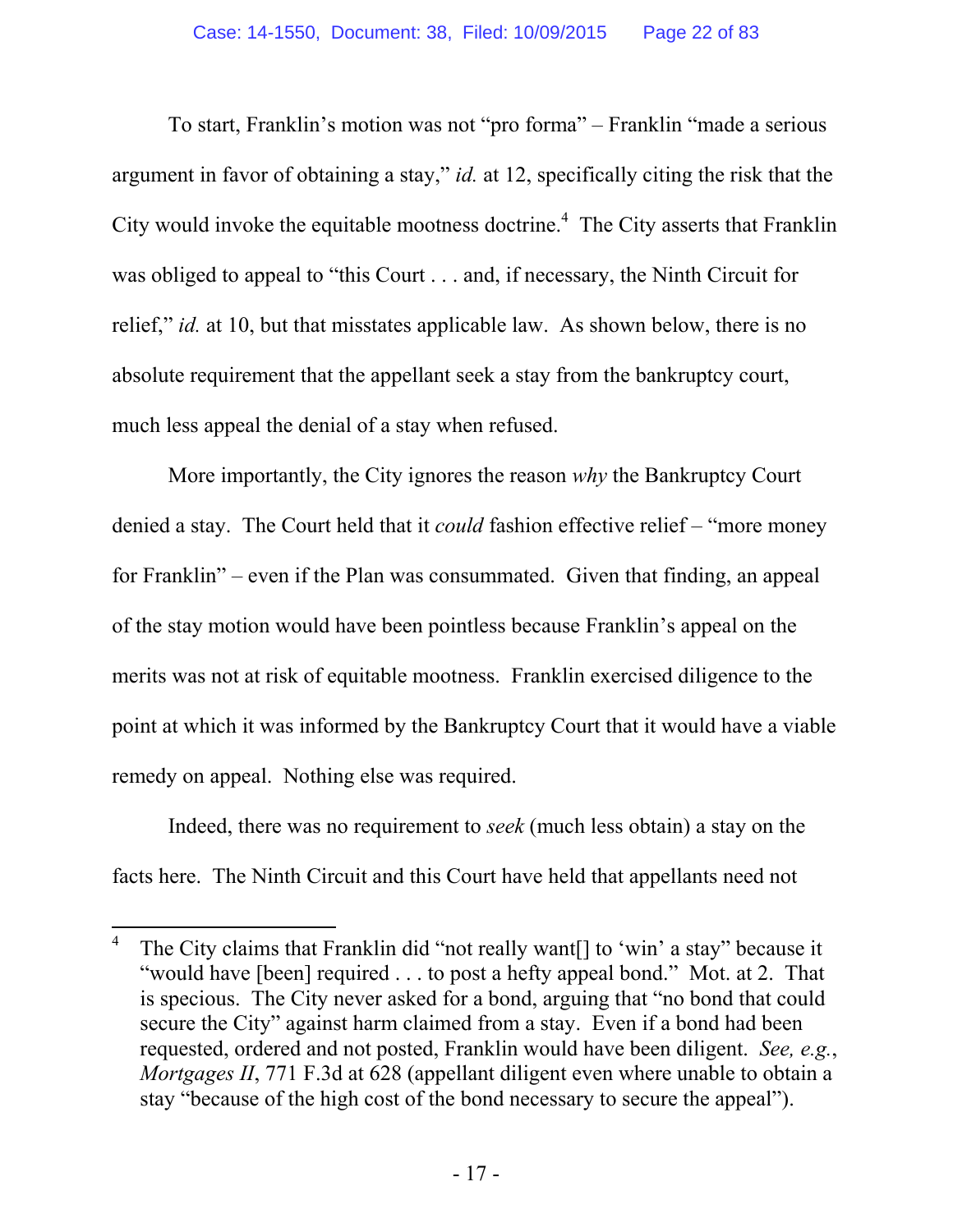To start, Franklin's motion was not "pro forma" – Franklin "made a serious argument in favor of obtaining a stay," *id.* at 12, specifically citing the risk that the City would invoke the equitable mootness doctrine.[4] The City asserts that Franklin was obliged to appeal to "this Court . . . and, if necessary, the Ninth Circuit for relief," *id.* at 10, but that misstates applicable law. As shown below, there is no absolute requirement that the appellant seek a stay from the bankruptcy court, much less appeal the denial of a stay when refused.

More importantly, the City ignores the reason *why* the Bankruptcy Court denied a stay. The Court held that it *could* fashion effective relief – "more money for Franklin" – even if the Plan was consummated. Given that finding, an appeal of the stay motion would have been pointless because Franklin's appeal on the merits was not at risk of equitable mootness. Franklin exercised diligence to the point at which it was informed by the Bankruptcy Court that it would have a viable remedy on appeal. Nothing else was required.

Indeed, there was no requirement to *seek* (much less obtain) a stay on the facts here. The Ninth Circuit and this Court have held that appellants need not

---

[4] The City claims that Franklin did "not really want[] to 'win' a stay" because it "would have [been] required . . . to post a hefty appeal bond." Mot. at 2. That is specious. The City never asked for a bond, arguing that "no bond that could secure the City" against harm claimed from a stay. Even if a bond had been requested, ordered and not posted, Franklin would have been diligent. *See, e.g.*, *Mortgages II*, 771 F.3d at 628 (appellant diligent even where unable to obtain a stay "because of the high cost of the bond necessary to secure the appeal").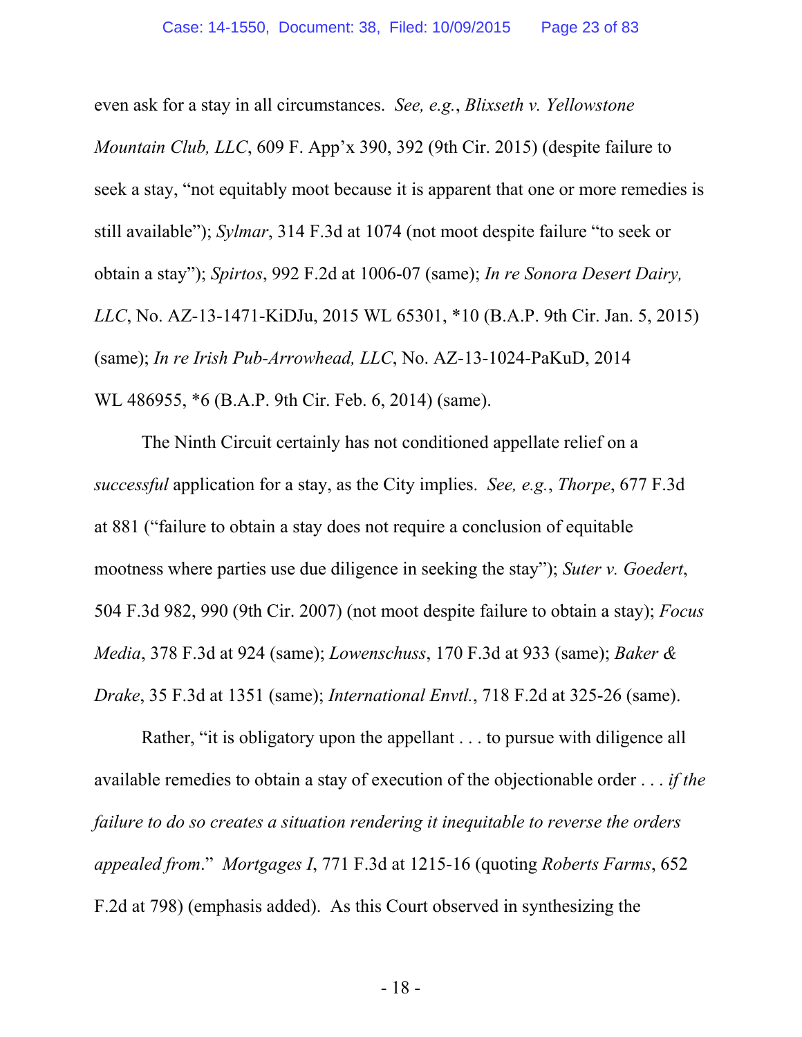even ask for a stay in all circumstances. *See, e.g.*, *Blixseth v. Yellowstone Mountain Club, LLC*, 609 F. App'x 390, 392 (9th Cir. 2015) (despite failure to seek a stay, "not equitably moot because it is apparent that one or more remedies is still available"); *Sylmar*, 314 F.3d at 1074 (not moot despite failure "to seek or obtain a stay"); *Spirtos*, 992 F.2d at 1006-07 (same); *In re Sonora Desert Dairy, LLC*, No. AZ-13-1471-KiDJu, 2015 WL 65301, *10 (B.A.P. 9th Cir. Jan. 5, 2015) (same); *In re Irish Pub-Arrowhead, LLC*, No. AZ-13-1024-PaKuD, 2014 WL 486955, *6 (B.A.P. 9th Cir. Feb. 6, 2014) (same).

The Ninth Circuit certainly has not conditioned appellate relief on a *successful* application for a stay, as the City implies. *See, e.g.*, *Thorpe*, 677 F.3d at 881 ("failure to obtain a stay does not require a conclusion of equitable mootness where parties use due diligence in seeking the stay"); *Suter v. Goedert*, 504 F.3d 982, 990 (9th Cir. 2007) (not moot despite failure to obtain a stay); *Focus Media*, 378 F.3d at 924 (same); *Lowenschuss*, 170 F.3d at 933 (same); *Baker & Drake*, 35 F.3d at 1351 (same); *International Envtl.*, 718 F.2d at 325-26 (same).

Rather, "it is obligatory upon the appellant . . . to pursue with diligence all available remedies to obtain a stay of execution of the objectionable order . . . *if the failure to do so creates a situation rendering it inequitable to reverse the orders appealed from*." *Mortgages I*, 771 F.3d at 1215-16 (quoting *Roberts Farms*, 652 F.2d at 798) (emphasis added). As this Court observed in synthesizing the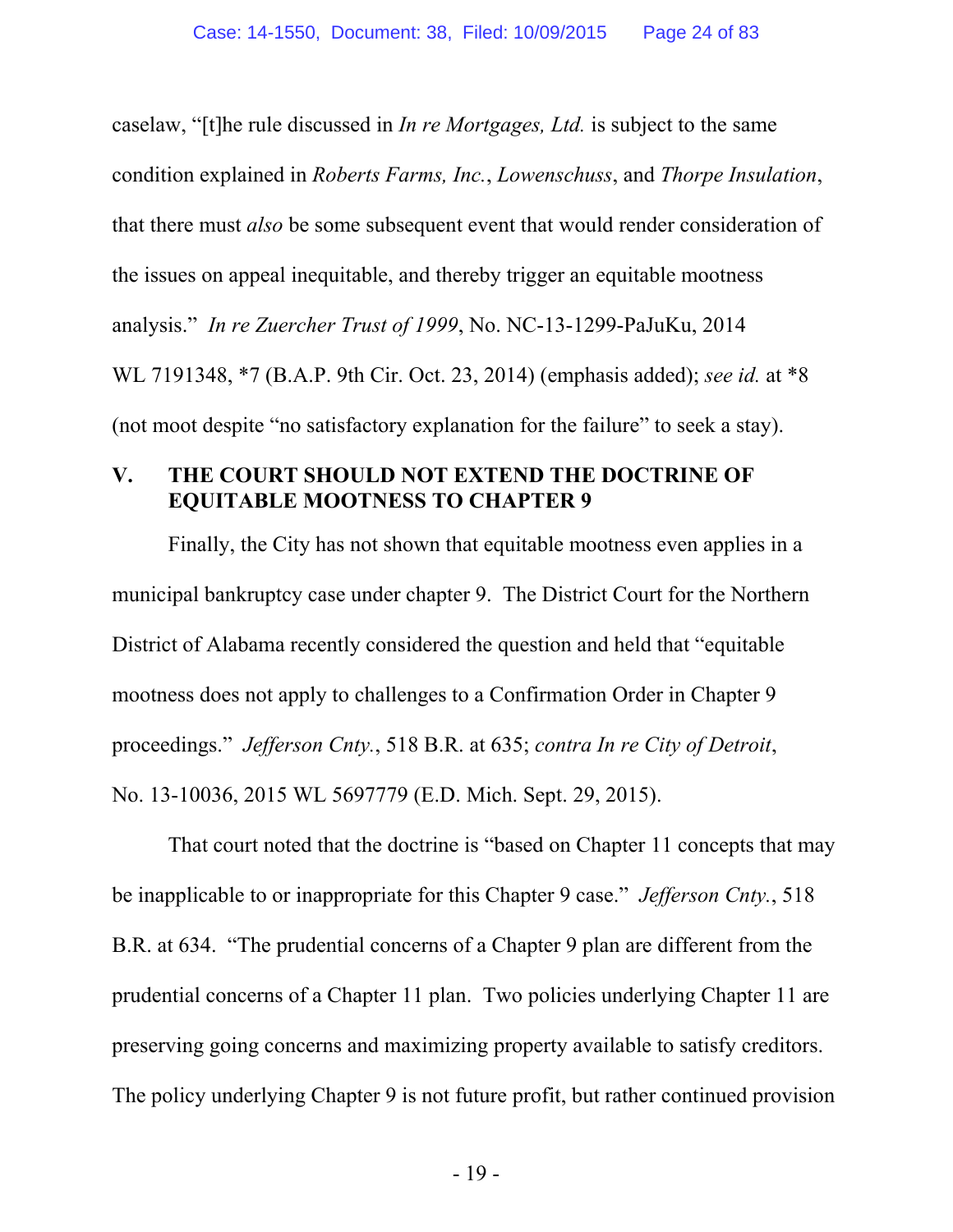caselaw, "[t]he rule discussed in *In re Mortgages, Ltd.* is subject to the same condition explained in *Roberts Farms, Inc.*, *Lowenschuss*, and *Thorpe Insulation*, that there must *also* be some subsequent event that would render consideration of the issues on appeal inequitable, and thereby trigger an equitable mootness analysis." *In re Zuercher Trust of 1999*, No. NC-13-1299-PaJuKu, 2014 WL 7191348, *7 (B.A.P. 9th Cir. Oct. 23, 2014) (emphasis added); *see id.* at *8 (not moot despite "no satisfactory explanation for the failure" to seek a stay).

## V. THE COURT SHOULD NOT EXTEND THE DOCTRINE OF EQUITABLE MOOTNESS TO CHAPTER 9

Finally, the City has not shown that equitable mootness even applies in a municipal bankruptcy case under chapter 9. The District Court for the Northern District of Alabama recently considered the question and held that "equitable mootness does not apply to challenges to a Confirmation Order in Chapter 9 proceedings." *Jefferson Cnty.*, 518 B.R. at 635; *contra In re City of Detroit*, No. 13-10036, 2015 WL 5697779 (E.D. Mich. Sept. 29, 2015).

That court noted that the doctrine is "based on Chapter 11 concepts that may be inapplicable to or inappropriate for this Chapter 9 case." *Jefferson Cnty.*, 518 B.R. at 634. "The prudential concerns of a Chapter 9 plan are different from the prudential concerns of a Chapter 11 plan. Two policies underlying Chapter 11 are preserving going concerns and maximizing property available to satisfy creditors. The policy underlying Chapter 9 is not future profit, but rather continued provision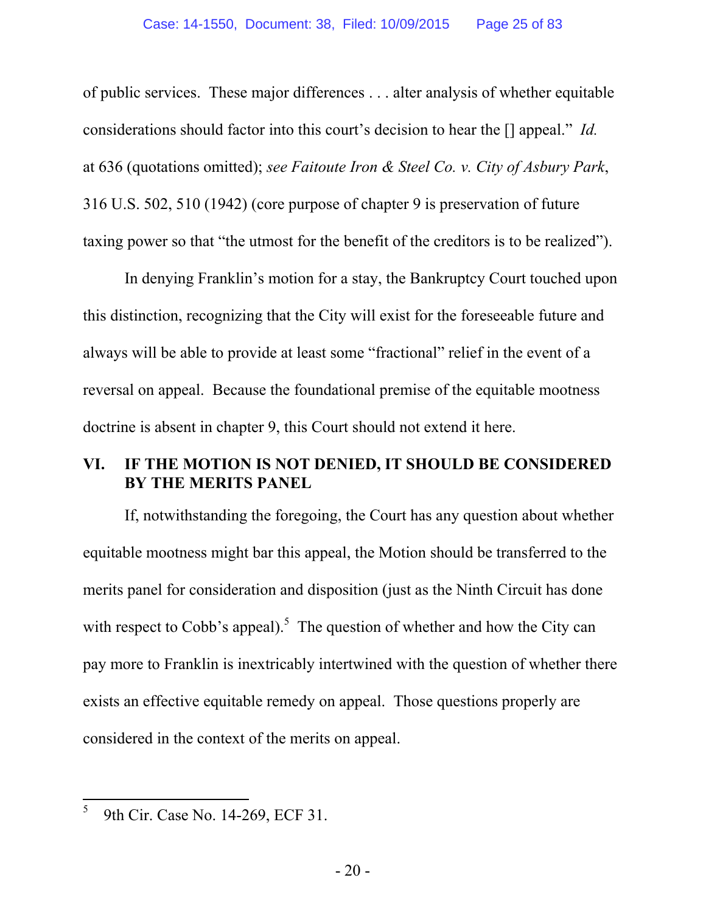of public services. These major differences . . . alter analysis of whether equitable considerations should factor into this court's decision to hear the [] appeal." *Id.* at 636 (quotations omitted); *see Faitoute Iron & Steel Co. v. City of Asbury Park*, 316 U.S. 502, 510 (1942) (core purpose of chapter 9 is preservation of future taxing power so that "the utmost for the benefit of the creditors is to be realized").

In denying Franklin's motion for a stay, the Bankruptcy Court touched upon this distinction, recognizing that the City will exist for the foreseeable future and always will be able to provide at least some "fractional" relief in the event of a reversal on appeal. Because the foundational premise of the equitable mootness doctrine is absent in chapter 9, this Court should not extend it here.

## VI. IF THE MOTION IS NOT DENIED, IT SHOULD BE CONSIDERED BY THE MERITS PANEL

If, notwithstanding the foregoing, the Court has any question about whether equitable mootness might bar this appeal, the Motion should be transferred to the merits panel for consideration and disposition (just as the Ninth Circuit has done with respect to Cobb's appeal).[5] The question of whether and how the City can pay more to Franklin is inextricably intertwined with the question of whether there exists an effective equitable remedy on appeal. Those questions properly are considered in the context of the merits on appeal.

---

[5] 9th Cir. Case No. 14-269, ECF 31.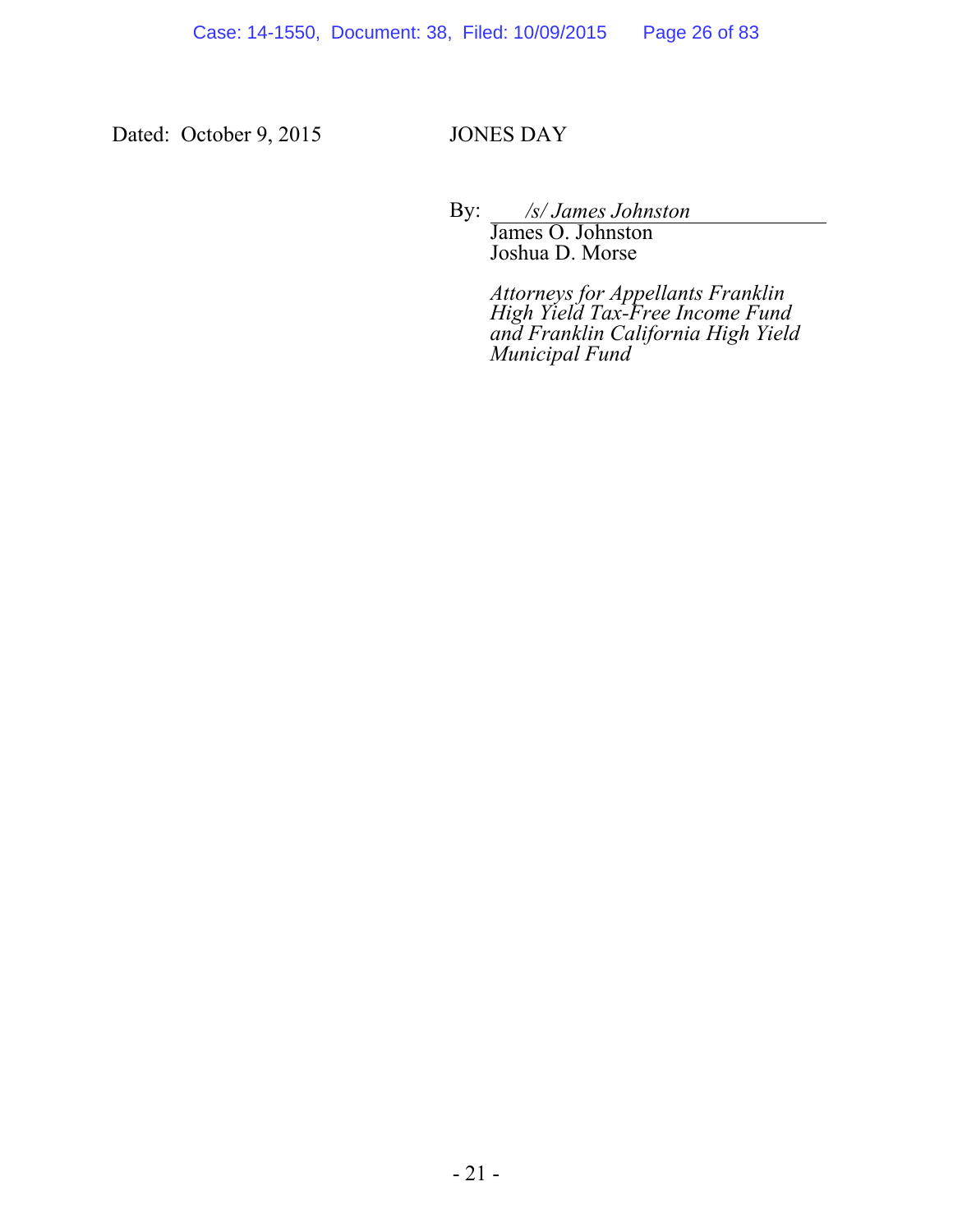Dated: October 9, 2015

JONES DAY

By: *[/s/ James Johnston](#)*
James O. Johnston
Joshua D. Morse

*Attorneys for Appellants Franklin High Yield Tax-Free Income Fund and Franklin California High Yield Municipal Fund*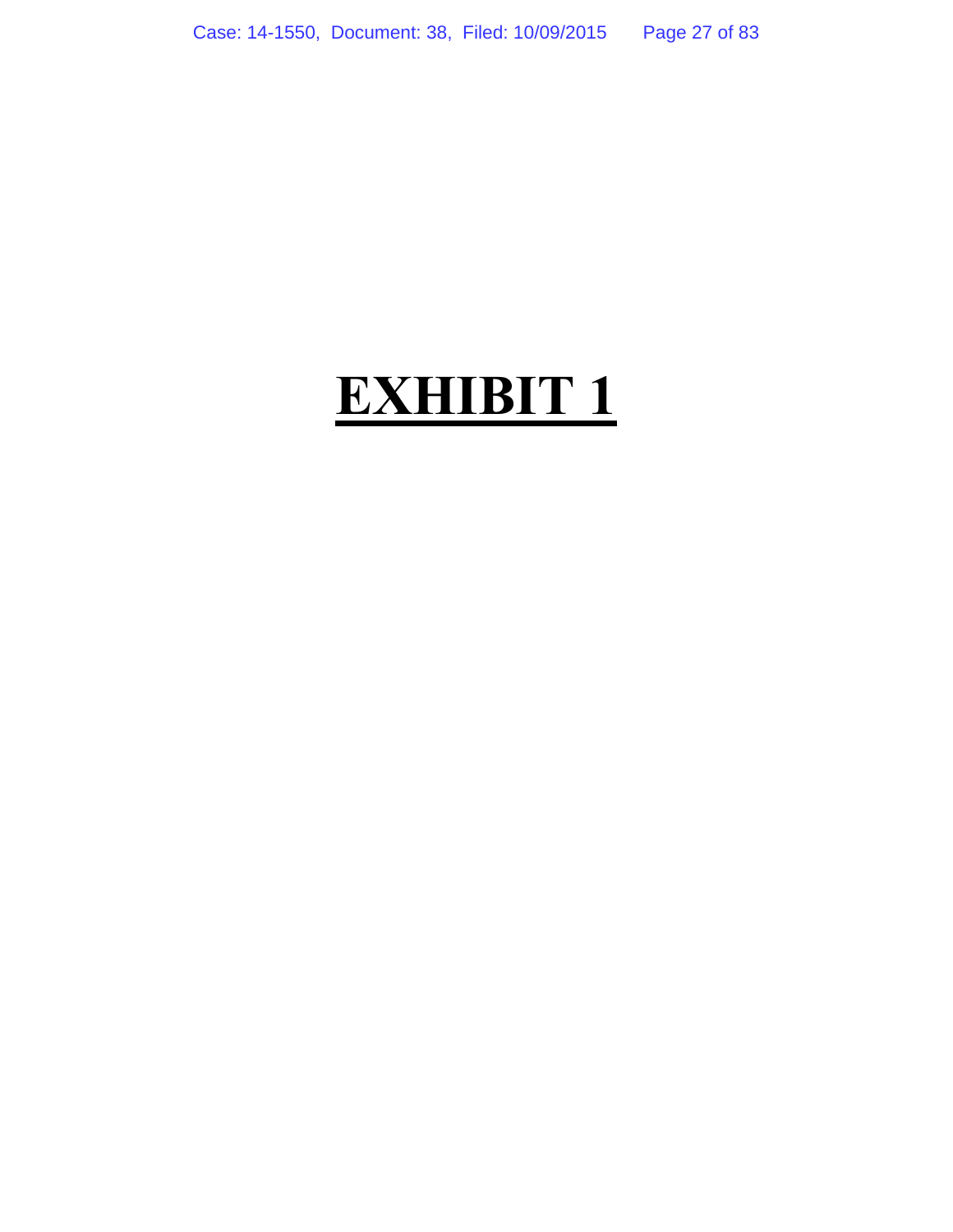# **EXHIBIT 1**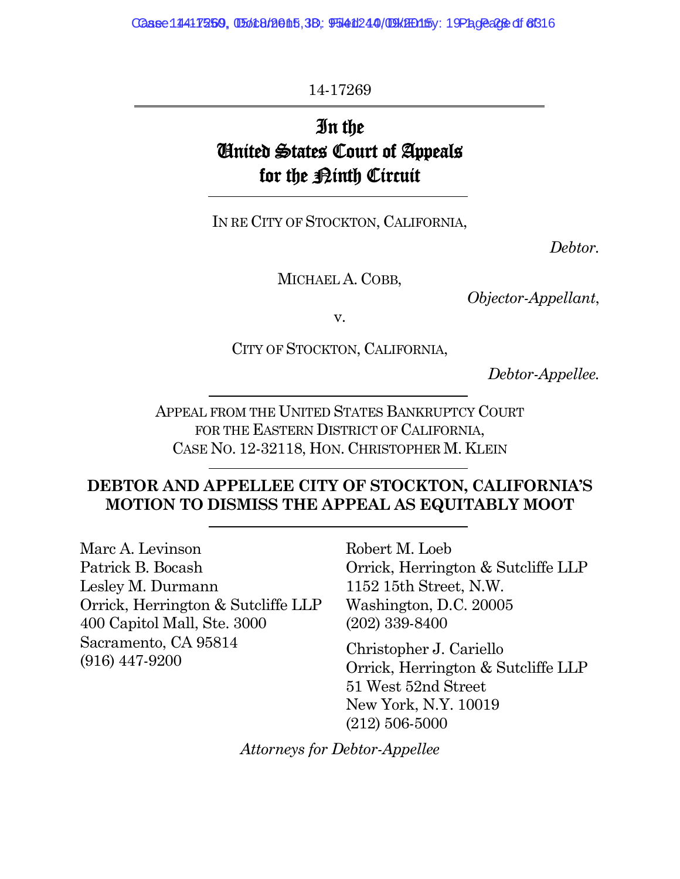14-17269

# In the United States Court of Appeals for the Ninth Circuit

IN RE CITY OF STOCKTON, CALIFORNIA,

*Debtor.*

MICHAEL A. COBB,

*Objector-Appellant*,

v.

CITY OF STOCKTON, CALIFORNIA,

*Debtor-Appellee.*

APPEAL FROM THE UNITED STATES BANKRUPTCY COURT FOR THE EASTERN DISTRICT OF CALIFORNIA, CASE NO. 12-32118, HON. CHRISTOPHER M. KLEIN

## DEBTOR AND APPELLEE CITY OF STOCKTON, CALIFORNIA'S MOTION TO DISMISS THE APPEAL AS EQUITABLY MOOT

Marc A. Levinson
Patrick B. Bocash
Lesley M. Durmann
Orrick, Herrington & Sutcliffe LLP
400 Capitol Mall, Ste. 3000
Sacramento, CA 95814
(916) 447-9200

Robert M. Loeb
Orrick, Herrington & Sutcliffe LLP
1152 15th Street, N.W.
Washington, D.C. 20005
(202) 339-8400

Christopher J. Cariello
Orrick, Herrington & Sutcliffe LLP
51 West 52nd Street
New York, N.Y. 10019
(212) 506-5000

*Attorneys for Debtor-Appellee*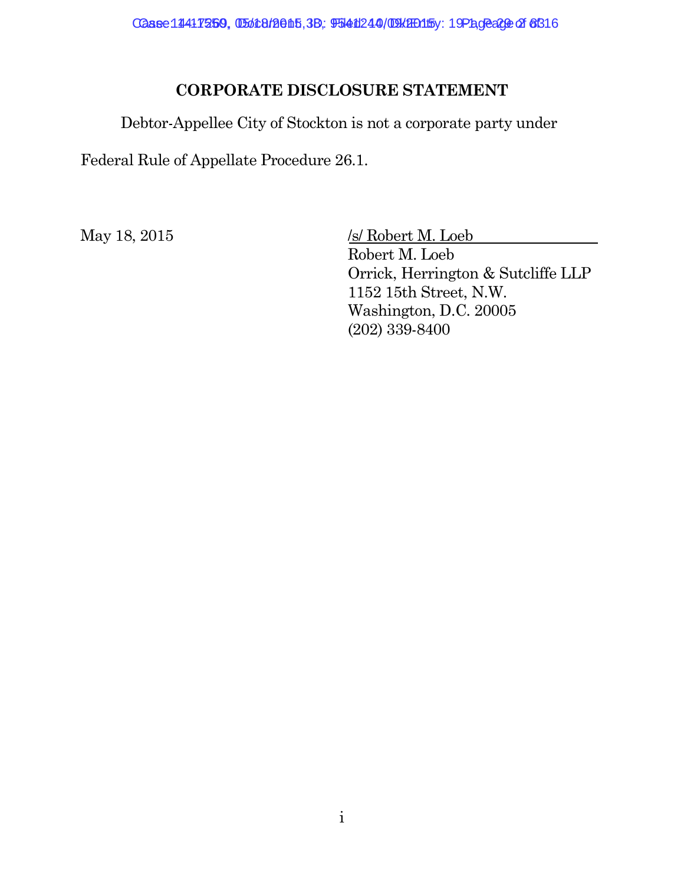## CORPORATE DISCLOSURE STATEMENT

Debtor-Appellee City of Stockton is not a corporate party under Federal Rule of Appellate Procedure 26.1.

May 18, 2015

/s/ Robert M. Loeb
Robert M. Loeb
Orrick, Herrington & Sutcliffe LLP
1152 15th Street, N.W.
Washington, D.C. 20005
(202) 339-8400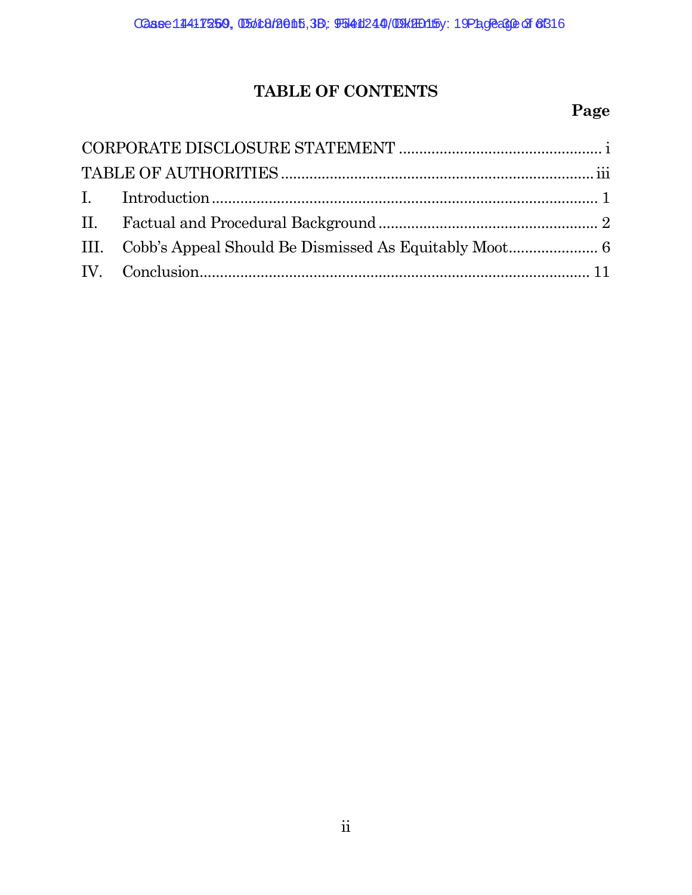# TABLE OF CONTENTS

| | Page |
|---|---|
| CORPORATE DISCLOSURE STATEMENT | i |
| TABLE OF AUTHORITIES | iii |
| I. Introduction | 1 |
| II. Factual and Procedural Background | 2 |
| III. Cobb's Appeal Should Be Dismissed As Equitably Moot | 6 |
| IV. Conclusion | 11 |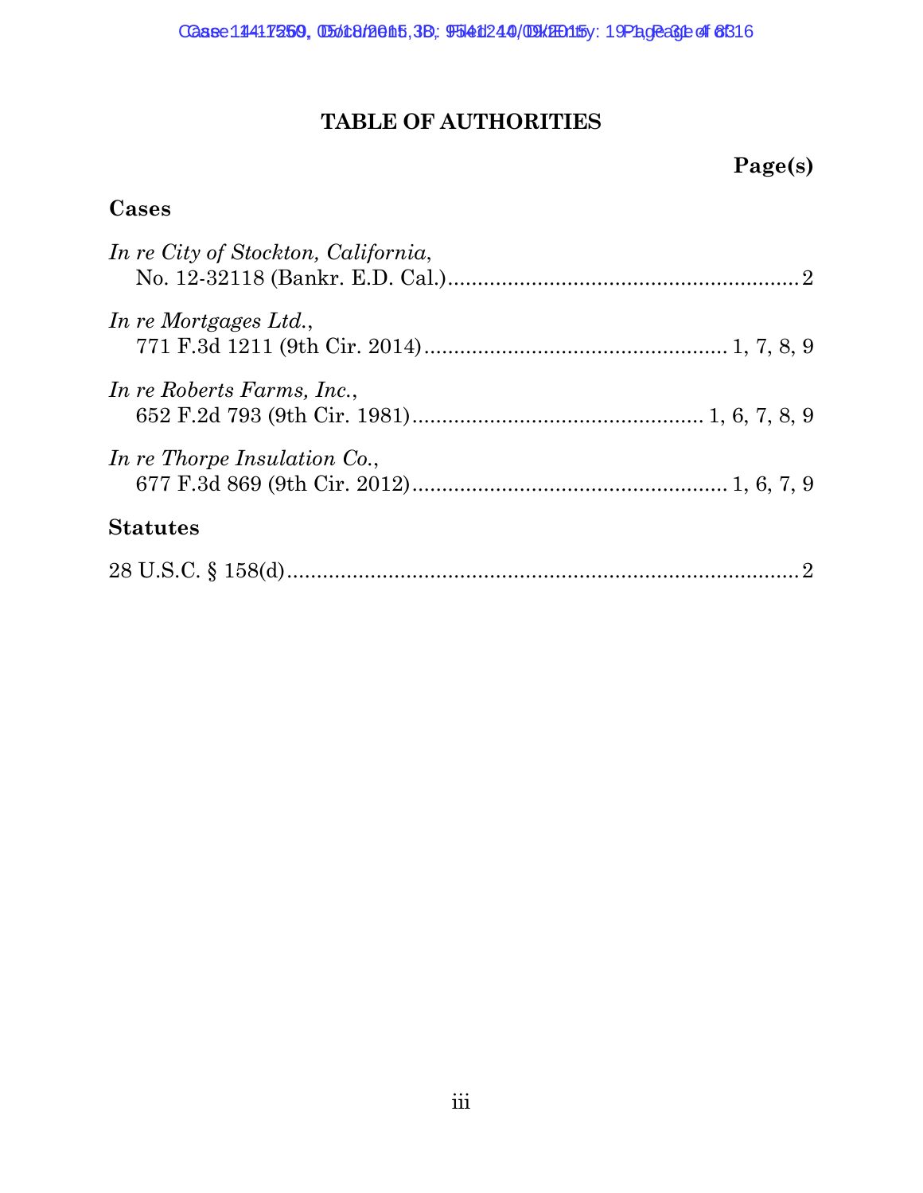# TABLE OF AUTHORITIES

**Page(s)**

## Cases

*In re City of Stockton, California*,
No. 12-32118 (Bankr. E.D. Cal.) .......... 2

*In re Mortgages Ltd.*,
771 F.3d 1211 (9th Cir. 2014) .......... 1, 7, 8, 9

*In re Roberts Farms, Inc.*,
652 F.2d 793 (9th Cir. 1981) .......... 1, 6, 7, 8, 9

*In re Thorpe Insulation Co.*,
677 F.3d 869 (9th Cir. 2012) .......... 1, 6, 7, 9

## Statutes

28 U.S.C. § 158(d) .......... 2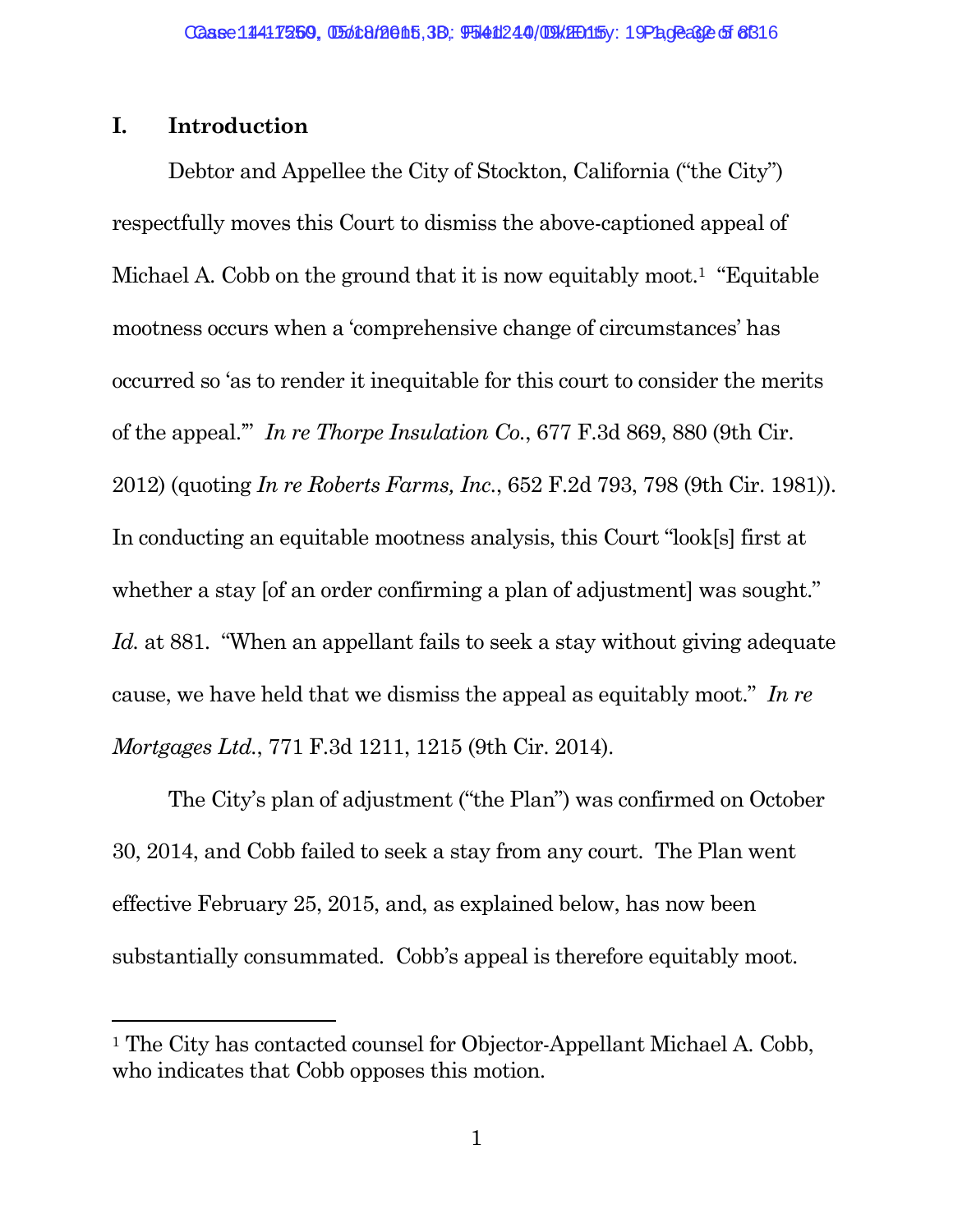## I. Introduction

Debtor and Appellee the City of Stockton, California ("the City") respectfully moves this Court to dismiss the above-captioned appeal of Michael A. Cobb on the ground that it is now equitably moot.[1] "Equitable mootness occurs when a 'comprehensive change of circumstances' has occurred so 'as to render it inequitable for this court to consider the merits of the appeal.'" *In re Thorpe Insulation Co.*, 677 F.3d 869, 880 (9th Cir. 2012) (quoting *In re Roberts Farms, Inc.*, 652 F.2d 793, 798 (9th Cir. 1981)). In conducting an equitable mootness analysis, this Court "look[s] first at whether a stay [of an order confirming a plan of adjustment] was sought." *Id.* at 881. "When an appellant fails to seek a stay without giving adequate cause, we have held that we dismiss the appeal as equitably moot." *In re Mortgages Ltd.*, 771 F.3d 1211, 1215 (9th Cir. 2014).

The City's plan of adjustment ("the Plan") was confirmed on October 30, 2014, and Cobb failed to seek a stay from any court. The Plan went effective February 25, 2015, and, as explained below, has now been substantially consummated. Cobb's appeal is therefore equitably moot.

---

[1] The City has contacted counsel for Objector-Appellant Michael A. Cobb, who indicates that Cobb opposes this motion.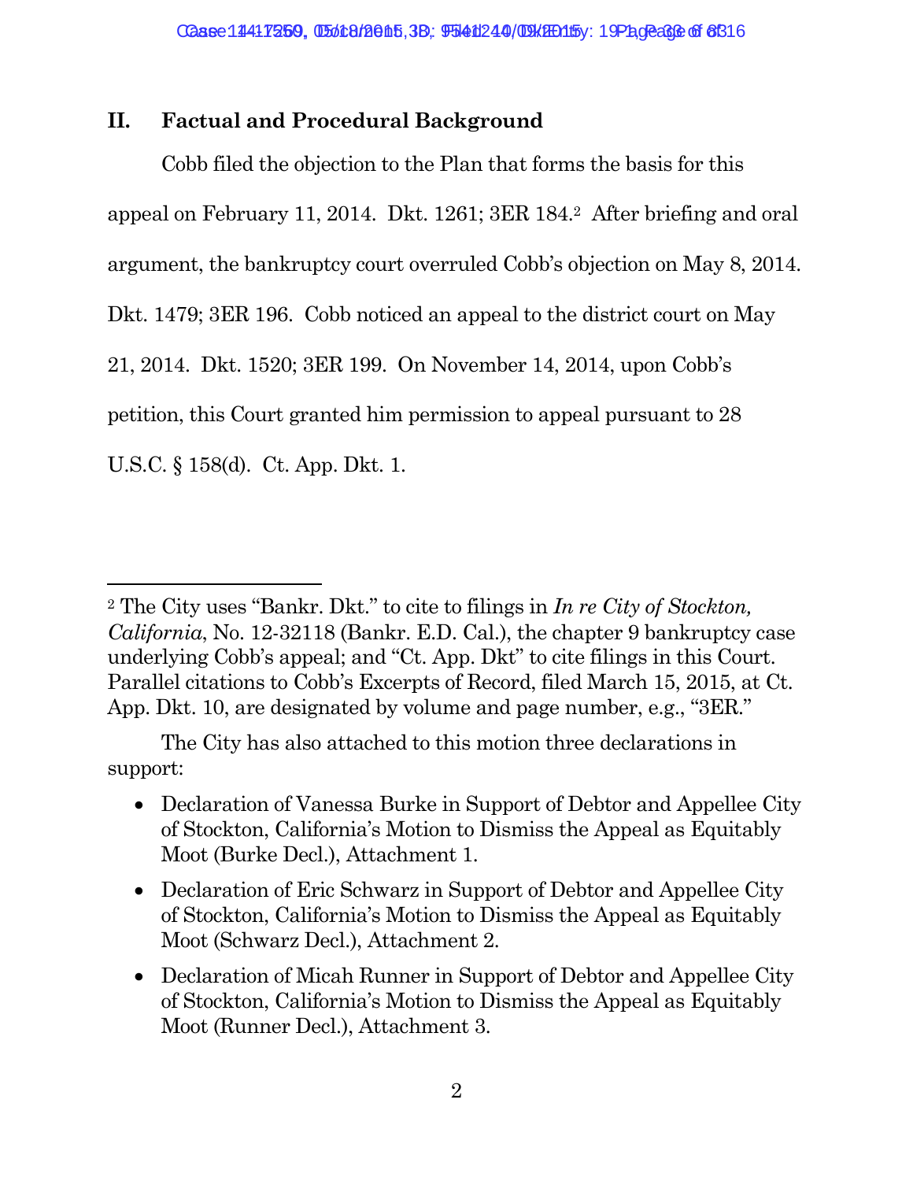## II. Factual and Procedural Background

Cobb filed the objection to the Plan that forms the basis for this appeal on February 11, 2014. Dkt. 1261; 3ER 184.[2] After briefing and oral argument, the bankruptcy court overruled Cobb's objection on May 8, 2014. Dkt. 1479; 3ER 196. Cobb noticed an appeal to the district court on May 21, 2014. Dkt. 1520; 3ER 199. On November 14, 2014, upon Cobb's petition, this Court granted him permission to appeal pursuant to 28 U.S.C. § 158(d). Ct. App. Dkt. 1.

---

[2] The City uses "Bankr. Dkt." to cite to filings in *In re City of Stockton, California*, No. 12-32118 (Bankr. E.D. Cal.), the chapter 9 bankruptcy case underlying Cobb's appeal; and "Ct. App. Dkt" to cite filings in this Court. Parallel citations to Cobb's Excerpts of Record, filed March 15, 2015, at Ct. App. Dkt. 10, are designated by volume and page number, e.g., "3ER."

The City has also attached to this motion three declarations in support:

- Declaration of Vanessa Burke in Support of Debtor and Appellee City of Stockton, California's Motion to Dismiss the Appeal as Equitably Moot (Burke Decl.), Attachment 1.
- Declaration of Eric Schwarz in Support of Debtor and Appellee City of Stockton, California's Motion to Dismiss the Appeal as Equitably Moot (Schwarz Decl.), Attachment 2.
- Declaration of Micah Runner in Support of Debtor and Appellee City of Stockton, California's Motion to Dismiss the Appeal as Equitably Moot (Runner Decl.), Attachment 3.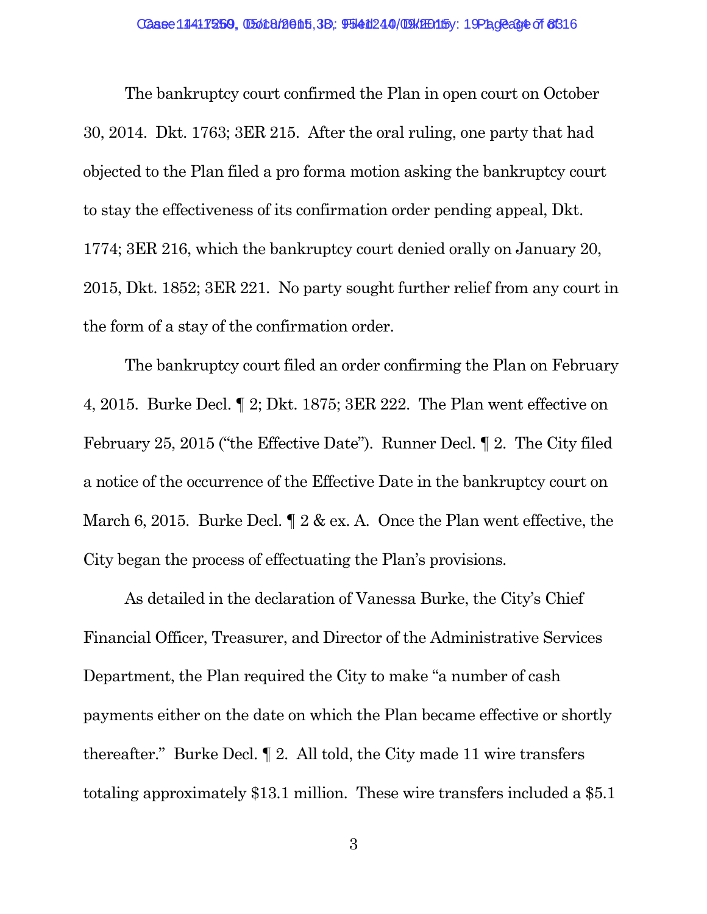The bankruptcy court confirmed the Plan in open court on October 30, 2014. Dkt. 1763; 3ER 215. After the oral ruling, one party that had objected to the Plan filed a pro forma motion asking the bankruptcy court to stay the effectiveness of its confirmation order pending appeal, Dkt. 1774; 3ER 216, which the bankruptcy court denied orally on January 20, 2015, Dkt. 1852; 3ER 221. No party sought further relief from any court in the form of a stay of the confirmation order.

The bankruptcy court filed an order confirming the Plan on February 4, 2015. Burke Decl. ¶ 2; Dkt. 1875; 3ER 222. The Plan went effective on February 25, 2015 ("the Effective Date"). Runner Decl. ¶ 2. The City filed a notice of the occurrence of the Effective Date in the bankruptcy court on March 6, 2015. Burke Decl. ¶ 2 & ex. A. Once the Plan went effective, the City began the process of effectuating the Plan's provisions.

As detailed in the declaration of Vanessa Burke, the City's Chief Financial Officer, Treasurer, and Director of the Administrative Services Department, the Plan required the City to make "a number of cash payments either on the date on which the Plan became effective or shortly thereafter." Burke Decl. ¶ 2. All told, the City made 11 wire transfers totaling approximately $13.1 million. These wire transfers included a $5.1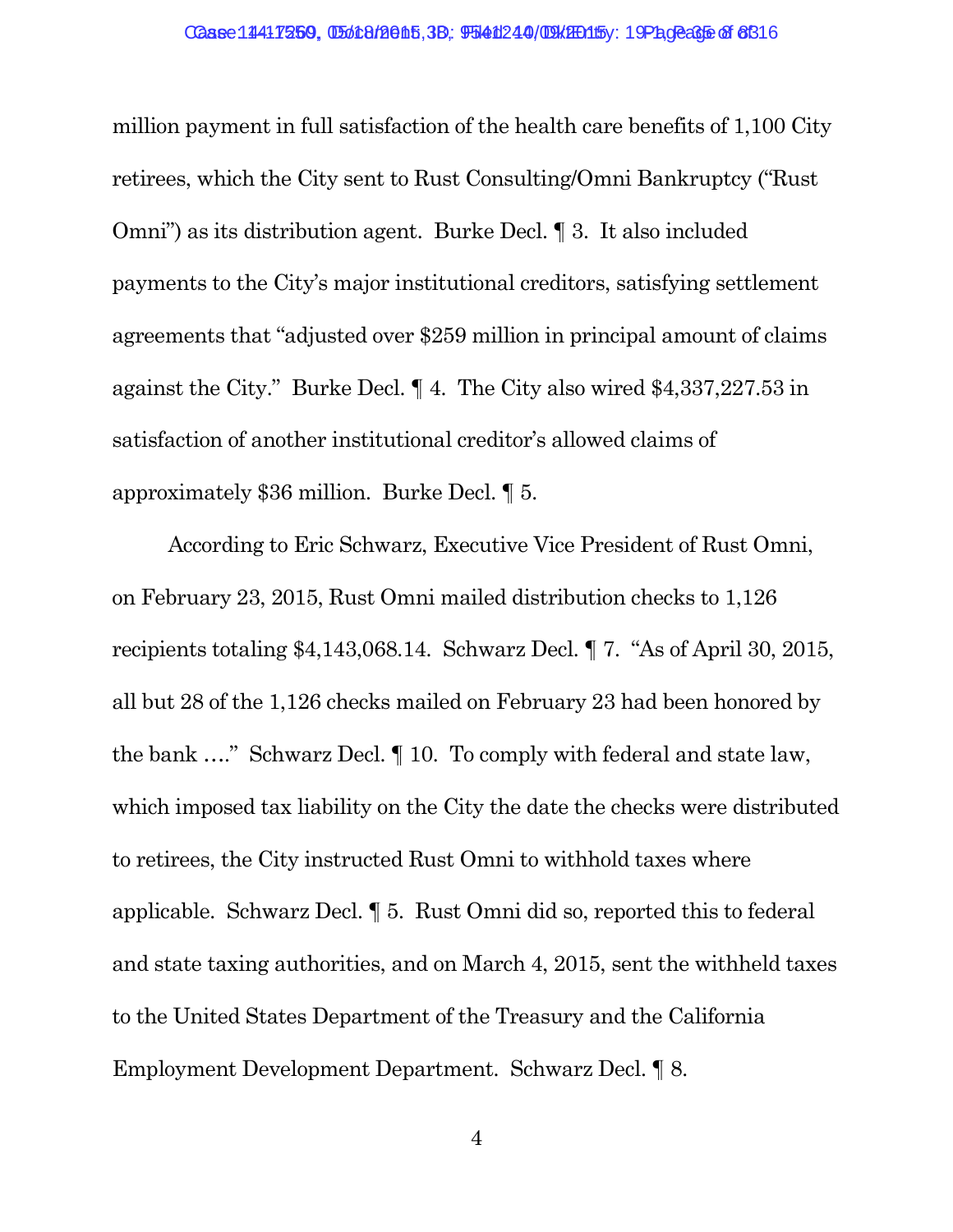million payment in full satisfaction of the health care benefits of 1,100 City retirees, which the City sent to Rust Consulting/Omni Bankruptcy ("Rust Omni") as its distribution agent. Burke Decl. ¶ 3. It also included payments to the City's major institutional creditors, satisfying settlement agreements that "adjusted over $259 million in principal amount of claims against the City." Burke Decl. ¶ 4. The City also wired $4,337,227.53 in satisfaction of another institutional creditor's allowed claims of approximately $36 million. Burke Decl. ¶ 5.

According to Eric Schwarz, Executive Vice President of Rust Omni, on February 23, 2015, Rust Omni mailed distribution checks to 1,126 recipients totaling $4,143,068.14. Schwarz Decl. ¶ 7. "As of April 30, 2015, all but 28 of the 1,126 checks mailed on February 23 had been honored by the bank …." Schwarz Decl. ¶ 10. To comply with federal and state law, which imposed tax liability on the City the date the checks were distributed to retirees, the City instructed Rust Omni to withhold taxes where applicable. Schwarz Decl. ¶ 5. Rust Omni did so, reported this to federal and state taxing authorities, and on March 4, 2015, sent the withheld taxes to the United States Department of the Treasury and the California Employment Development Department. Schwarz Decl. ¶ 8.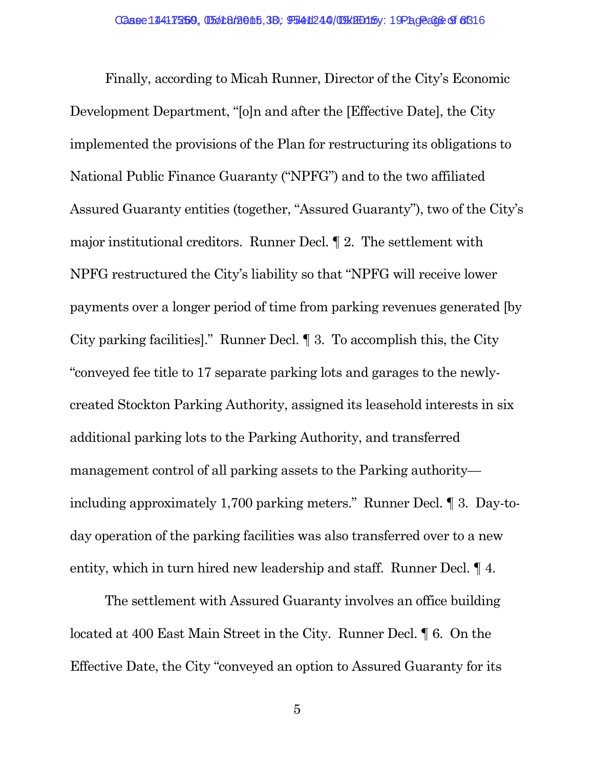Finally, according to Micah Runner, Director of the City's Economic Development Department, "[o]n and after the [Effective Date], the City implemented the provisions of the Plan for restructuring its obligations to National Public Finance Guaranty ("NPFG") and to the two affiliated Assured Guaranty entities (together, "Assured Guaranty"), two of the City's major institutional creditors. Runner Decl. ¶ 2. The settlement with NPFG restructured the City's liability so that "NPFG will receive lower payments over a longer period of time from parking revenues generated [by City parking facilities]." Runner Decl. ¶ 3. To accomplish this, the City "conveyed fee title to 17 separate parking lots and garages to the newly-created Stockton Parking Authority, assigned its leasehold interests in six additional parking lots to the Parking Authority, and transferred management control of all parking assets to the Parking authority—including approximately 1,700 parking meters." Runner Decl. ¶ 3. Day-to-day operation of the parking facilities was also transferred over to a new entity, which in turn hired new leadership and staff. Runner Decl. ¶ 4.

The settlement with Assured Guaranty involves an office building located at 400 East Main Street in the City. Runner Decl. ¶ 6. On the Effective Date, the City "conveyed an option to Assured Guaranty for its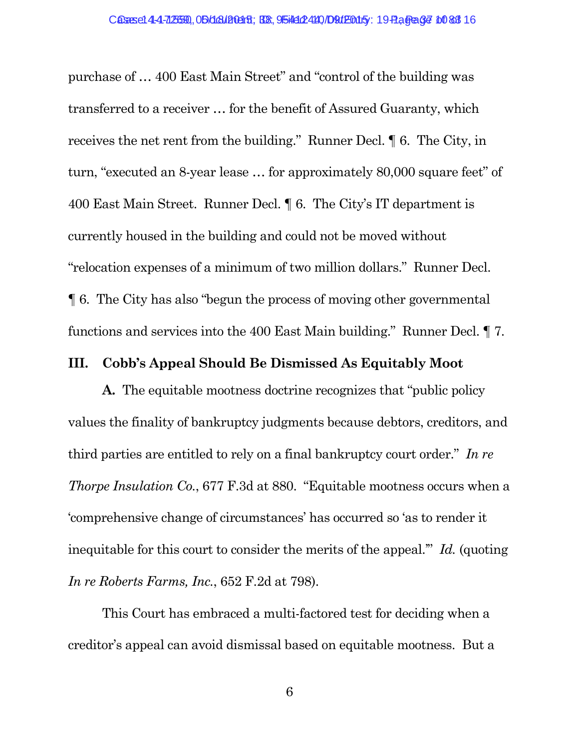purchase of … 400 East Main Street" and "control of the building was transferred to a receiver … for the benefit of Assured Guaranty, which receives the net rent from the building." Runner Decl. ¶ 6. The City, in turn, "executed an 8-year lease … for approximately 80,000 square feet" of 400 East Main Street. Runner Decl. ¶ 6. The City's IT department is currently housed in the building and could not be moved without "relocation expenses of a minimum of two million dollars." Runner Decl. ¶ 6. The City has also "begun the process of moving other governmental functions and services into the 400 East Main building." Runner Decl. ¶ 7.

## III. Cobb's Appeal Should Be Dismissed As Equitably Moot

**A.** The equitable mootness doctrine recognizes that "public policy values the finality of bankruptcy judgments because debtors, creditors, and third parties are entitled to rely on a final bankruptcy court order." *In re Thorpe Insulation Co.*, 677 F.3d at 880. "Equitable mootness occurs when a 'comprehensive change of circumstances' has occurred so 'as to render it inequitable for this court to consider the merits of the appeal.'" *Id.* (quoting *In re Roberts Farms, Inc.*, 652 F.2d at 798).

This Court has embraced a multi-factored test for deciding when a creditor's appeal can avoid dismissal based on equitable mootness. But a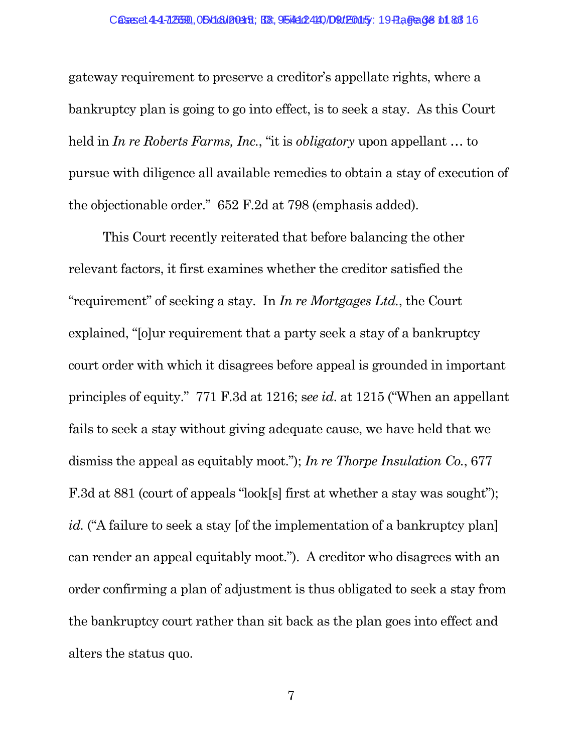gateway requirement to preserve a creditor's appellate rights, where a bankruptcy plan is going to go into effect, is to seek a stay. As this Court held in *In re Roberts Farms, Inc.*, "it is *obligatory* upon appellant … to pursue with diligence all available remedies to obtain a stay of execution of the objectionable order." 652 F.2d at 798 (emphasis added).

This Court recently reiterated that before balancing the other relevant factors, it first examines whether the creditor satisfied the "requirement" of seeking a stay. In *In re Mortgages Ltd.*, the Court explained, "[o]ur requirement that a party seek a stay of a bankruptcy court order with which it disagrees before appeal is grounded in important principles of equity." 771 F.3d at 1216; s*ee id.* at 1215 ("When an appellant fails to seek a stay without giving adequate cause, we have held that we dismiss the appeal as equitably moot."); *In re Thorpe Insulation Co.*, 677 F.3d at 881 (court of appeals "look[s] first at whether a stay was sought"); *id.* ("A failure to seek a stay [of the implementation of a bankruptcy plan] can render an appeal equitably moot."). A creditor who disagrees with an order confirming a plan of adjustment is thus obligated to seek a stay from the bankruptcy court rather than sit back as the plan goes into effect and alters the status quo.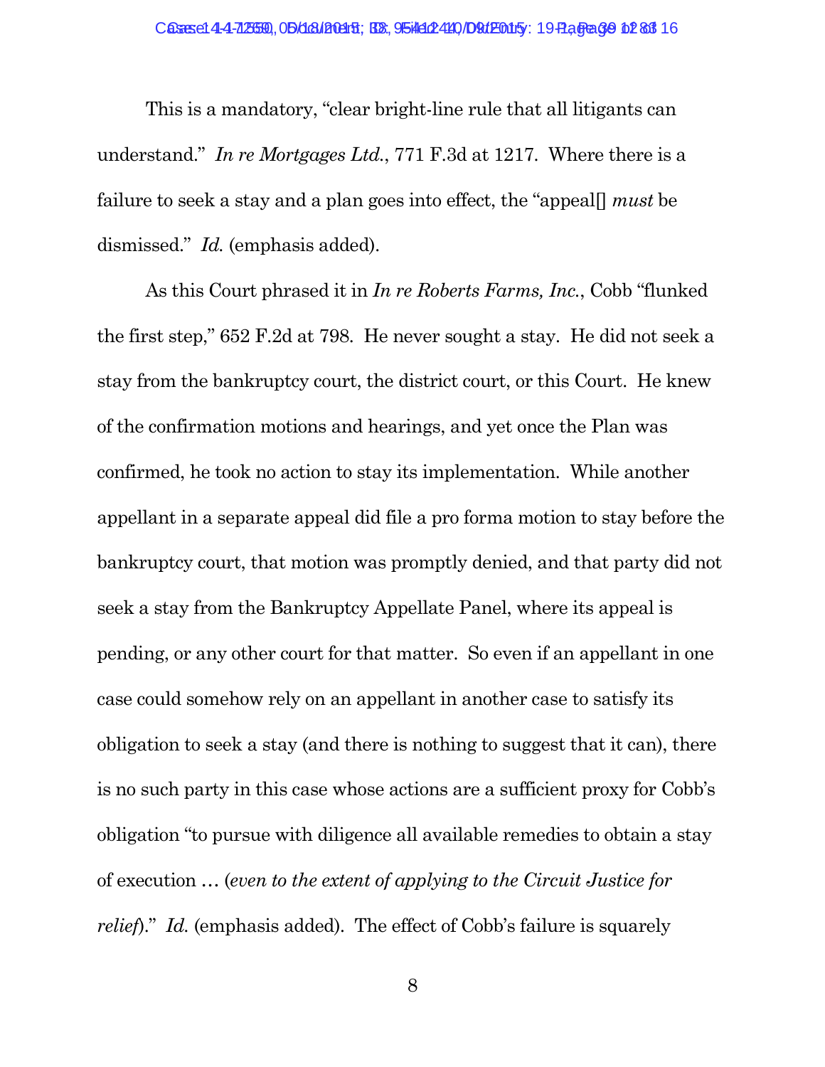This is a mandatory, "clear bright-line rule that all litigants can understand." *In re Mortgages Ltd.*, 771 F.3d at 1217. Where there is a failure to seek a stay and a plan goes into effect, the "appeal[] *must* be dismissed." *Id.* (emphasis added).

As this Court phrased it in *In re Roberts Farms, Inc.*, Cobb "flunked the first step," 652 F.2d at 798. He never sought a stay. He did not seek a stay from the bankruptcy court, the district court, or this Court. He knew of the confirmation motions and hearings, and yet once the Plan was confirmed, he took no action to stay its implementation. While another appellant in a separate appeal did file a pro forma motion to stay before the bankruptcy court, that motion was promptly denied, and that party did not seek a stay from the Bankruptcy Appellate Panel, where its appeal is pending, or any other court for that matter. So even if an appellant in one case could somehow rely on an appellant in another case to satisfy its obligation to seek a stay (and there is nothing to suggest that it can), there is no such party in this case whose actions are a sufficient proxy for Cobb's obligation "to pursue with diligence all available remedies to obtain a stay of execution … (*even to the extent of applying to the Circuit Justice for relief*)." *Id.* (emphasis added). The effect of Cobb's failure is squarely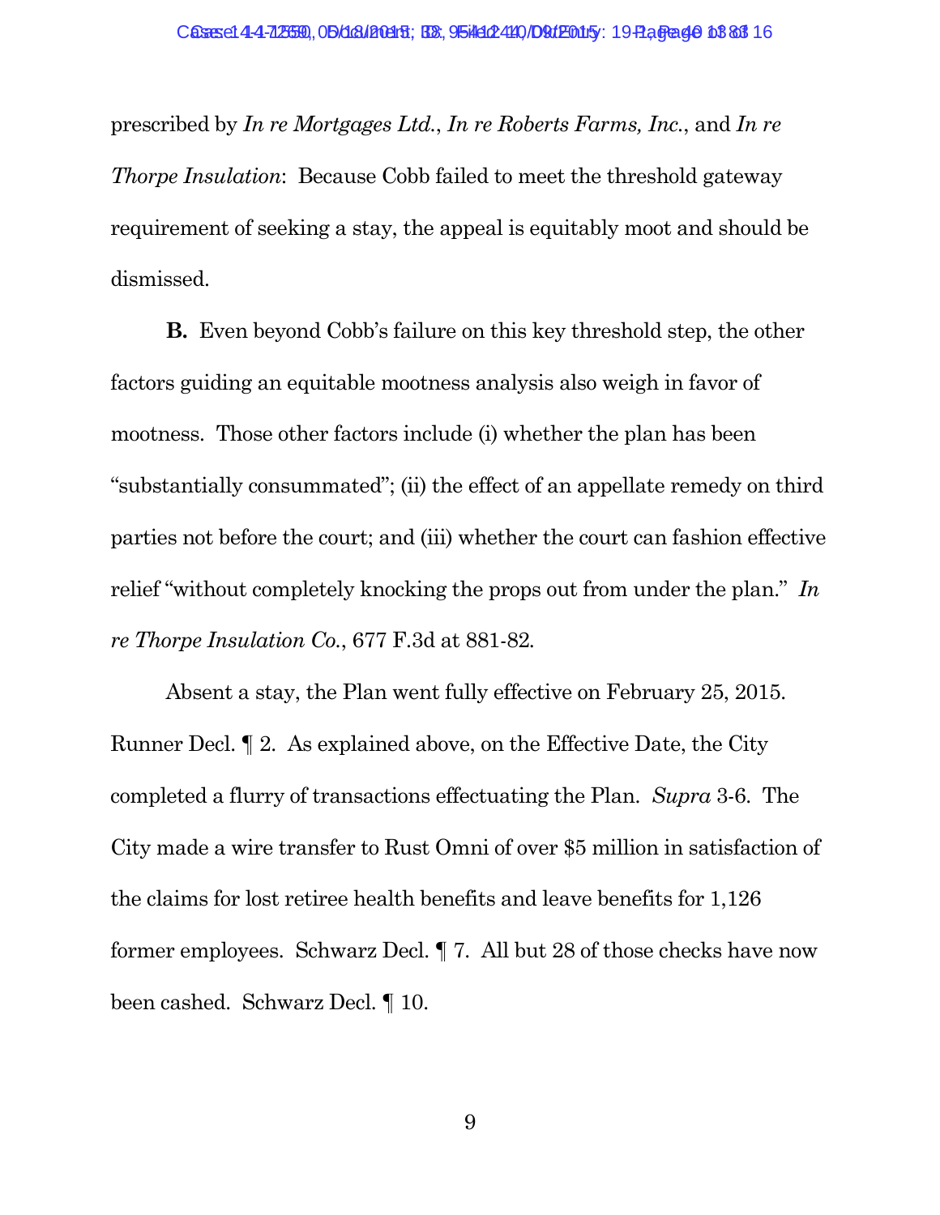prescribed by *In re Mortgages Ltd.*, *In re Roberts Farms, Inc.*, and *In re Thorpe Insulation*: Because Cobb failed to meet the threshold gateway requirement of seeking a stay, the appeal is equitably moot and should be dismissed.

**B.** Even beyond Cobb's failure on this key threshold step, the other factors guiding an equitable mootness analysis also weigh in favor of mootness. Those other factors include (i) whether the plan has been "substantially consummated"; (ii) the effect of an appellate remedy on third parties not before the court; and (iii) whether the court can fashion effective relief "without completely knocking the props out from under the plan." *In re Thorpe Insulation Co.*, 677 F.3d at 881-82.

Absent a stay, the Plan went fully effective on February 25, 2015. Runner Decl. ¶ 2. As explained above, on the Effective Date, the City completed a flurry of transactions effectuating the Plan. *Supra* 3-6. The City made a wire transfer to Rust Omni of over $5 million in satisfaction of the claims for lost retiree health benefits and leave benefits for 1,126 former employees. Schwarz Decl. ¶ 7. All but 28 of those checks have now been cashed. Schwarz Decl. ¶ 10.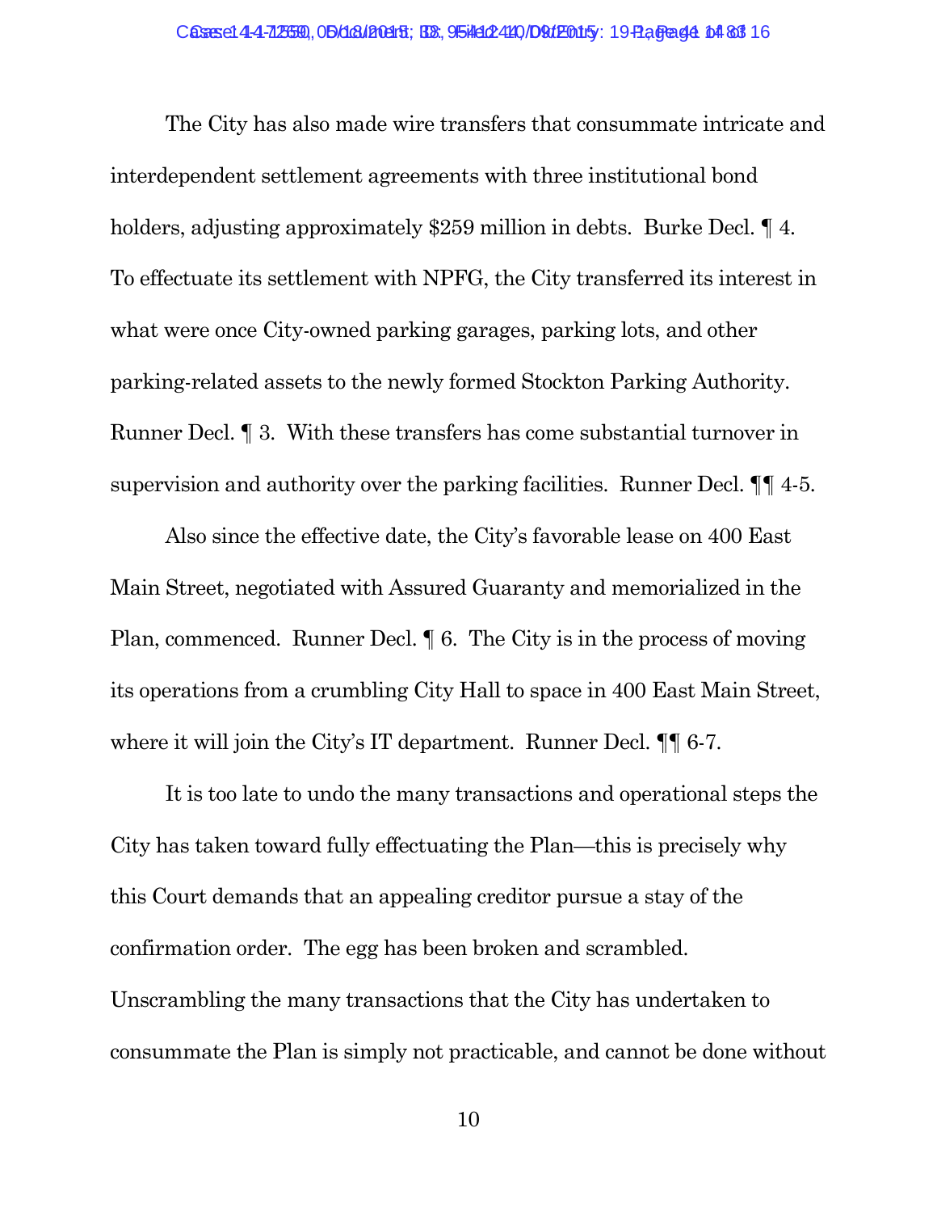The City has also made wire transfers that consummate intricate and interdependent settlement agreements with three institutional bond holders, adjusting approximately $259 million in debts. Burke Decl. ¶ 4. To effectuate its settlement with NPFG, the City transferred its interest in what were once City-owned parking garages, parking lots, and other parking-related assets to the newly formed Stockton Parking Authority. Runner Decl. ¶ 3. With these transfers has come substantial turnover in supervision and authority over the parking facilities. Runner Decl. ¶¶ 4-5.

Also since the effective date, the City's favorable lease on 400 East Main Street, negotiated with Assured Guaranty and memorialized in the Plan, commenced. Runner Decl. ¶ 6. The City is in the process of moving its operations from a crumbling City Hall to space in 400 East Main Street, where it will join the City's IT department. Runner Decl. ¶¶ 6-7.

It is too late to undo the many transactions and operational steps the City has taken toward fully effectuating the Plan—this is precisely why this Court demands that an appealing creditor pursue a stay of the confirmation order. The egg has been broken and scrambled. Unscrambling the many transactions that the City has undertaken to consummate the Plan is simply not practicable, and cannot be done without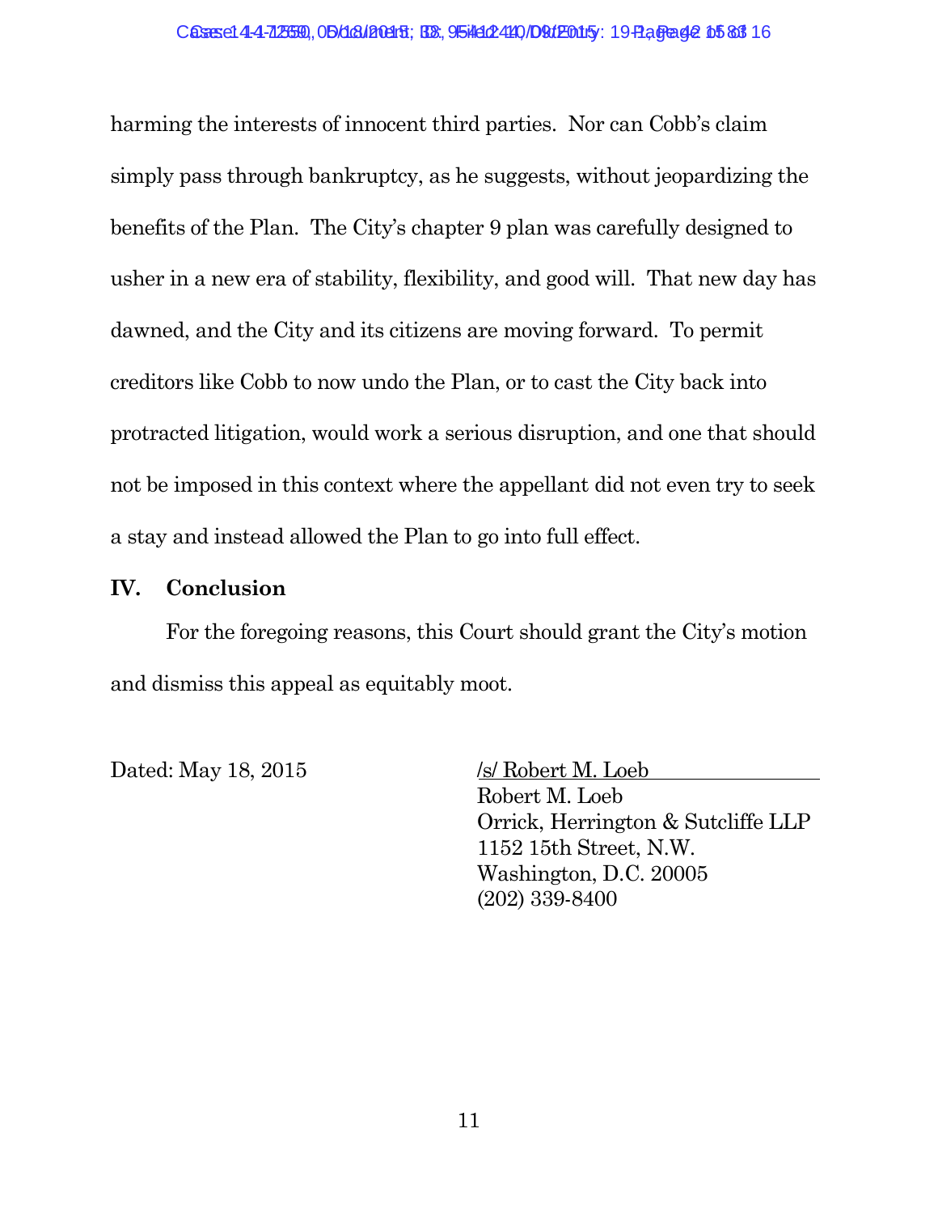harming the interests of innocent third parties. Nor can Cobb's claim simply pass through bankruptcy, as he suggests, without jeopardizing the benefits of the Plan. The City's chapter 9 plan was carefully designed to usher in a new era of stability, flexibility, and good will. That new day has dawned, and the City and its citizens are moving forward. To permit creditors like Cobb to now undo the Plan, or to cast the City back into protracted litigation, would work a serious disruption, and one that should not be imposed in this context where the appellant did not even try to seek a stay and instead allowed the Plan to go into full effect.

## IV. Conclusion

For the foregoing reasons, this Court should grant the City's motion and dismiss this appeal as equitably moot.

Dated: May 18, 2015

/s/ Robert M. Loeb
Robert M. Loeb
Orrick, Herrington & Sutcliffe LLP
1152 15th Street, N.W.
Washington, D.C. 20005
(202) 339-8400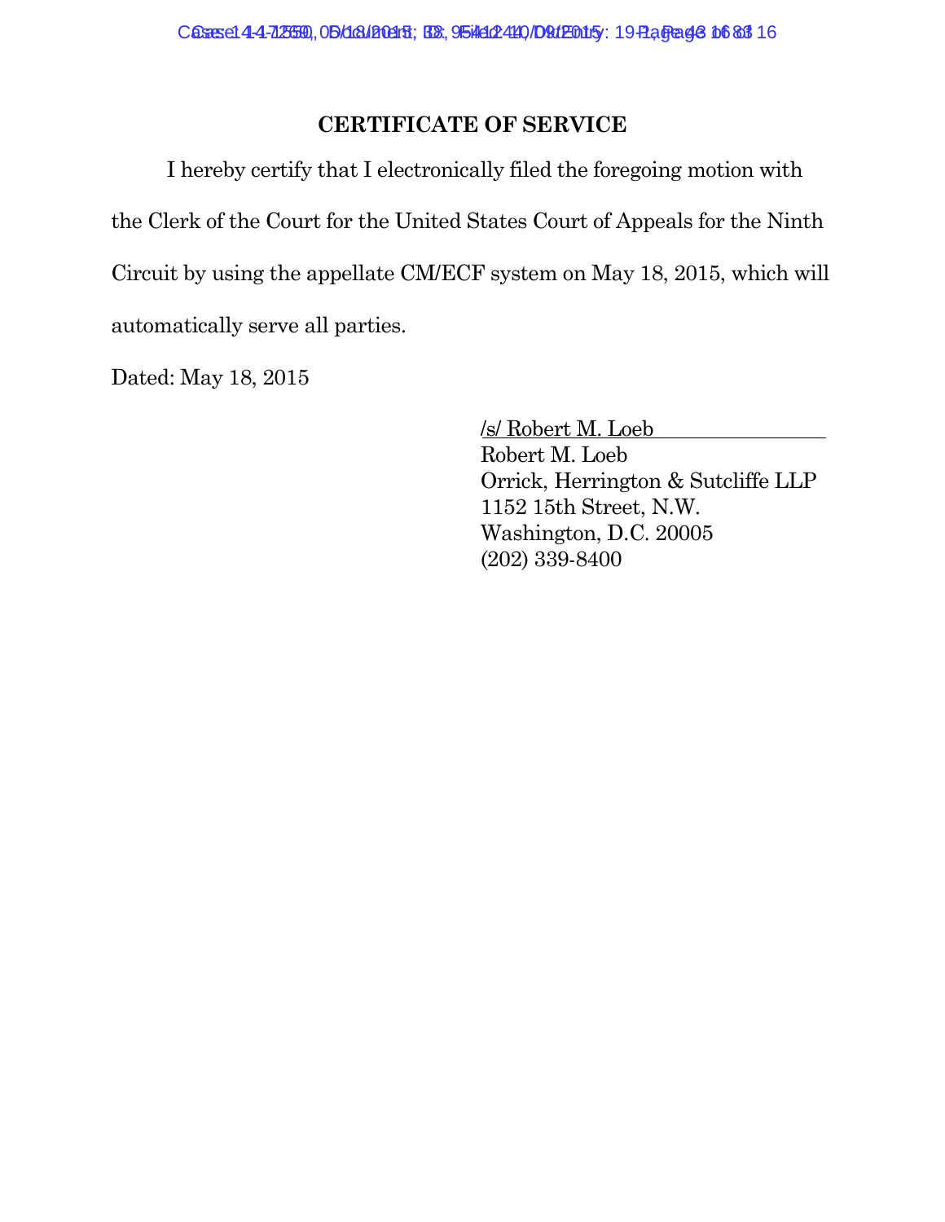## CERTIFICATE OF SERVICE

I hereby certify that I electronically filed the foregoing motion with the Clerk of the Court for the United States Court of Appeals for the Ninth Circuit by using the appellate CM/ECF system on May 18, 2015, which will automatically serve all parties.

Dated: May 18, 2015

/s/ Robert M. Loeb
Robert M. Loeb
Orrick, Herrington & Sutcliffe LLP
1152 15th Street, N.W.
Washington, D.C. 20005
(202) 339-8400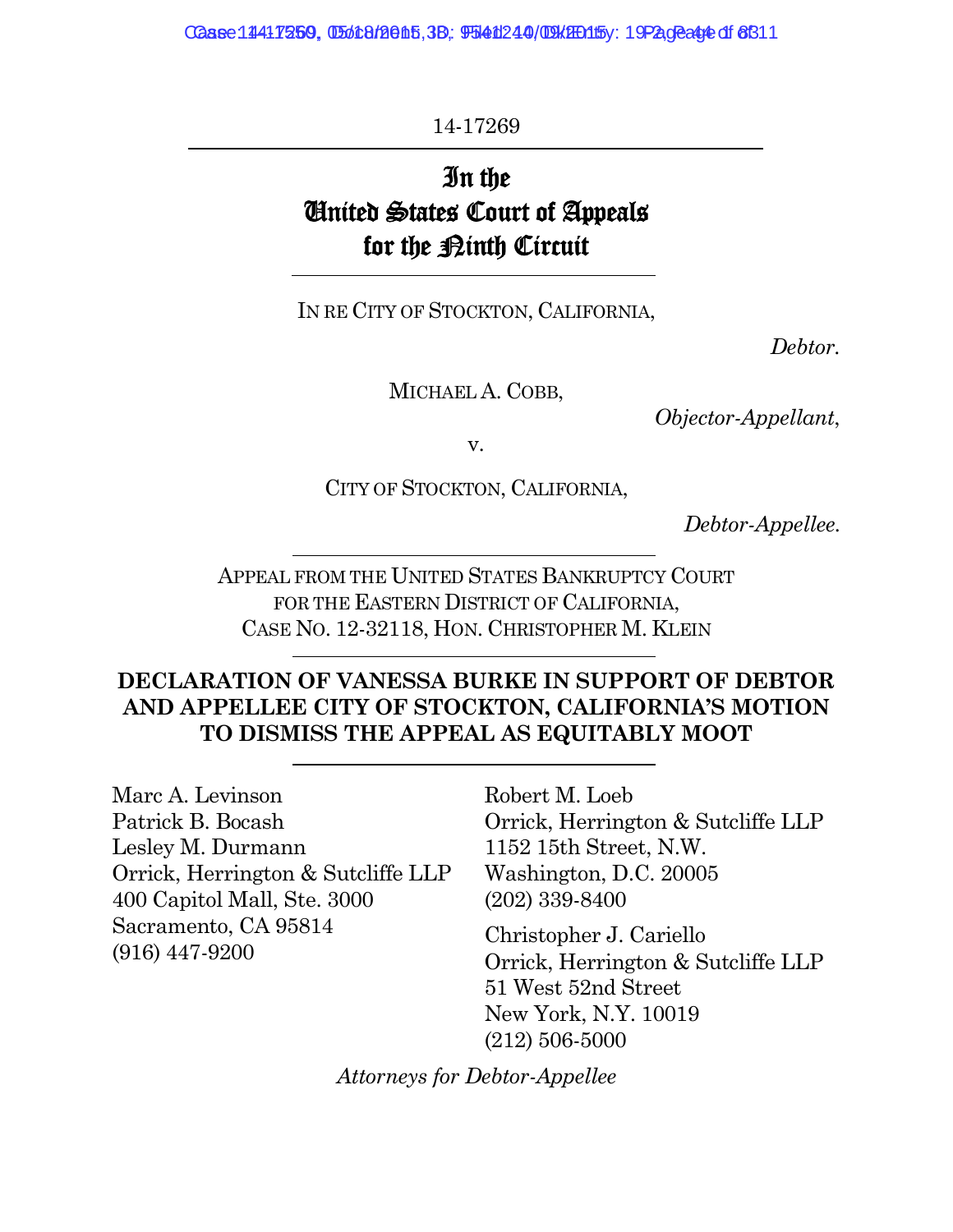14-17269

# In the United States Court of Appeals for the Ninth Circuit

IN RE CITY OF STOCKTON, CALIFORNIA,

*Debtor.*

MICHAEL A. COBB,

*Objector-Appellant*,

v.

CITY OF STOCKTON, CALIFORNIA,

*Debtor-Appellee.*

APPEAL FROM THE UNITED STATES BANKRUPTCY COURT FOR THE EASTERN DISTRICT OF CALIFORNIA, CASE NO. 12-32118, HON. CHRISTOPHER M. KLEIN

## DECLARATION OF VANESSA BURKE IN SUPPORT OF DEBTOR AND APPELLEE CITY OF STOCKTON, CALIFORNIA'S MOTION TO DISMISS THE APPEAL AS EQUITABLY MOOT

Marc A. Levinson
Patrick B. Bocash
Lesley M. Durmann
Orrick, Herrington & Sutcliffe LLP
400 Capitol Mall, Ste. 3000
Sacramento, CA 95814
(916) 447-9200

Robert M. Loeb
Orrick, Herrington & Sutcliffe LLP
1152 15th Street, N.W.
Washington, D.C. 20005
(202) 339-8400

Christopher J. Cariello
Orrick, Herrington & Sutcliffe LLP
51 West 52nd Street
New York, N.Y. 10019
(212) 506-5000

*Attorneys for Debtor-Appellee*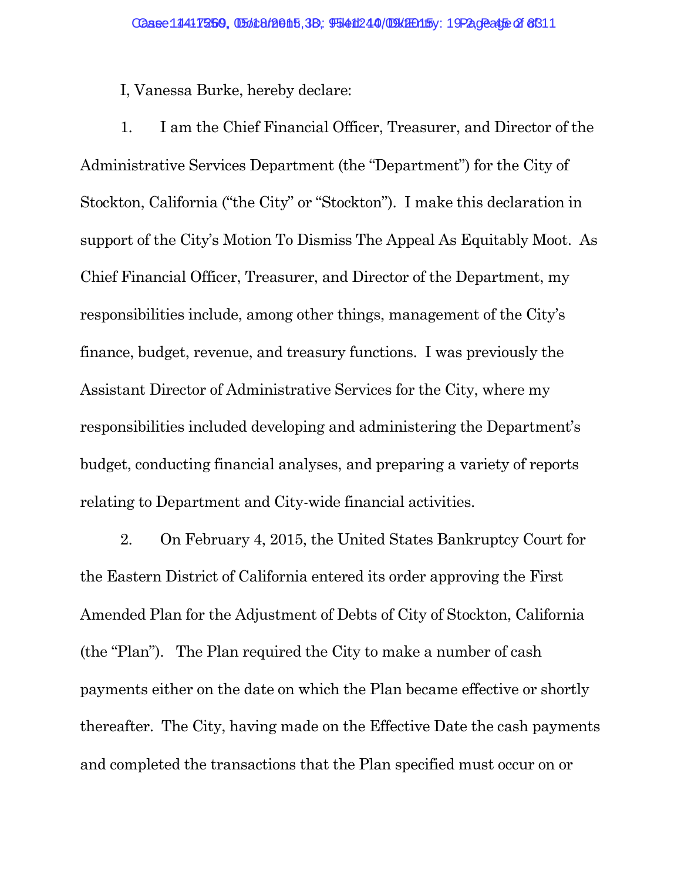I, Vanessa Burke, hereby declare:

1. I am the Chief Financial Officer, Treasurer, and Director of the Administrative Services Department (the "Department") for the City of Stockton, California ("the City" or "Stockton"). I make this declaration in support of the City's Motion To Dismiss The Appeal As Equitably Moot. As Chief Financial Officer, Treasurer, and Director of the Department, my responsibilities include, among other things, management of the City's finance, budget, revenue, and treasury functions. I was previously the Assistant Director of Administrative Services for the City, where my responsibilities included developing and administering the Department's budget, conducting financial analyses, and preparing a variety of reports relating to Department and City-wide financial activities.

2. On February 4, 2015, the United States Bankruptcy Court for the Eastern District of California entered its order approving the First Amended Plan for the Adjustment of Debts of City of Stockton, California (the "Plan"). The Plan required the City to make a number of cash payments either on the date on which the Plan became effective or shortly thereafter. The City, having made on the Effective Date the cash payments and completed the transactions that the Plan specified must occur on or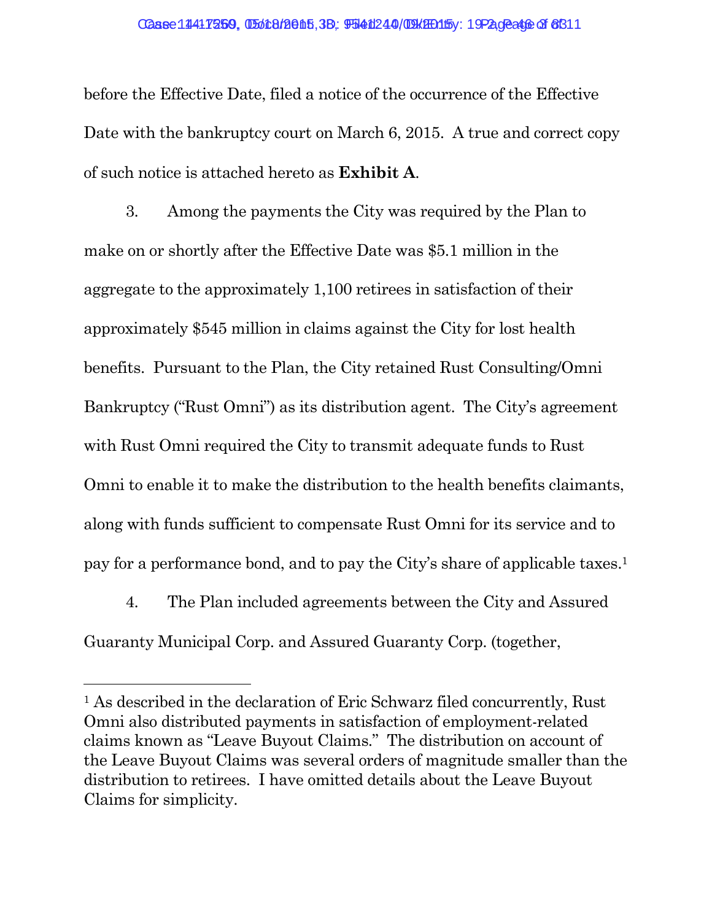before the Effective Date, filed a notice of the occurrence of the Effective Date with the bankruptcy court on March 6, 2015. A true and correct copy of such notice is attached hereto as **Exhibit A**.

3. Among the payments the City was required by the Plan to make on or shortly after the Effective Date was $5.1 million in the aggregate to the approximately 1,100 retirees in satisfaction of their approximately $545 million in claims against the City for lost health benefits. Pursuant to the Plan, the City retained Rust Consulting/Omni Bankruptcy ("Rust Omni") as its distribution agent. The City's agreement with Rust Omni required the City to transmit adequate funds to Rust Omni to enable it to make the distribution to the health benefits claimants, along with funds sufficient to compensate Rust Omni for its service and to pay for a performance bond, and to pay the City's share of applicable taxes.[1]

4. The Plan included agreements between the City and Assured Guaranty Municipal Corp. and Assured Guaranty Corp. (together,

---

[1] As described in the declaration of Eric Schwarz filed concurrently, Rust Omni also distributed payments in satisfaction of employment-related claims known as "Leave Buyout Claims." The distribution on account of the Leave Buyout Claims was several orders of magnitude smaller than the distribution to retirees. I have omitted details about the Leave Buyout Claims for simplicity.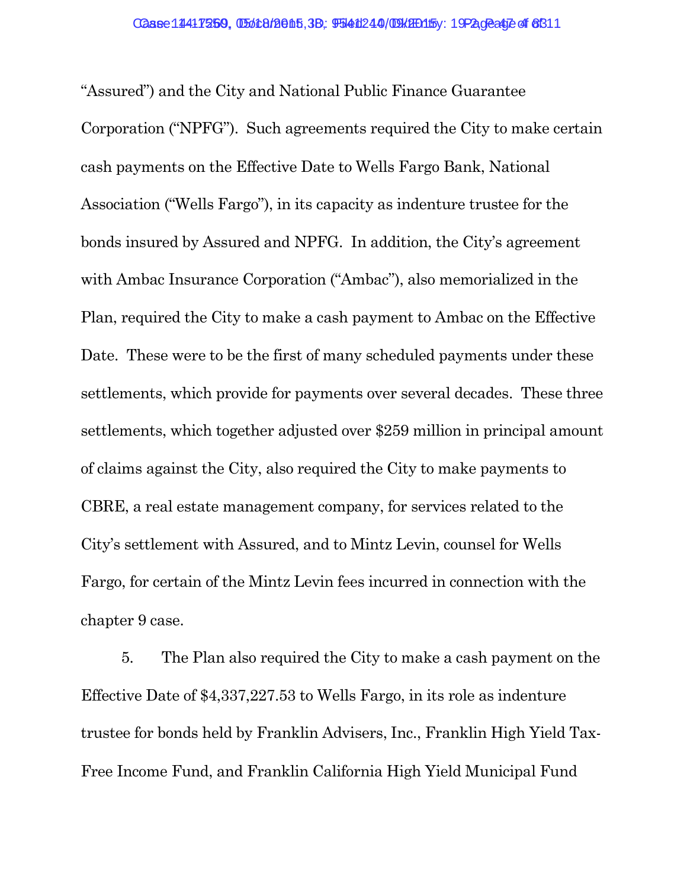"Assured") and the City and National Public Finance Guarantee Corporation ("NPFG"). Such agreements required the City to make certain cash payments on the Effective Date to Wells Fargo Bank, National Association ("Wells Fargo"), in its capacity as indenture trustee for the bonds insured by Assured and NPFG. In addition, the City's agreement with Ambac Insurance Corporation ("Ambac"), also memorialized in the Plan, required the City to make a cash payment to Ambac on the Effective Date. These were to be the first of many scheduled payments under these settlements, which provide for payments over several decades. These three settlements, which together adjusted over $259 million in principal amount of claims against the City, also required the City to make payments to CBRE, a real estate management company, for services related to the City's settlement with Assured, and to Mintz Levin, counsel for Wells Fargo, for certain of the Mintz Levin fees incurred in connection with the chapter 9 case.

5. The Plan also required the City to make a cash payment on the Effective Date of $4,337,227.53 to Wells Fargo, in its role as indenture trustee for bonds held by Franklin Advisers, Inc., Franklin High Yield Tax-Free Income Fund, and Franklin California High Yield Municipal Fund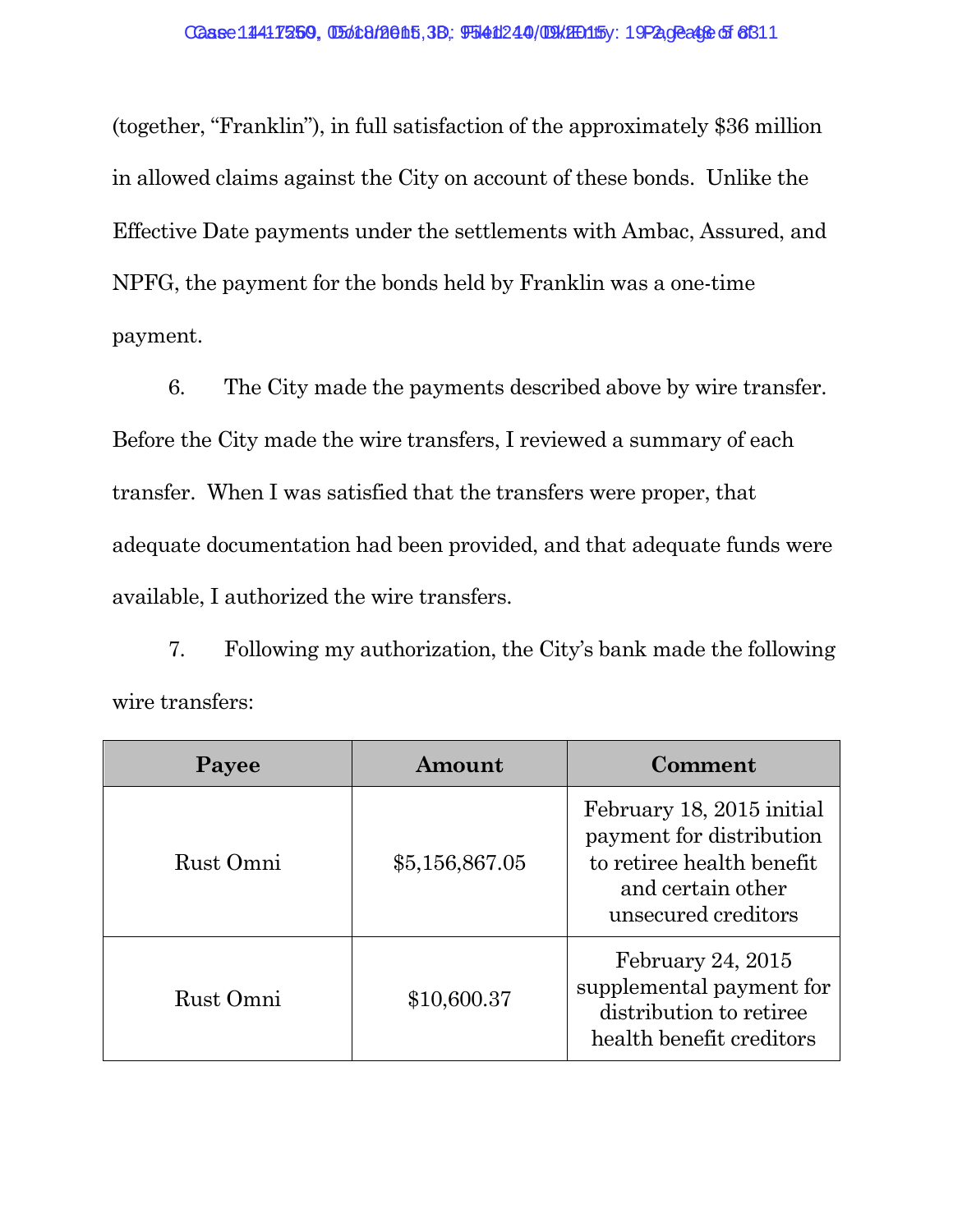(together, "Franklin"), in full satisfaction of the approximately $36 million in allowed claims against the City on account of these bonds. Unlike the Effective Date payments under the settlements with Ambac, Assured, and NPFG, the payment for the bonds held by Franklin was a one-time payment.

6. The City made the payments described above by wire transfer. Before the City made the wire transfers, I reviewed a summary of each transfer. When I was satisfied that the transfers were proper, that adequate documentation had been provided, and that adequate funds were available, I authorized the wire transfers.

7. Following my authorization, the City's bank made the following wire transfers:

| Payee | Amount | Comment |
|---|---|---|
| Rust Omni | $5,156,867.05 | February 18, 2015 initial payment for distribution to retiree health benefit and certain other unsecured creditors |
| Rust Omni | $10,600.37 | February 24, 2015 supplemental payment for distribution to retiree health benefit creditors |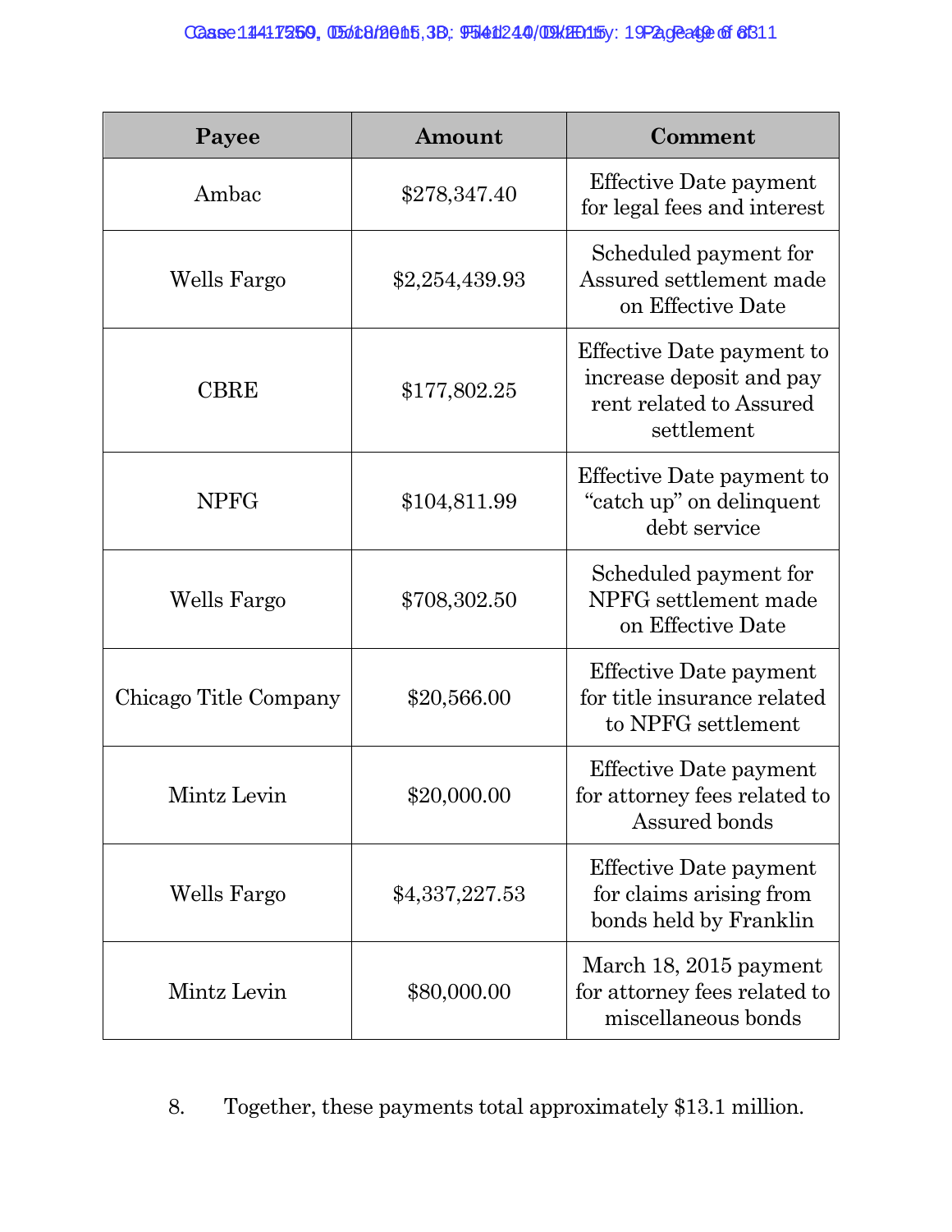| Payee | Amount | Comment |
|---|---|---|
| Ambac | $278,347.40 | Effective Date payment for legal fees and interest |
| Wells Fargo | $2,254,439.93 | Scheduled payment for Assured settlement made on Effective Date |
| CBRE | $177,802.25 | Effective Date payment to increase deposit and pay rent related to Assured settlement |
| NPFG | $104,811.99 | Effective Date payment to "catch up" on delinquent debt service |
| Wells Fargo | $708,302.50 | Scheduled payment for NPFG settlement made on Effective Date |
| Chicago Title Company | $20,566.00 | Effective Date payment for title insurance related to NPFG settlement |
| Mintz Levin | $20,000.00 | Effective Date payment for attorney fees related to Assured bonds |
| Wells Fargo | $4,337,227.53 | Effective Date payment for claims arising from bonds held by Franklin |
| Mintz Levin | $80,000.00 | March 18, 2015 payment for attorney fees related to miscellaneous bonds |

8. Together, these payments total approximately $13.1 million.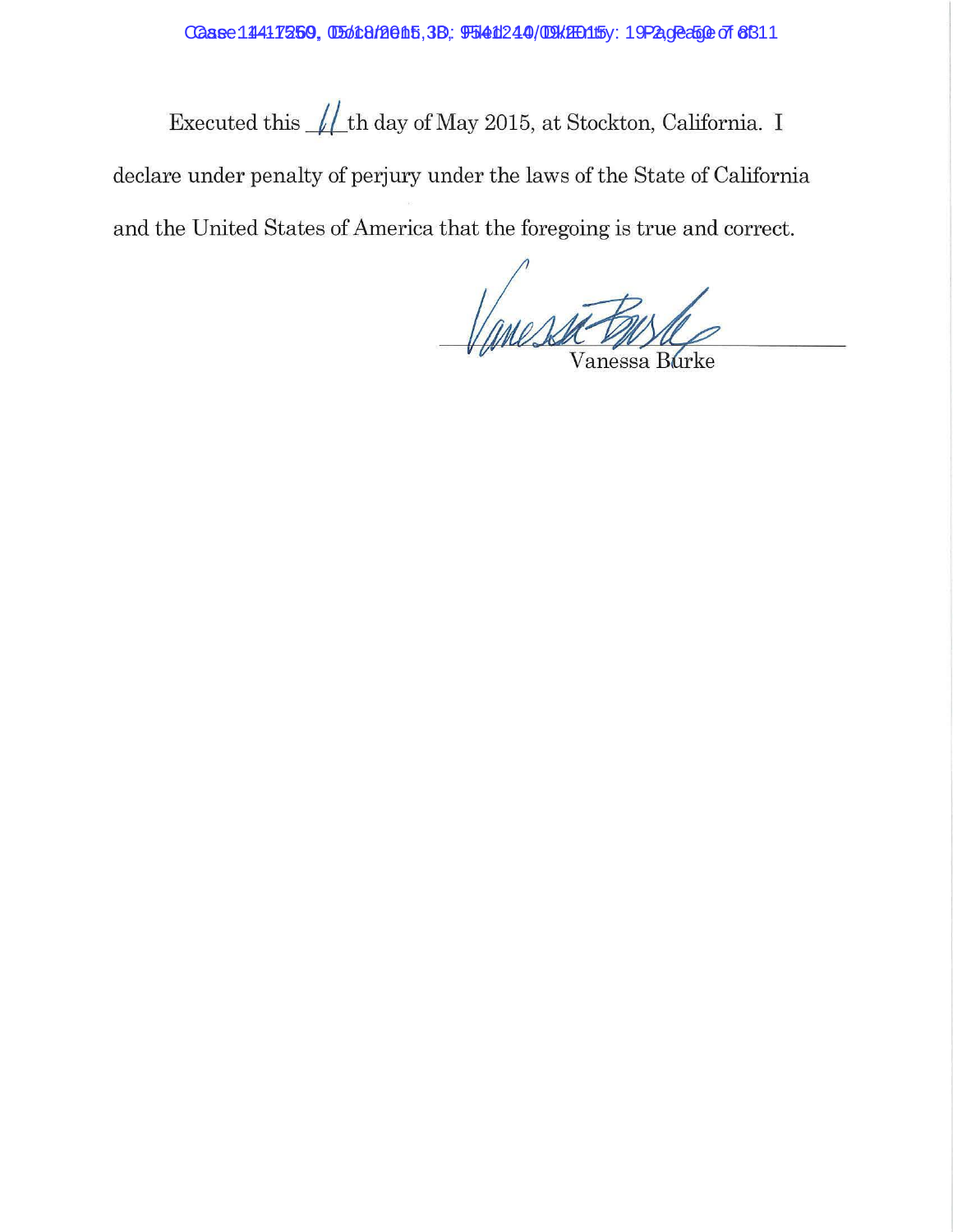Executed this 11th day of May 2015, at Stockton, California. I declare under penalty of perjury under the laws of the State of California and the United States of America that the foregoing is true and correct.

Vanessa Burke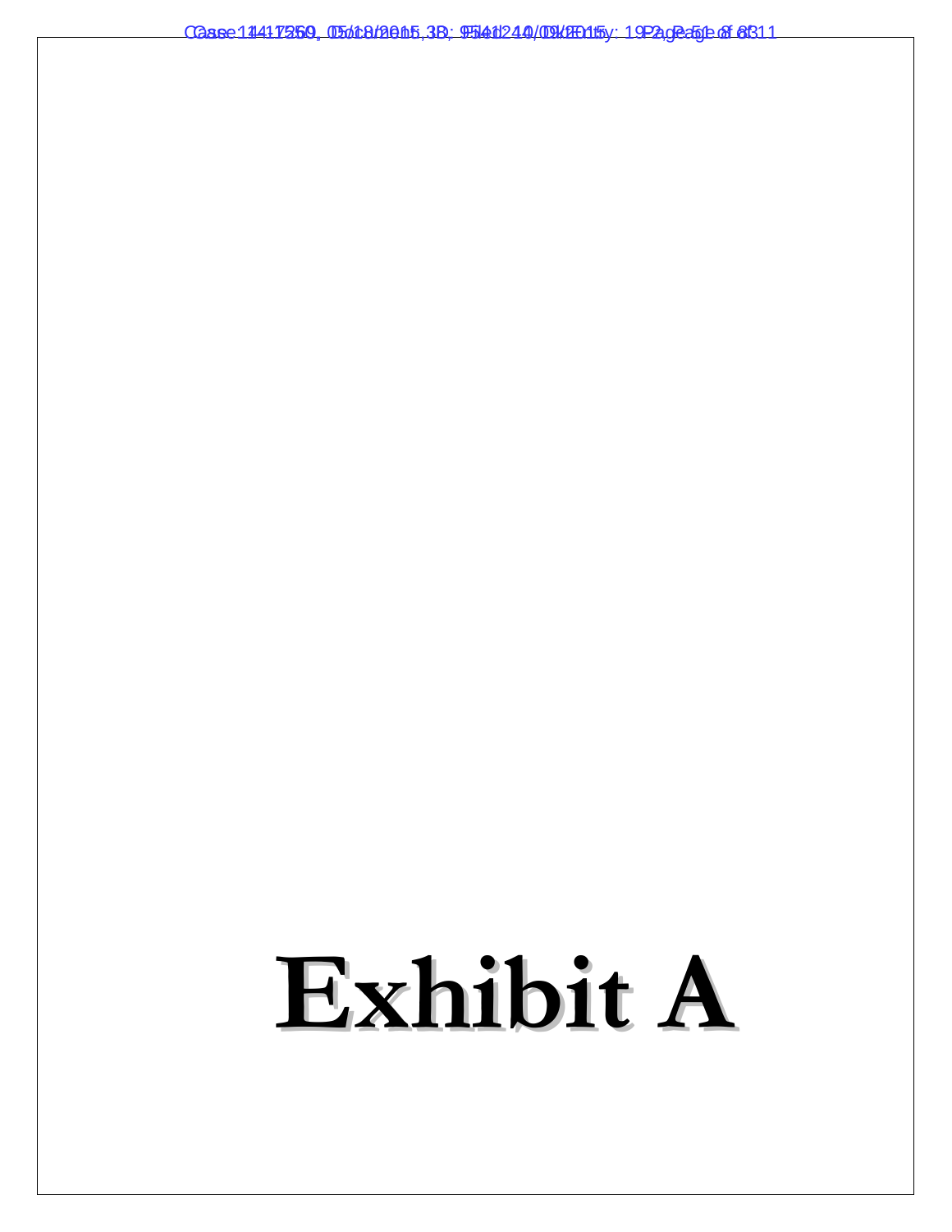# Exhibit A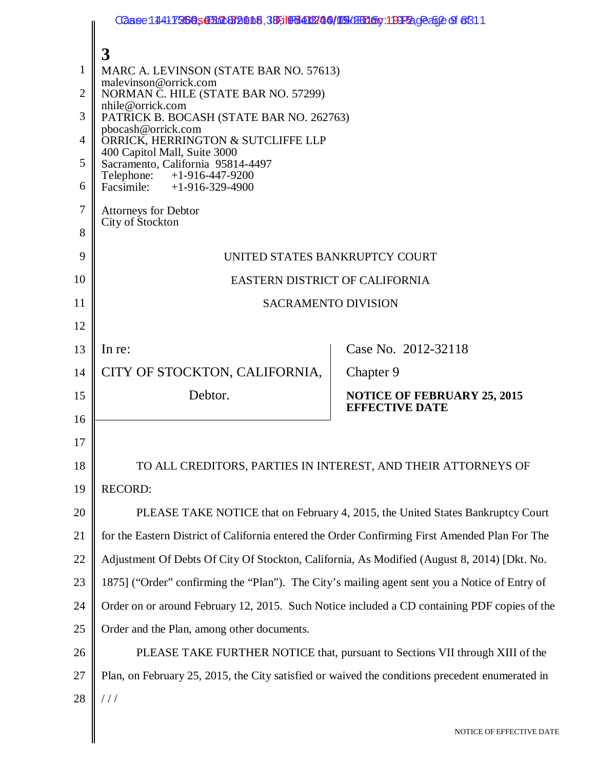**3**

MARC A. LEVINSON (STATE BAR NO. 57613)
malevinson@orrick.com
NORMAN C. HILE (STATE BAR NO. 57299)
nhile@orrick.com
PATRICK B. BOCASH (STATE BAR NO. 262763)
pbocash@orrick.com
ORRICK, HERRINGTON & SUTCLIFFE LLP
400 Capitol Mall, Suite 3000
Sacramento, California 95814-4497
Telephone: +1-916-447-9200
Facsimile: +1-916-329-4900

Attorneys for Debtor
City of Stockton

UNITED STATES BANKRUPTCY COURT

EASTERN DISTRICT OF CALIFORNIA

SACRAMENTO DIVISION

| | |
|---|---|
| In re:<br><br>CITY OF STOCKTON, CALIFORNIA,<br><br>Debtor. | Case No. 2012-32118<br><br>Chapter 9<br><br>**NOTICE OF FEBRUARY 25, 2015 EFFECTIVE DATE** |

TO ALL CREDITORS, PARTIES IN INTEREST, AND THEIR ATTORNEYS OF RECORD:

PLEASE TAKE NOTICE that on February 4, 2015, the United States Bankruptcy Court for the Eastern District of California entered the Order Confirming First Amended Plan For The Adjustment Of Debts Of City Of Stockton, California, As Modified (August 8, 2014) [Dkt. No. 1875] ("Order" confirming the "Plan"). The City's mailing agent sent you a Notice of Entry of Order on or around February 12, 2015. Such Notice included a CD containing PDF copies of the Order and the Plan, among other documents.

PLEASE TAKE FURTHER NOTICE that, pursuant to Sections VII through XIII of the Plan, on February 25, 2015, the City satisfied or waived the conditions precedent enumerated in

/ / /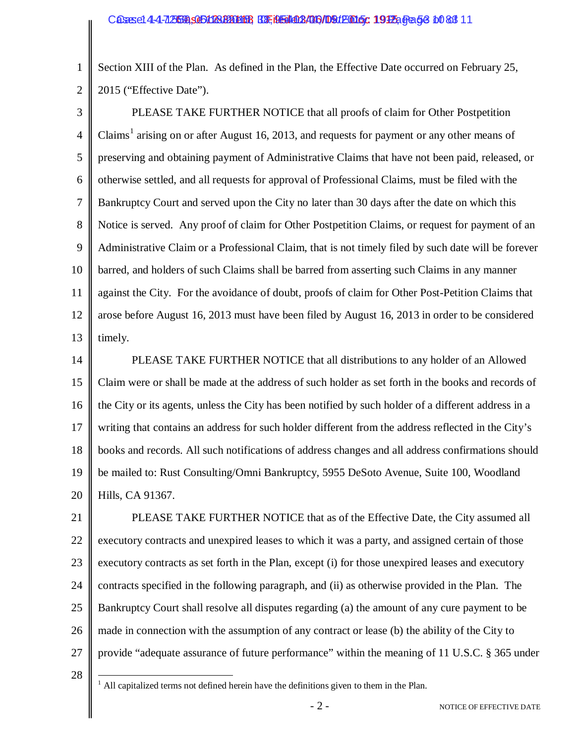Section XIII of the Plan. As defined in the Plan, the Effective Date occurred on February 25, 2015 ("Effective Date").

PLEASE TAKE FURTHER NOTICE that all proofs of claim for Other Postpetition Claims[1] arising on or after August 16, 2013, and requests for payment or any other means of preserving and obtaining payment of Administrative Claims that have not been paid, released, or otherwise settled, and all requests for approval of Professional Claims, must be filed with the Bankruptcy Court and served upon the City no later than 30 days after the date on which this Notice is served. Any proof of claim for Other Postpetition Claims, or request for payment of an Administrative Claim or a Professional Claim, that is not timely filed by such date will be forever barred, and holders of such Claims shall be barred from asserting such Claims in any manner against the City. For the avoidance of doubt, proofs of claim for Other Post-Petition Claims that arose before August 16, 2013 must have been filed by August 16, 2013 in order to be considered timely.

PLEASE TAKE FURTHER NOTICE that all distributions to any holder of an Allowed Claim were or shall be made at the address of such holder as set forth in the books and records of the City or its agents, unless the City has been notified by such holder of a different address in a writing that contains an address for such holder different from the address reflected in the City's books and records. All such notifications of address changes and all address confirmations should be mailed to: Rust Consulting/Omni Bankruptcy, 5955 DeSoto Avenue, Suite 100, Woodland Hills, CA 91367.

PLEASE TAKE FURTHER NOTICE that as of the Effective Date, the City assumed all executory contracts and unexpired leases to which it was a party, and assigned certain of those executory contracts as set forth in the Plan, except (i) for those unexpired leases and executory contracts specified in the following paragraph, and (ii) as otherwise provided in the Plan. The Bankruptcy Court shall resolve all disputes regarding (a) the amount of any cure payment to be made in connection with the assumption of any contract or lease (b) the ability of the City to provide "adequate assurance of future performance" within the meaning of 11 U.S.C. § 365 under

[1] All capitalized terms not defined herein have the definitions given to them in the Plan.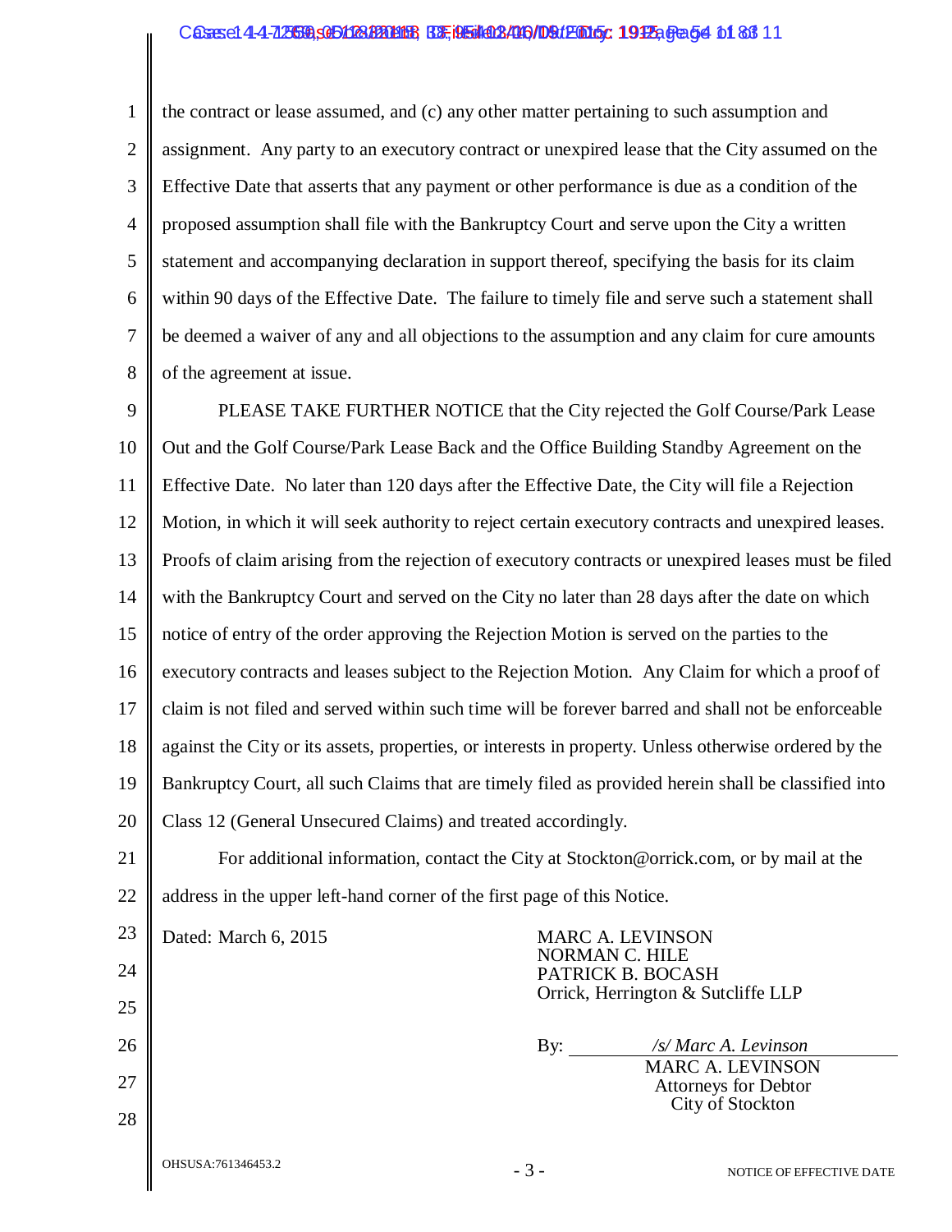the contract or lease assumed, and (c) any other matter pertaining to such assumption and assignment. Any party to an executory contract or unexpired lease that the City assumed on the Effective Date that asserts that any payment or other performance is due as a condition of the proposed assumption shall file with the Bankruptcy Court and serve upon the City a written statement and accompanying declaration in support thereof, specifying the basis for its claim within 90 days of the Effective Date. The failure to timely file and serve such a statement shall be deemed a waiver of any and all objections to the assumption and any claim for cure amounts of the agreement at issue.

PLEASE TAKE FURTHER NOTICE that the City rejected the Golf Course/Park Lease Out and the Golf Course/Park Lease Back and the Office Building Standby Agreement on the Effective Date. No later than 120 days after the Effective Date, the City will file a Rejection Motion, in which it will seek authority to reject certain executory contracts and unexpired leases. Proofs of claim arising from the rejection of executory contracts or unexpired leases must be filed with the Bankruptcy Court and served on the City no later than 28 days after the date on which notice of entry of the order approving the Rejection Motion is served on the parties to the executory contracts and leases subject to the Rejection Motion. Any Claim for which a proof of claim is not filed and served within such time will be forever barred and shall not be enforceable against the City or its assets, properties, or interests in property. Unless otherwise ordered by the Bankruptcy Court, all such Claims that are timely filed as provided herein shall be classified into Class 12 (General Unsecured Claims) and treated accordingly.

For additional information, contact the City at Stockton@orrick.com, or by mail at the address in the upper left-hand corner of the first page of this Notice.

Dated: March 6, 2015

MARC A. LEVINSON
NORMAN C. HILE
PATRICK B. BOCASH
Orrick, Herrington & Sutcliffe LLP

By: */s/ Marc A. Levinson*
MARC A. LEVINSON
Attorneys for Debtor
City of Stockton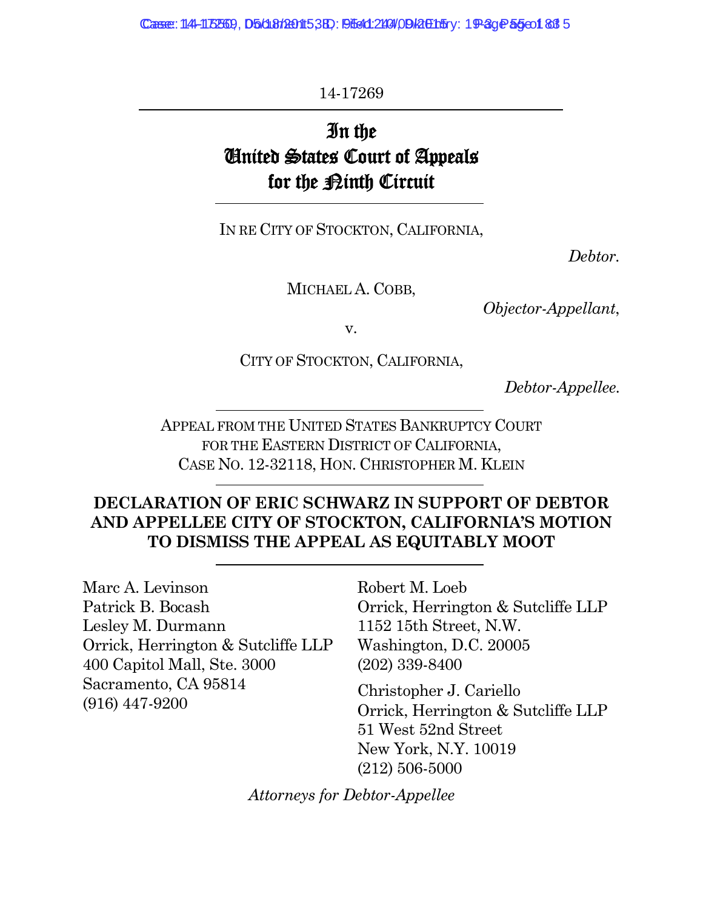14-17269

# In the United States Court of Appeals for the Ninth Circuit

IN RE CITY OF STOCKTON, CALIFORNIA,

*Debtor.*

MICHAEL A. COBB,

*Objector-Appellant*,

v.

CITY OF STOCKTON, CALIFORNIA,

*Debtor-Appellee.*

APPEAL FROM THE UNITED STATES BANKRUPTCY COURT FOR THE EASTERN DISTRICT OF CALIFORNIA, CASE NO. 12-32118, HON. CHRISTOPHER M. KLEIN

## DECLARATION OF ERIC SCHWARZ IN SUPPORT OF DEBTOR AND APPELLEE CITY OF STOCKTON, CALIFORNIA'S MOTION TO DISMISS THE APPEAL AS EQUITABLY MOOT

Marc A. Levinson
Patrick B. Bocash
Lesley M. Durmann
Orrick, Herrington & Sutcliffe LLP
400 Capitol Mall, Ste. 3000
Sacramento, CA 95814
(916) 447-9200

Robert M. Loeb
Orrick, Herrington & Sutcliffe LLP
1152 15th Street, N.W.
Washington, D.C. 20005
(202) 339-8400

Christopher J. Cariello
Orrick, Herrington & Sutcliffe LLP
51 West 52nd Street
New York, N.Y. 10019
(212) 506-5000

*Attorneys for Debtor-Appellee*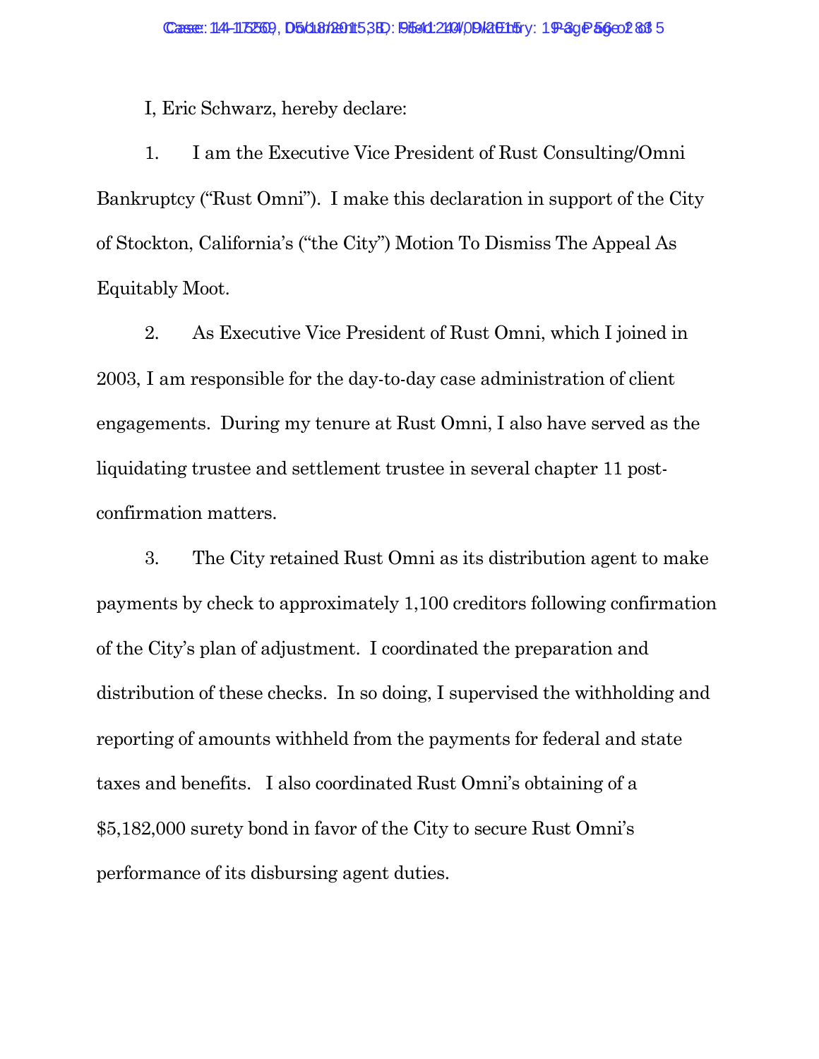I, Eric Schwarz, hereby declare:

1. I am the Executive Vice President of Rust Consulting/Omni Bankruptcy ("Rust Omni"). I make this declaration in support of the City of Stockton, California's ("the City") Motion To Dismiss The Appeal As Equitably Moot.

2. As Executive Vice President of Rust Omni, which I joined in 2003, I am responsible for the day-to-day case administration of client engagements. During my tenure at Rust Omni, I also have served as the liquidating trustee and settlement trustee in several chapter 11 post-confirmation matters.

3. The City retained Rust Omni as its distribution agent to make payments by check to approximately 1,100 creditors following confirmation of the City's plan of adjustment. I coordinated the preparation and distribution of these checks. In so doing, I supervised the withholding and reporting of amounts withheld from the payments for federal and state taxes and benefits. I also coordinated Rust Omni's obtaining of a $5,182,000 surety bond in favor of the City to secure Rust Omni's performance of its disbursing agent duties.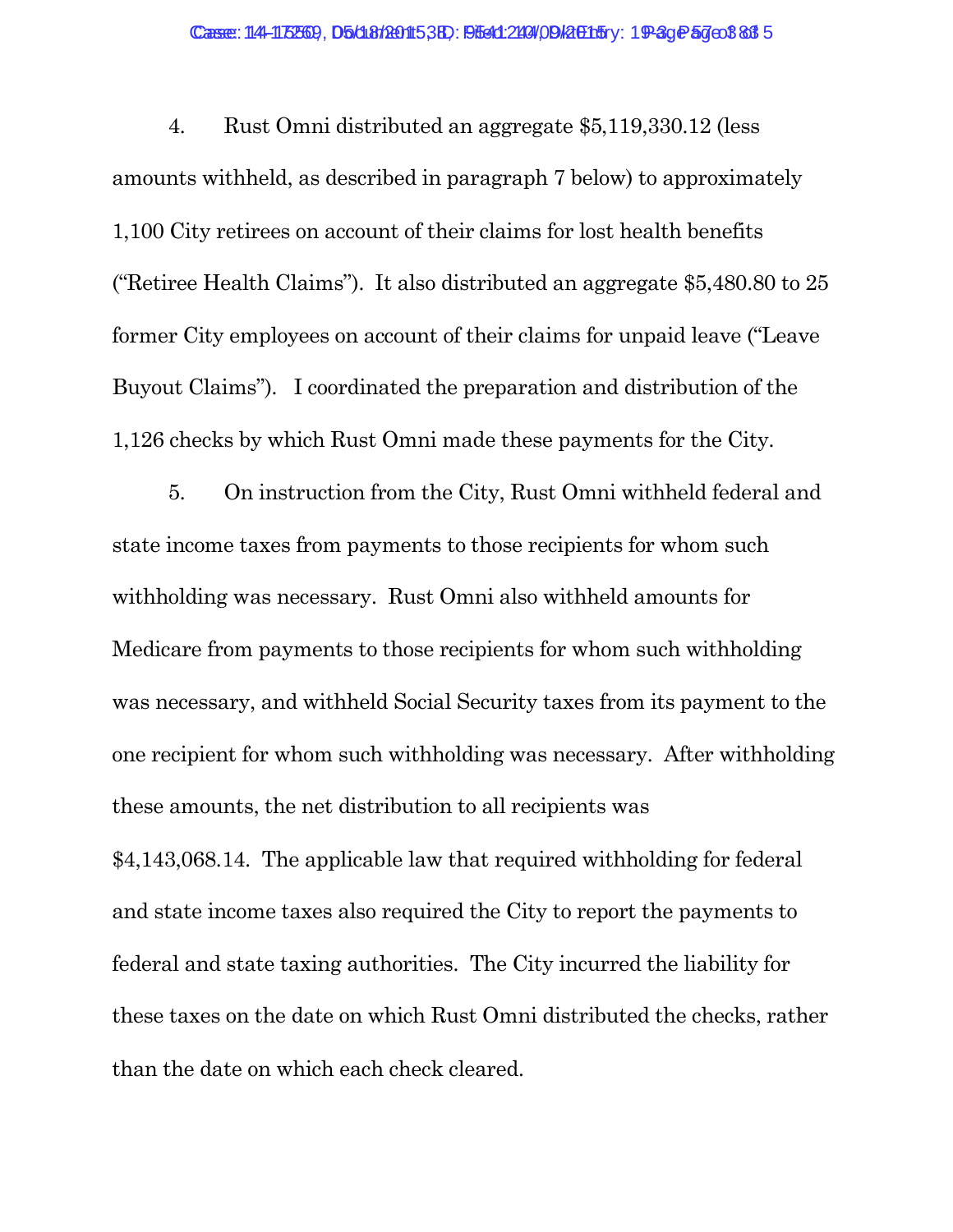4. Rust Omni distributed an aggregate $5,119,330.12 (less amounts withheld, as described in paragraph 7 below) to approximately 1,100 City retirees on account of their claims for lost health benefits ("Retiree Health Claims"). It also distributed an aggregate $5,480.80 to 25 former City employees on account of their claims for unpaid leave ("Leave Buyout Claims"). I coordinated the preparation and distribution of the 1,126 checks by which Rust Omni made these payments for the City.

5. On instruction from the City, Rust Omni withheld federal and state income taxes from payments to those recipients for whom such withholding was necessary. Rust Omni also withheld amounts for Medicare from payments to those recipients for whom such withholding was necessary, and withheld Social Security taxes from its payment to the one recipient for whom such withholding was necessary. After withholding these amounts, the net distribution to all recipients was $4,143,068.14. The applicable law that required withholding for federal and state income taxes also required the City to report the payments to federal and state taxing authorities. The City incurred the liability for these taxes on the date on which Rust Omni distributed the checks, rather than the date on which each check cleared.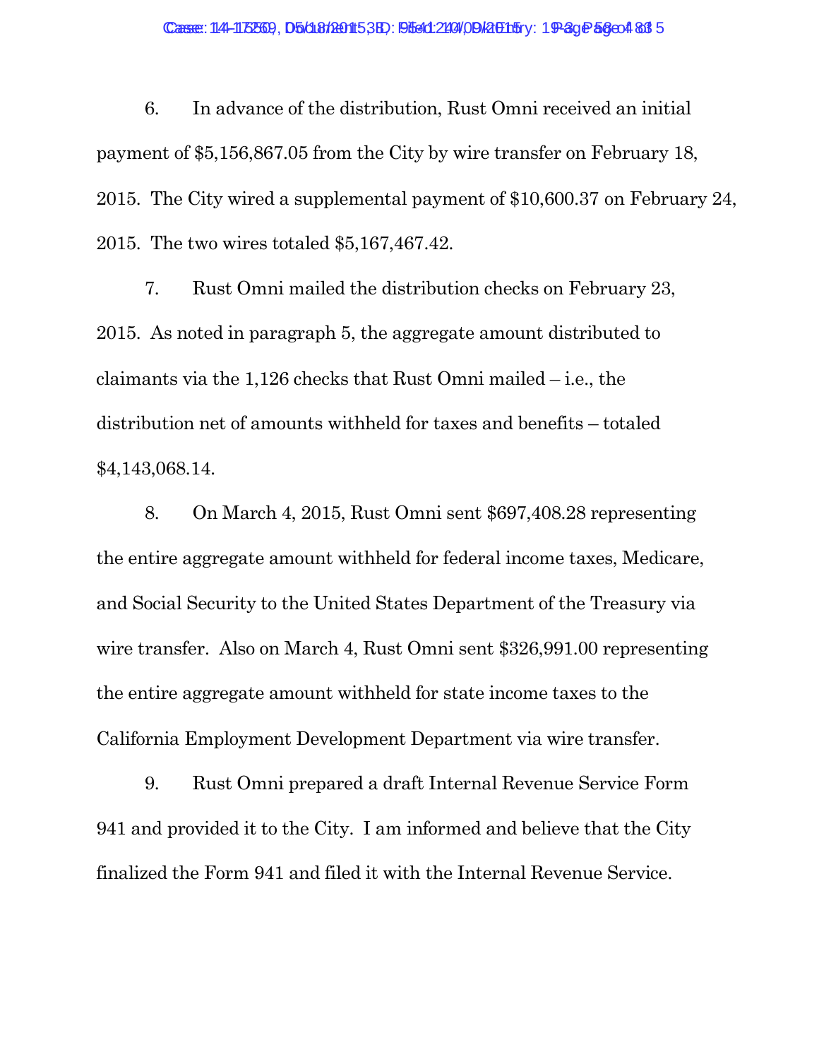6. In advance of the distribution, Rust Omni received an initial payment of $5,156,867.05 from the City by wire transfer on February 18, 2015. The City wired a supplemental payment of $10,600.37 on February 24, 2015. The two wires totaled $5,167,467.42.

7. Rust Omni mailed the distribution checks on February 23, 2015. As noted in paragraph 5, the aggregate amount distributed to claimants via the 1,126 checks that Rust Omni mailed – i.e., the distribution net of amounts withheld for taxes and benefits – totaled $4,143,068.14.

8. On March 4, 2015, Rust Omni sent $697,408.28 representing the entire aggregate amount withheld for federal income taxes, Medicare, and Social Security to the United States Department of the Treasury via wire transfer. Also on March 4, Rust Omni sent $326,991.00 representing the entire aggregate amount withheld for state income taxes to the California Employment Development Department via wire transfer.

9. Rust Omni prepared a draft Internal Revenue Service Form 941 and provided it to the City. I am informed and believe that the City finalized the Form 941 and filed it with the Internal Revenue Service.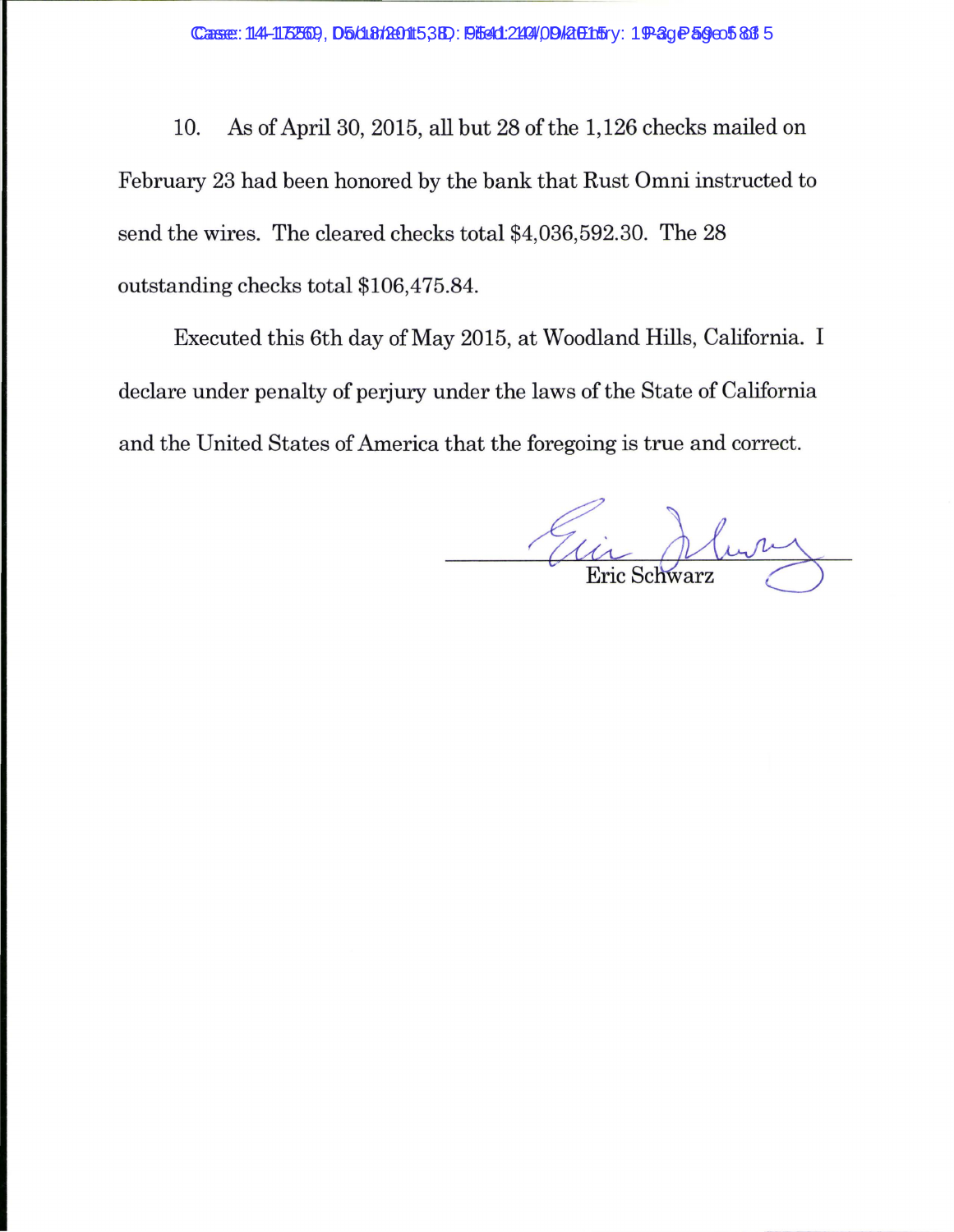10. As of April 30, 2015, all but 28 of the 1,126 checks mailed on February 23 had been honored by the bank that Rust Omni instructed to send the wires. The cleared checks total $4,036,592.30. The 28 outstanding checks total $106,475.84.

Executed this 6th day of May 2015, at Woodland Hills, California. I declare under penalty of perjury under the laws of the State of California and the United States of America that the foregoing is true and correct.

Eric Schwarz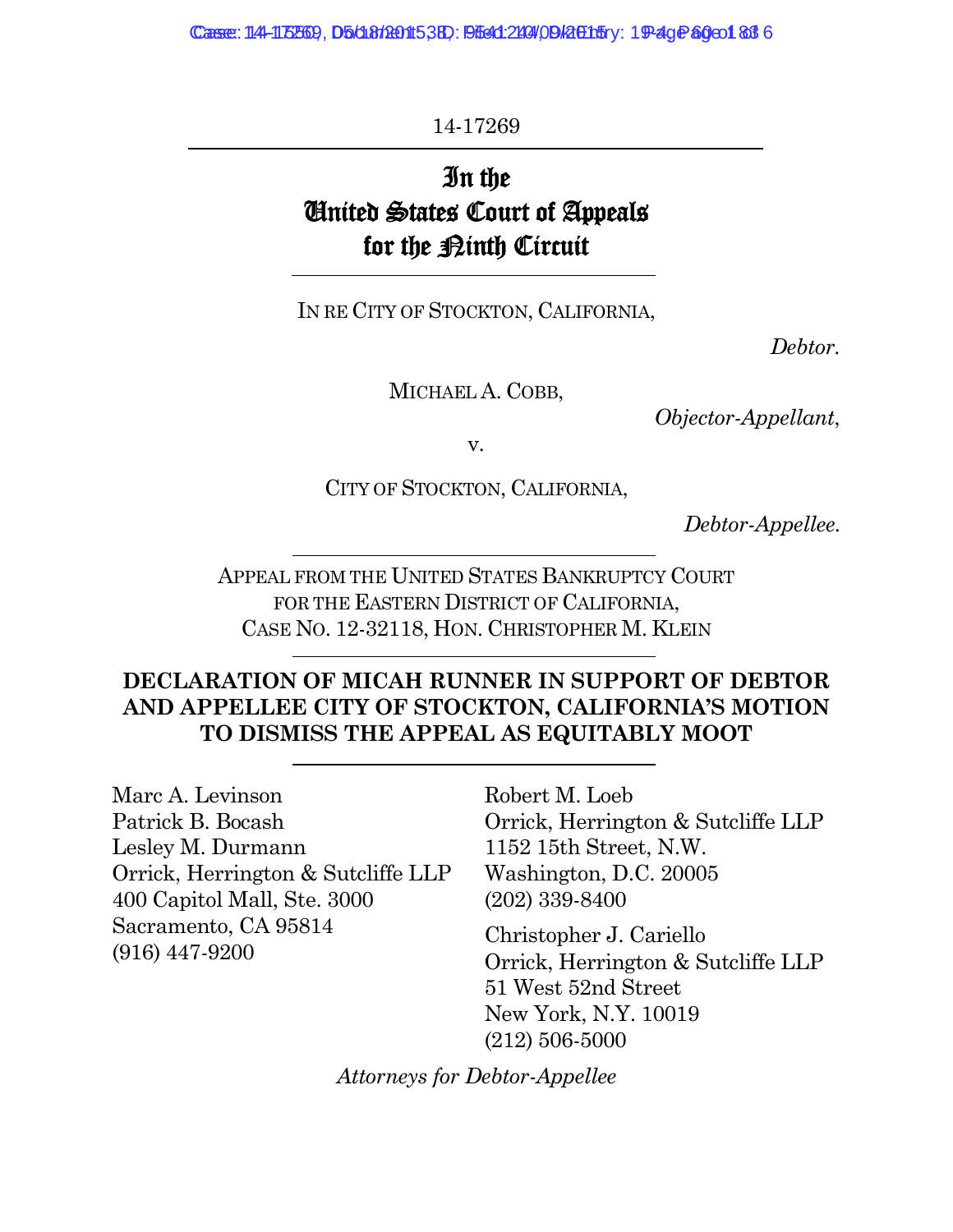14-17269

# In the United States Court of Appeals for the Ninth Circuit

IN RE CITY OF STOCKTON, CALIFORNIA,

*Debtor.*

MICHAEL A. COBB,

*Objector-Appellant*,

v.

CITY OF STOCKTON, CALIFORNIA,

*Debtor-Appellee.*

APPEAL FROM THE UNITED STATES BANKRUPTCY COURT FOR THE EASTERN DISTRICT OF CALIFORNIA, CASE NO. 12-32118, HON. CHRISTOPHER M. KLEIN

## DECLARATION OF MICAH RUNNER IN SUPPORT OF DEBTOR AND APPELLEE CITY OF STOCKTON, CALIFORNIA'S MOTION TO DISMISS THE APPEAL AS EQUITABLY MOOT

Marc A. Levinson
Patrick B. Bocash
Lesley M. Durmann
Orrick, Herrington & Sutcliffe LLP
400 Capitol Mall, Ste. 3000
Sacramento, CA 95814
(916) 447-9200

Robert M. Loeb
Orrick, Herrington & Sutcliffe LLP
1152 15th Street, N.W.
Washington, D.C. 20005
(202) 339-8400

Christopher J. Cariello
Orrick, Herrington & Sutcliffe LLP
51 West 52nd Street
New York, N.Y. 10019
(212) 506-5000

*Attorneys for Debtor-Appellee*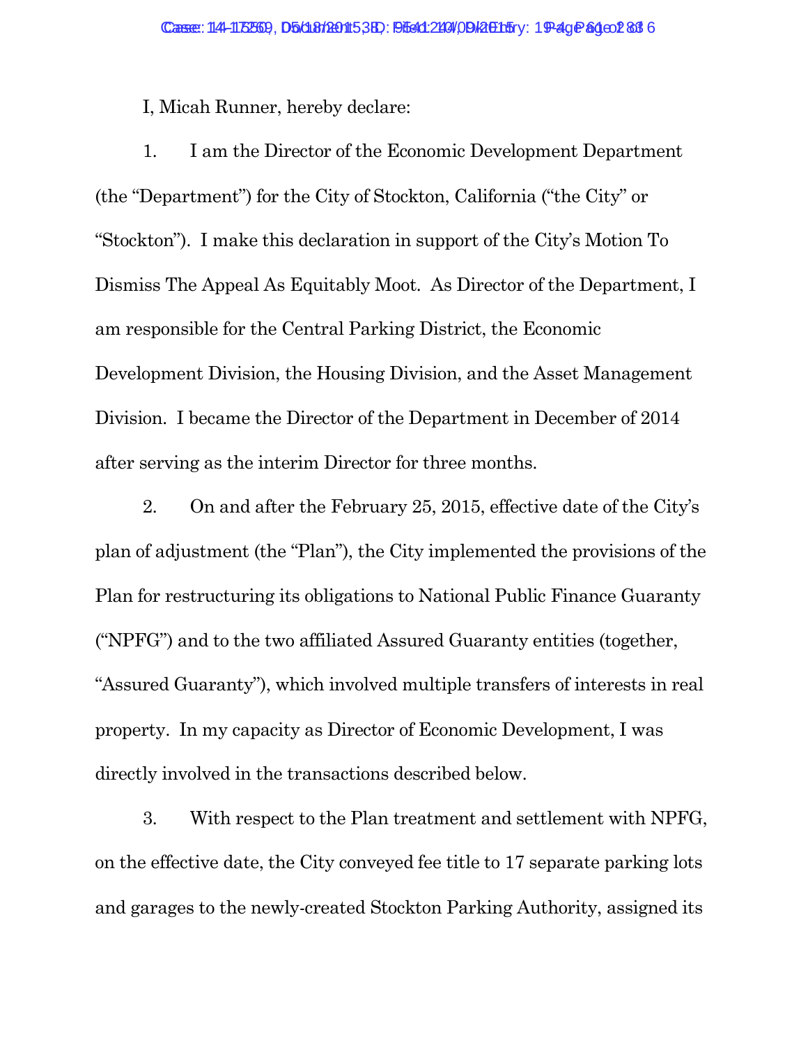I, Micah Runner, hereby declare:

1. I am the Director of the Economic Development Department (the "Department") for the City of Stockton, California ("the City" or "Stockton"). I make this declaration in support of the City's Motion To Dismiss The Appeal As Equitably Moot. As Director of the Department, I am responsible for the Central Parking District, the Economic Development Division, the Housing Division, and the Asset Management Division. I became the Director of the Department in December of 2014 after serving as the interim Director for three months.

2. On and after the February 25, 2015, effective date of the City's plan of adjustment (the "Plan"), the City implemented the provisions of the Plan for restructuring its obligations to National Public Finance Guaranty ("NPFG") and to the two affiliated Assured Guaranty entities (together, "Assured Guaranty"), which involved multiple transfers of interests in real property. In my capacity as Director of Economic Development, I was directly involved in the transactions described below.

3. With respect to the Plan treatment and settlement with NPFG, on the effective date, the City conveyed fee title to 17 separate parking lots and garages to the newly-created Stockton Parking Authority, assigned its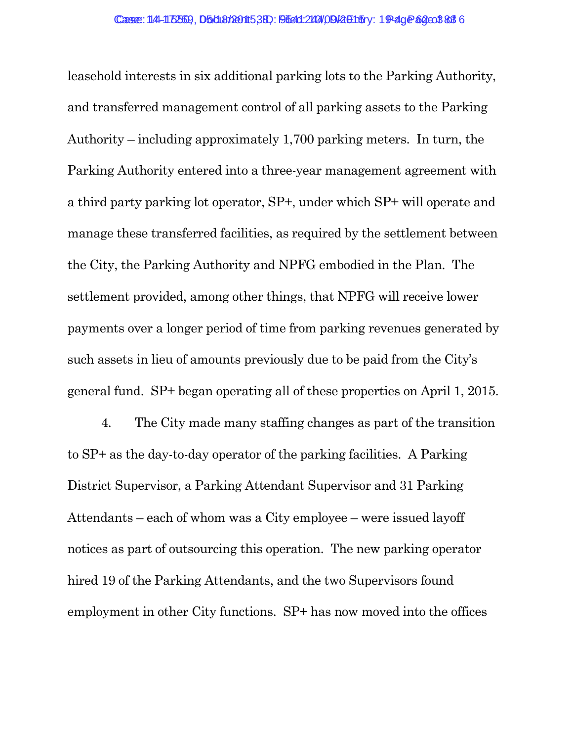leasehold interests in six additional parking lots to the Parking Authority, and transferred management control of all parking assets to the Parking Authority – including approximately 1,700 parking meters. In turn, the Parking Authority entered into a three-year management agreement with a third party parking lot operator, SP+, under which SP+ will operate and manage these transferred facilities, as required by the settlement between the City, the Parking Authority and NPFG embodied in the Plan. The settlement provided, among other things, that NPFG will receive lower payments over a longer period of time from parking revenues generated by such assets in lieu of amounts previously due to be paid from the City's general fund. SP+ began operating all of these properties on April 1, 2015.

4. The City made many staffing changes as part of the transition to SP+ as the day-to-day operator of the parking facilities. A Parking District Supervisor, a Parking Attendant Supervisor and 31 Parking Attendants – each of whom was a City employee – were issued layoff notices as part of outsourcing this operation. The new parking operator hired 19 of the Parking Attendants, and the two Supervisors found employment in other City functions. SP+ has now moved into the offices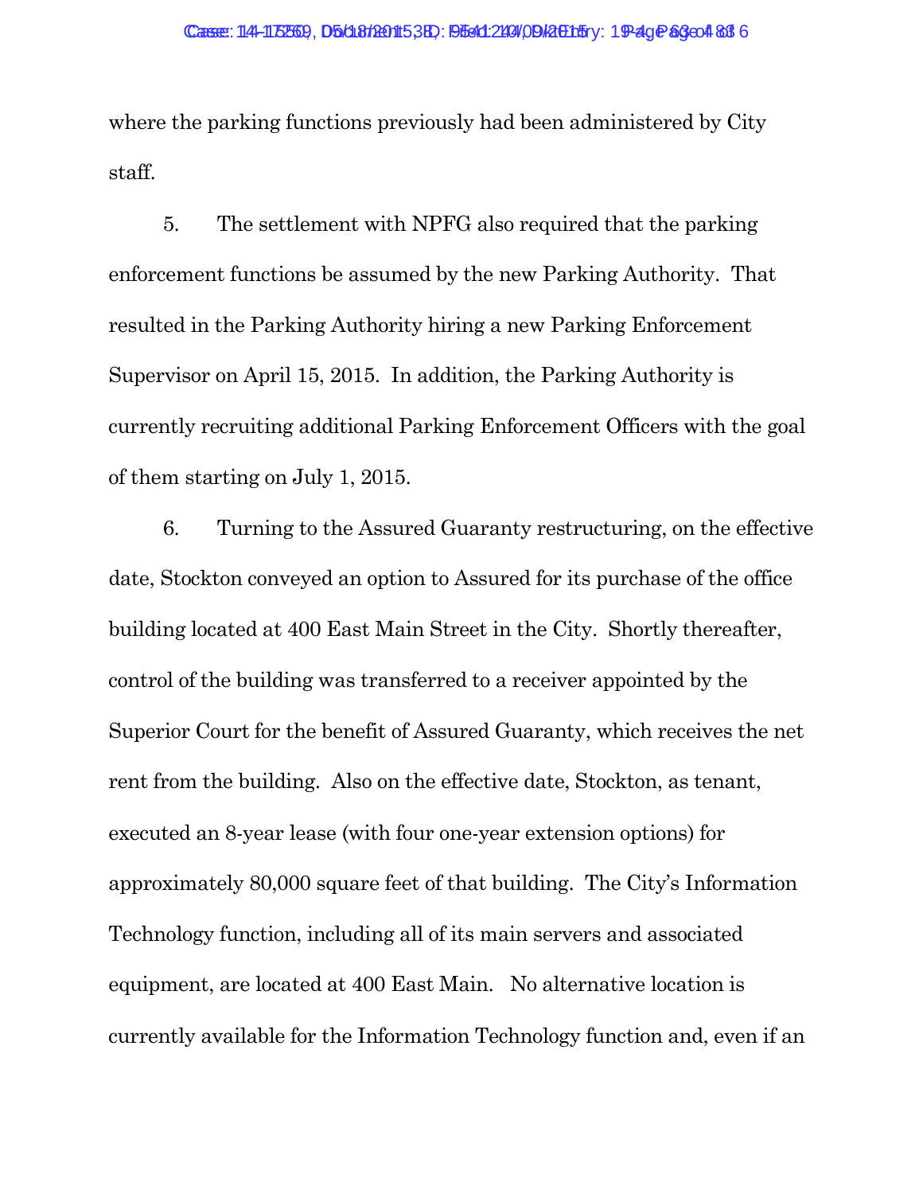where the parking functions previously had been administered by City staff.

5. The settlement with NPFG also required that the parking enforcement functions be assumed by the new Parking Authority. That resulted in the Parking Authority hiring a new Parking Enforcement Supervisor on April 15, 2015. In addition, the Parking Authority is currently recruiting additional Parking Enforcement Officers with the goal of them starting on July 1, 2015.

6. Turning to the Assured Guaranty restructuring, on the effective date, Stockton conveyed an option to Assured for its purchase of the office building located at 400 East Main Street in the City. Shortly thereafter, control of the building was transferred to a receiver appointed by the Superior Court for the benefit of Assured Guaranty, which receives the net rent from the building. Also on the effective date, Stockton, as tenant, executed an 8-year lease (with four one-year extension options) for approximately 80,000 square feet of that building. The City's Information Technology function, including all of its main servers and associated equipment, are located at 400 East Main. No alternative location is currently available for the Information Technology function and, even if an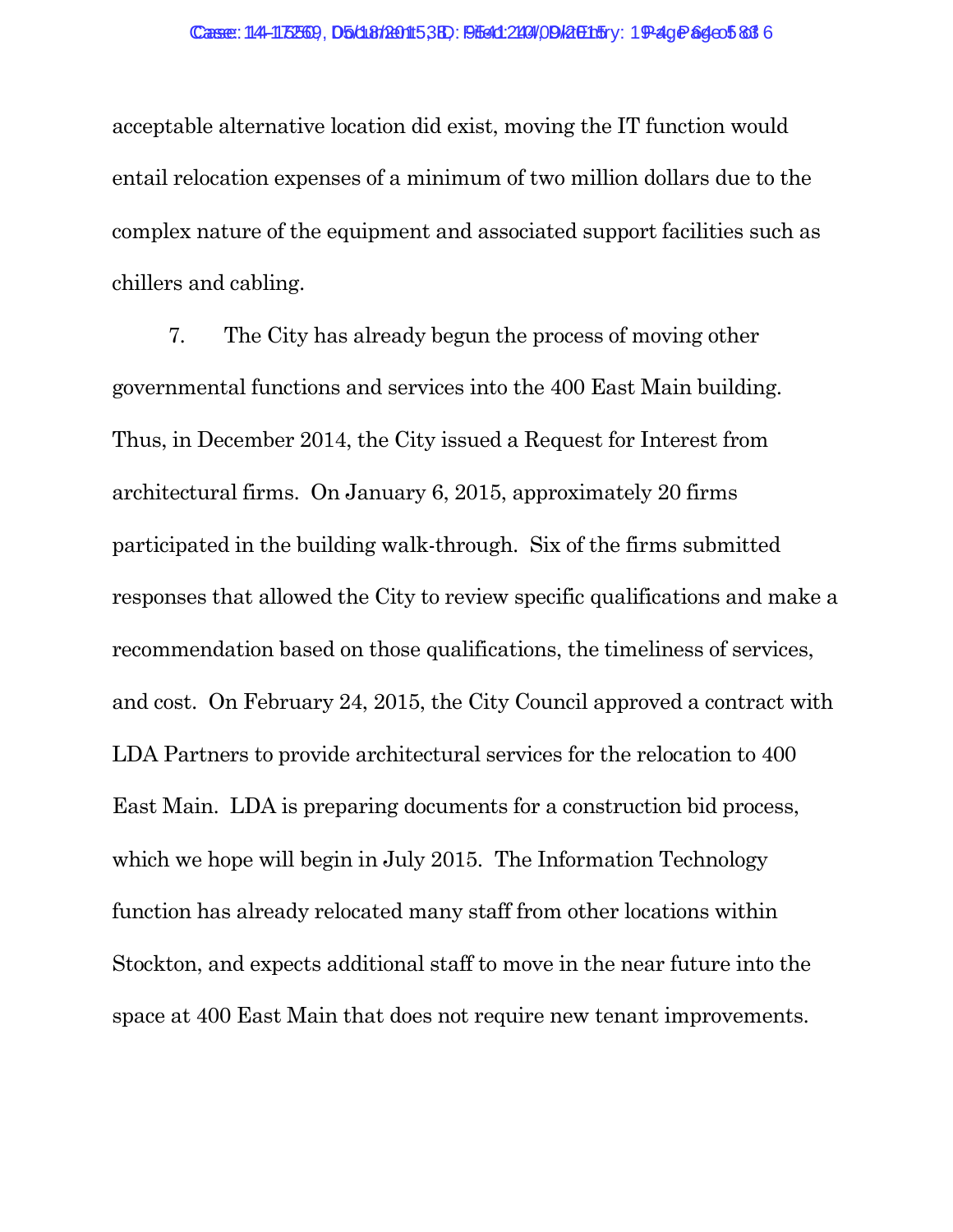acceptable alternative location did exist, moving the IT function would entail relocation expenses of a minimum of two million dollars due to the complex nature of the equipment and associated support facilities such as chillers and cabling.

7. The City has already begun the process of moving other governmental functions and services into the 400 East Main building. Thus, in December 2014, the City issued a Request for Interest from architectural firms. On January 6, 2015, approximately 20 firms participated in the building walk-through. Six of the firms submitted responses that allowed the City to review specific qualifications and make a recommendation based on those qualifications, the timeliness of services, and cost. On February 24, 2015, the City Council approved a contract with LDA Partners to provide architectural services for the relocation to 400 East Main. LDA is preparing documents for a construction bid process, which we hope will begin in July 2015. The Information Technology function has already relocated many staff from other locations within Stockton, and expects additional staff to move in the near future into the space at 400 East Main that does not require new tenant improvements.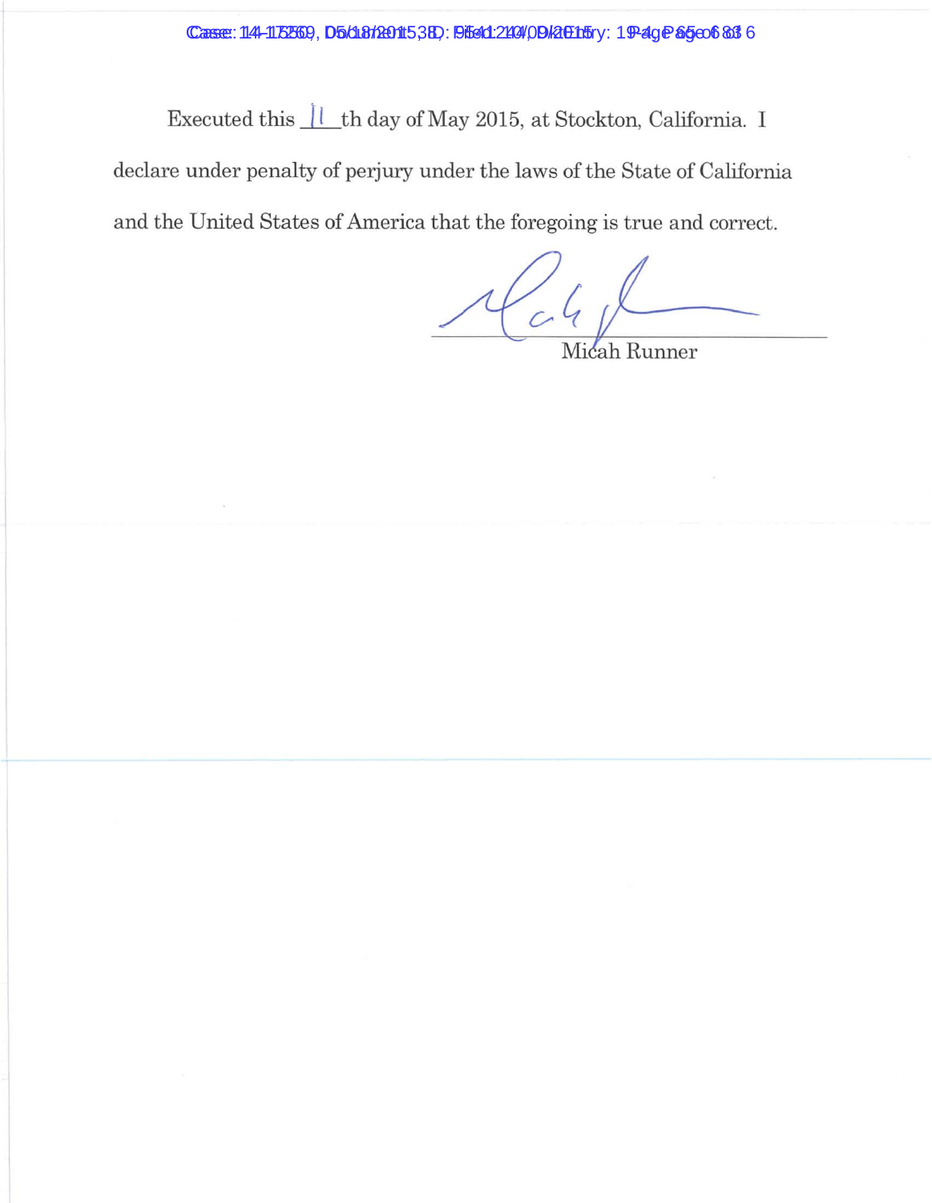Executed this 11 th day of May 2015, at Stockton, California. I declare under penalty of perjury under the laws of the State of California and the United States of America that the foregoing is true and correct.

Micah Runner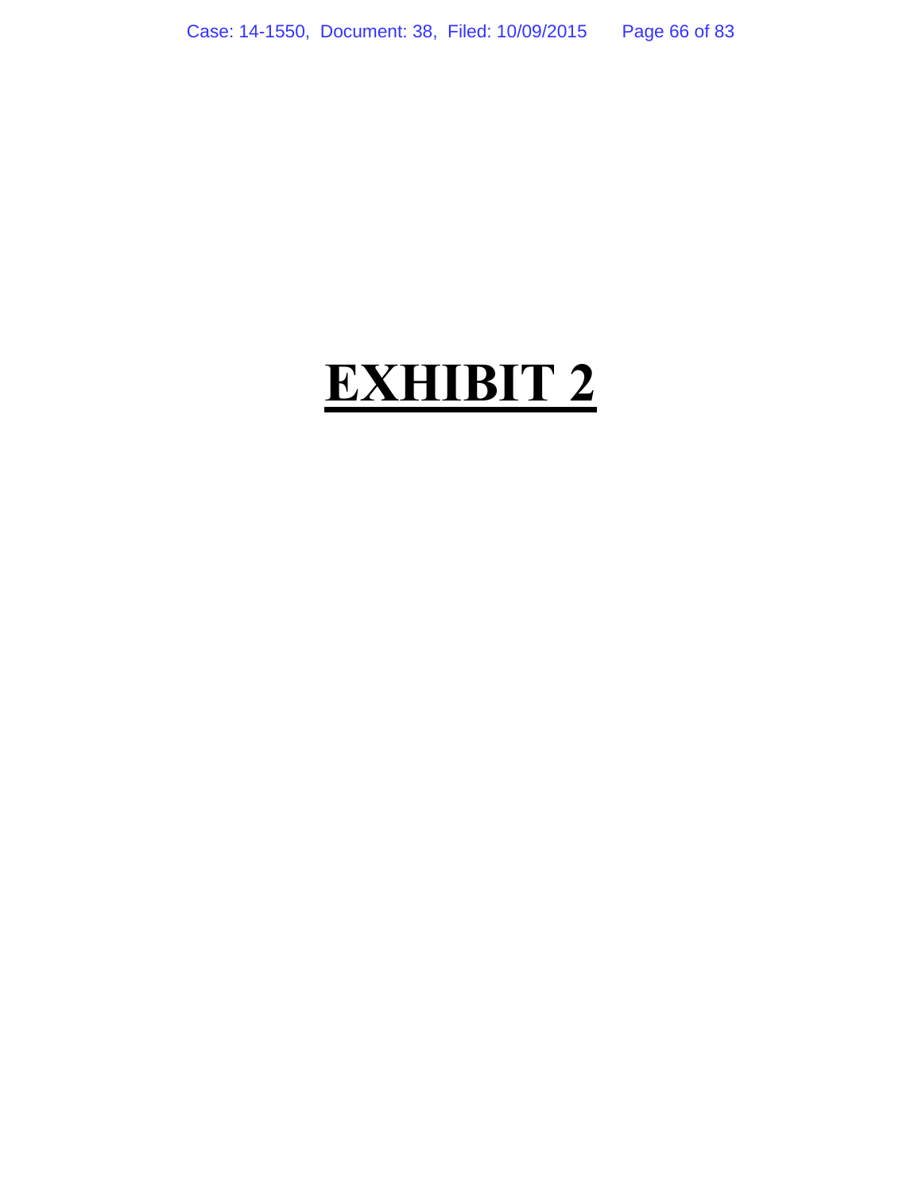# **EXHIBIT 2**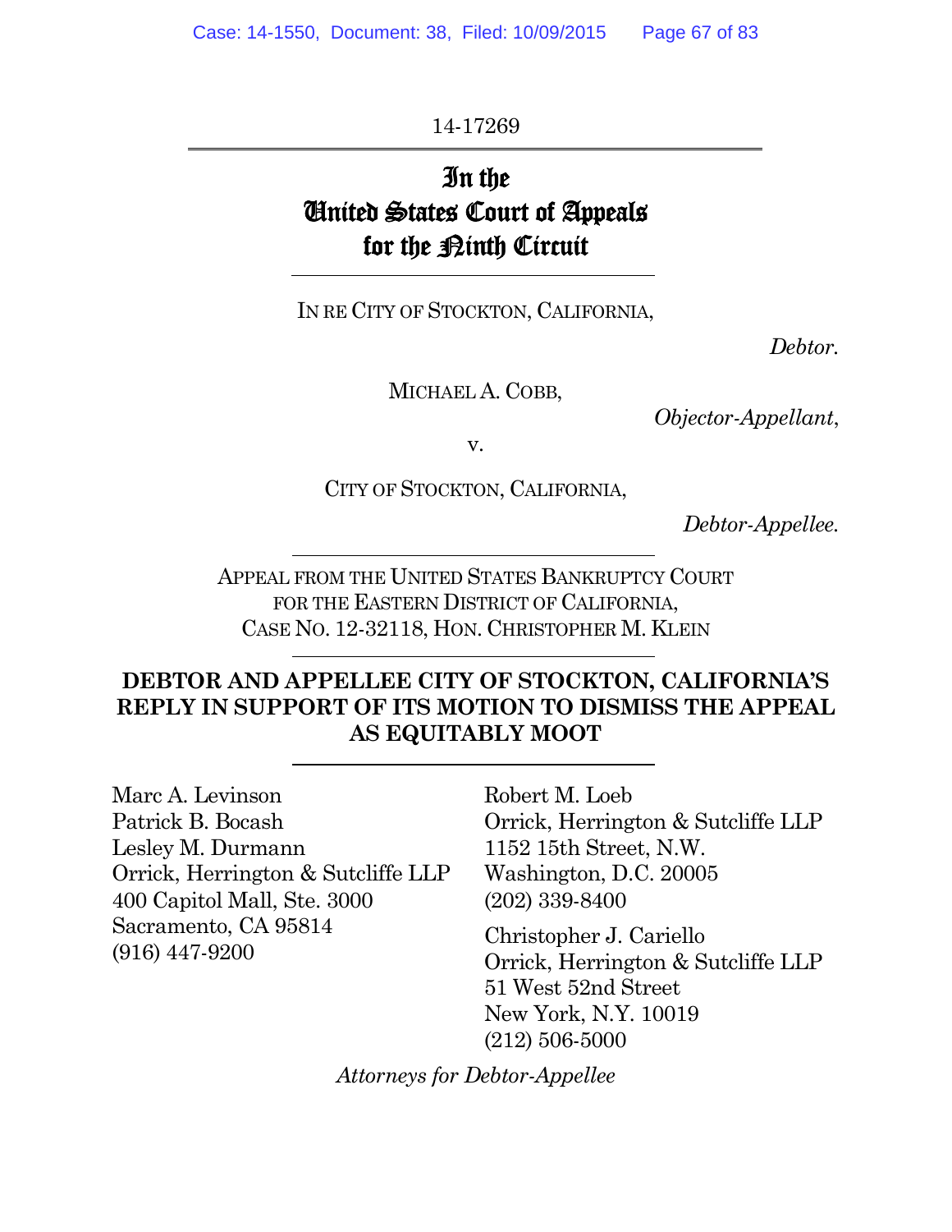14-17269

# In the United States Court of Appeals for the Ninth Circuit

IN RE CITY OF STOCKTON, CALIFORNIA,

*Debtor.*

MICHAEL A. COBB,

*Objector-Appellant*,

v.

CITY OF STOCKTON, CALIFORNIA,

*Debtor-Appellee.*

APPEAL FROM THE UNITED STATES BANKRUPTCY COURT FOR THE EASTERN DISTRICT OF CALIFORNIA, CASE NO. 12-32118, HON. CHRISTOPHER M. KLEIN

**DEBTOR AND APPELLEE CITY OF STOCKTON, CALIFORNIA'S REPLY IN SUPPORT OF ITS MOTION TO DISMISS THE APPEAL AS EQUITABLY MOOT**

Marc A. Levinson
Patrick B. Bocash
Lesley M. Durmann
Orrick, Herrington & Sutcliffe LLP
400 Capitol Mall, Ste. 3000
Sacramento, CA 95814
(916) 447-9200

Robert M. Loeb
Orrick, Herrington & Sutcliffe LLP
1152 15th Street, N.W.
Washington, D.C. 20005
(202) 339-8400

Christopher J. Cariello
Orrick, Herrington & Sutcliffe LLP
51 West 52nd Street
New York, N.Y. 10019
(212) 506-5000

*Attorneys for Debtor-Appellee*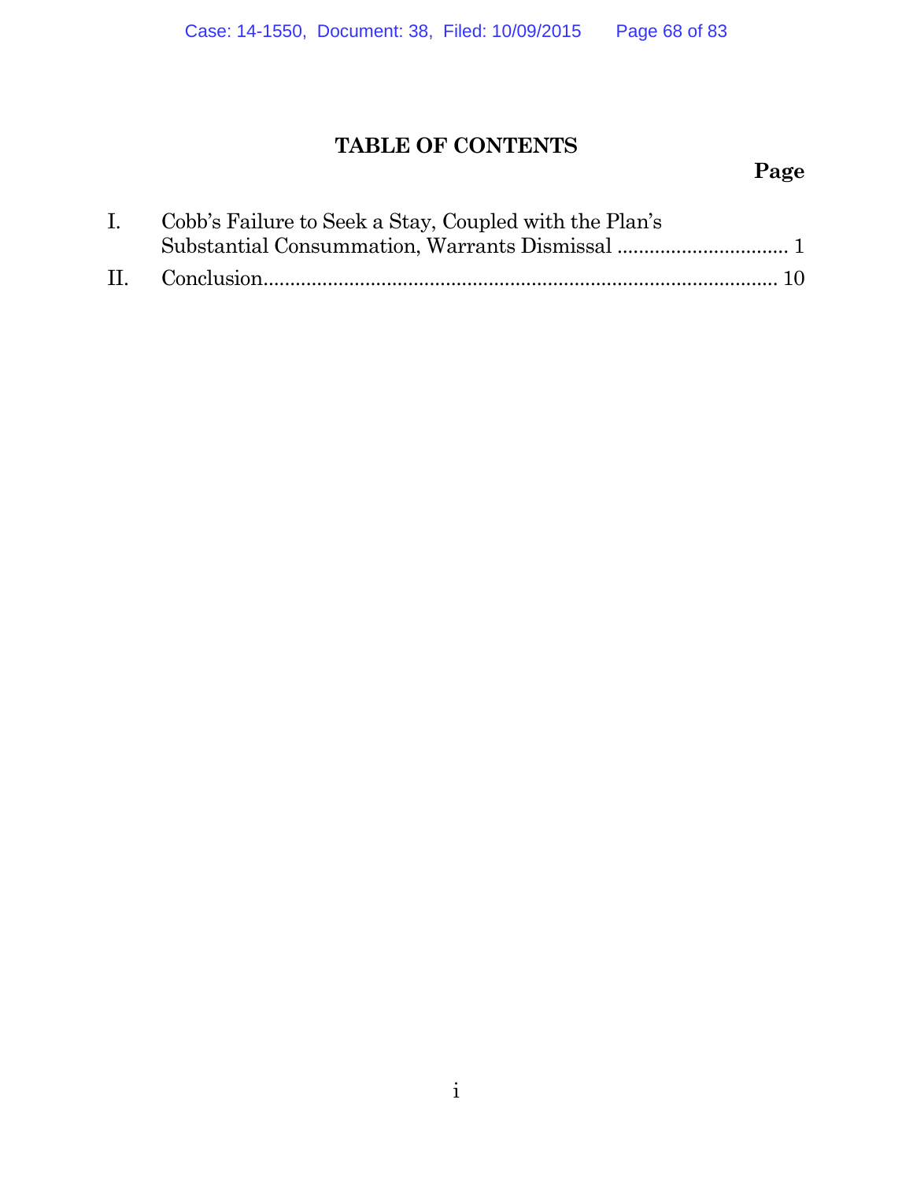# TABLE OF CONTENTS

| | | Page |
|---|---|---|
| I. | Cobb's Failure to Seek a Stay, Coupled with the Plan's Substantial Consummation, Warrants Dismissal | 1 |
| II. | Conclusion | 10 |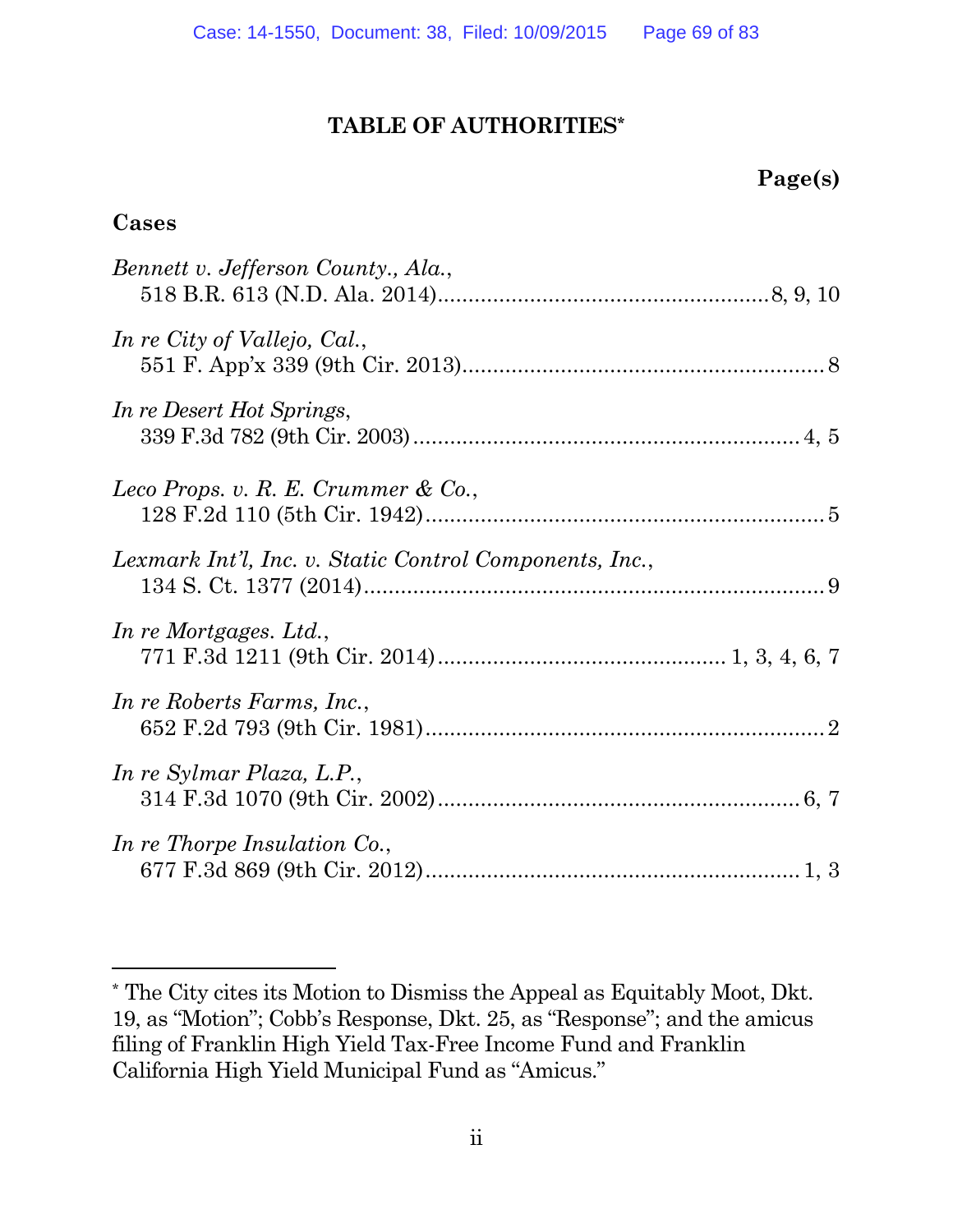## TABLE OF AUTHORITIES*

**Page(s)**

### Cases

*Bennett v. Jefferson County., Ala.*,
518 B.R. 613 (N.D. Ala. 2014) .................................................... 8, 9, 10

*In re City of Vallejo, Cal.*,
551 F. App'x 339 (9th Cir. 2013) .......................................................... 8

*In re Desert Hot Springs*,
339 F.3d 782 (9th Cir. 2003) .............................................................. 4, 5

*Leco Props. v. R. E. Crummer & Co.*,
128 F.2d 110 (5th Cir. 1942) ................................................................ 5

*Lexmark Int'l, Inc. v. Static Control Components, Inc.*,
134 S. Ct. 1377 (2014) ........................................................................... 9

*In re Mortgages. Ltd.*,
771 F.3d 1211 (9th Cir. 2014) .............................................. 1, 3, 4, 6, 7

*In re Roberts Farms, Inc.*,
652 F.2d 793 (9th Cir. 1981) ................................................................ 2

*In re Sylmar Plaza, L.P.*,
314 F.3d 1070 (9th Cir. 2002) .......................................................... 6, 7

*In re Thorpe Insulation Co.*,
677 F.3d 869 (9th Cir. 2012) ............................................................ 1, 3

---

* The City cites its Motion to Dismiss the Appeal as Equitably Moot, Dkt. 19, as "Motion"; Cobb's Response, Dkt. 25, as "Response"; and the amicus filing of Franklin High Yield Tax-Free Income Fund and Franklin California High Yield Municipal Fund as "Amicus."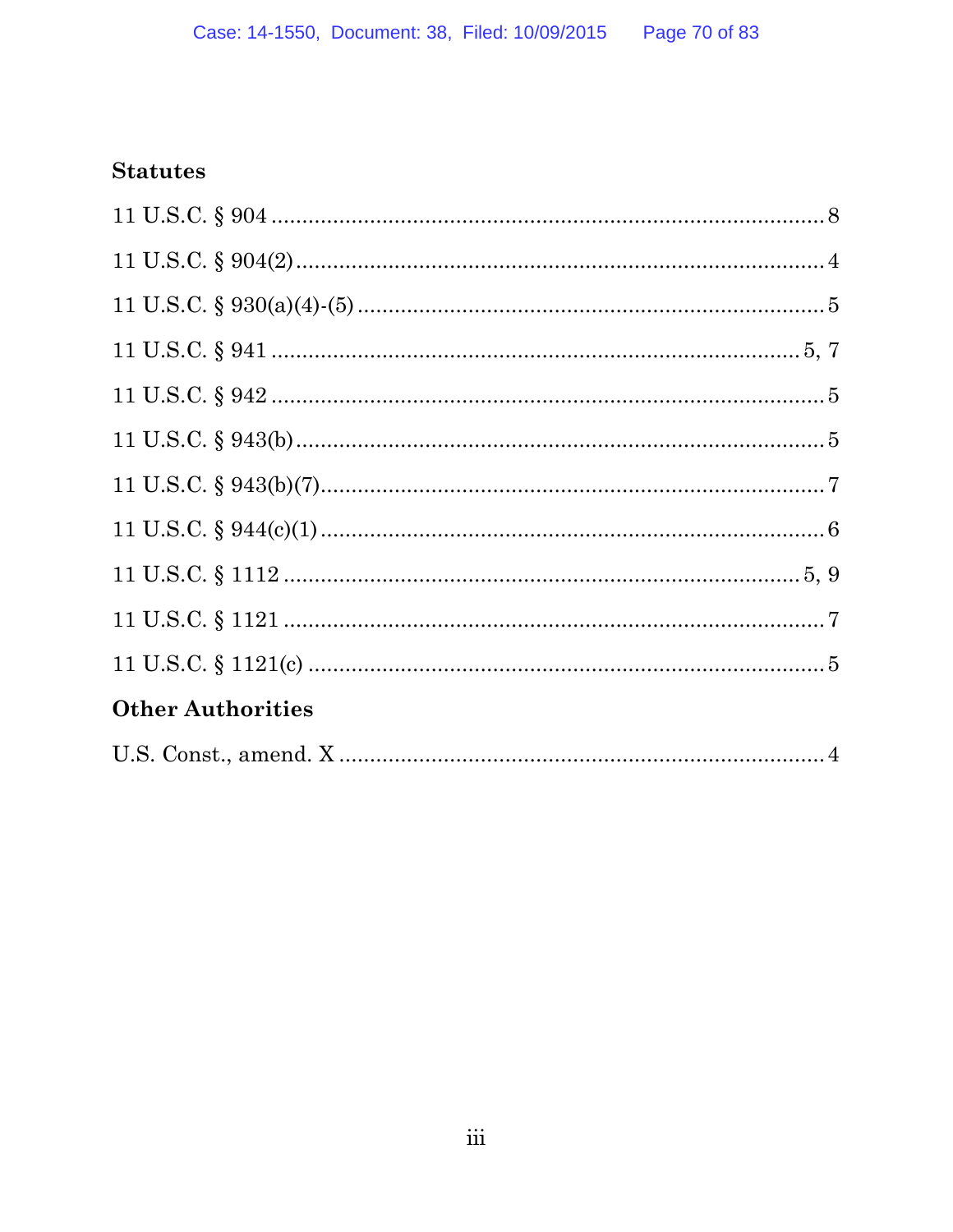## Statutes

11 U.S.C. § 904 .............................................................................................. 8

11 U.S.C. § 904(2) .......................................................................................... 4

11 U.S.C. § 930(a)(4)-(5) ................................................................................ 5

11 U.S.C. § 941 .......................................................................................... 5, 7

11 U.S.C. § 942 .............................................................................................. 5

11 U.S.C. § 943(b) .......................................................................................... 5

11 U.S.C. § 943(b)(7) ...................................................................................... 7

11 U.S.C. § 944(c)(1) ...................................................................................... 6

11 U.S.C. § 1112 ........................................................................................ 5, 9

11 U.S.C. § 1121 ............................................................................................ 7

11 U.S.C. § 1121(c) ........................................................................................ 5

## Other Authorities

U.S. Const., amend. X ................................................................................... 4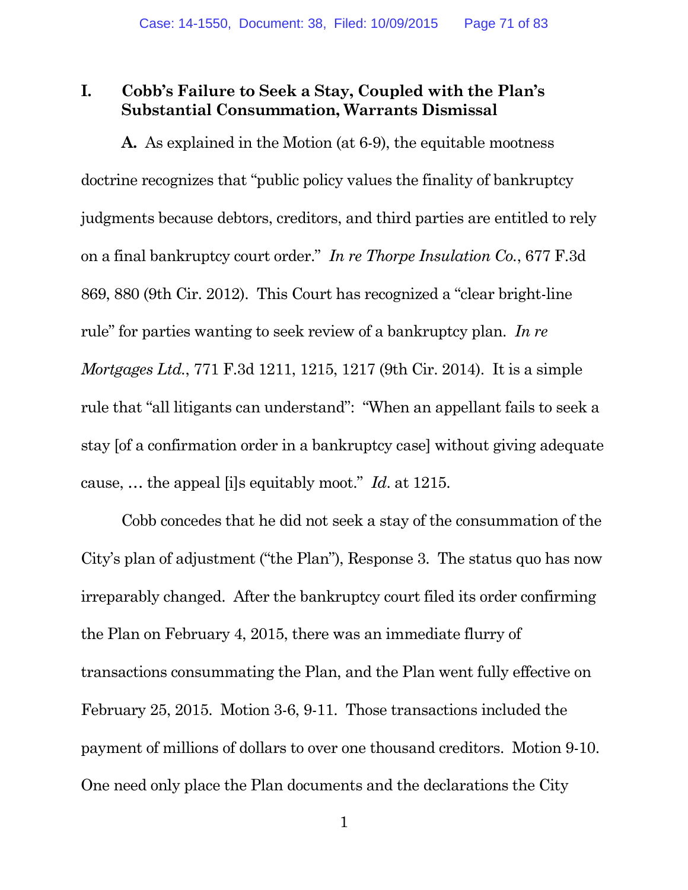## I. Cobb's Failure to Seek a Stay, Coupled with the Plan's Substantial Consummation, Warrants Dismissal

**A.** As explained in the Motion (at 6-9), the equitable mootness doctrine recognizes that "public policy values the finality of bankruptcy judgments because debtors, creditors, and third parties are entitled to rely on a final bankruptcy court order." *In re Thorpe Insulation Co.*, 677 F.3d 869, 880 (9th Cir. 2012). This Court has recognized a "clear bright-line rule" for parties wanting to seek review of a bankruptcy plan. *In re Mortgages Ltd.*, 771 F.3d 1211, 1215, 1217 (9th Cir. 2014). It is a simple rule that "all litigants can understand": "When an appellant fails to seek a stay [of a confirmation order in a bankruptcy case] without giving adequate cause, … the appeal [i]s equitably moot." *Id.* at 1215.

Cobb concedes that he did not seek a stay of the consummation of the City's plan of adjustment ("the Plan"), Response 3. The status quo has now irreparably changed. After the bankruptcy court filed its order confirming the Plan on February 4, 2015, there was an immediate flurry of transactions consummating the Plan, and the Plan went fully effective on February 25, 2015. Motion 3-6, 9-11. Those transactions included the payment of millions of dollars to over one thousand creditors. Motion 9-10. One need only place the Plan documents and the declarations the City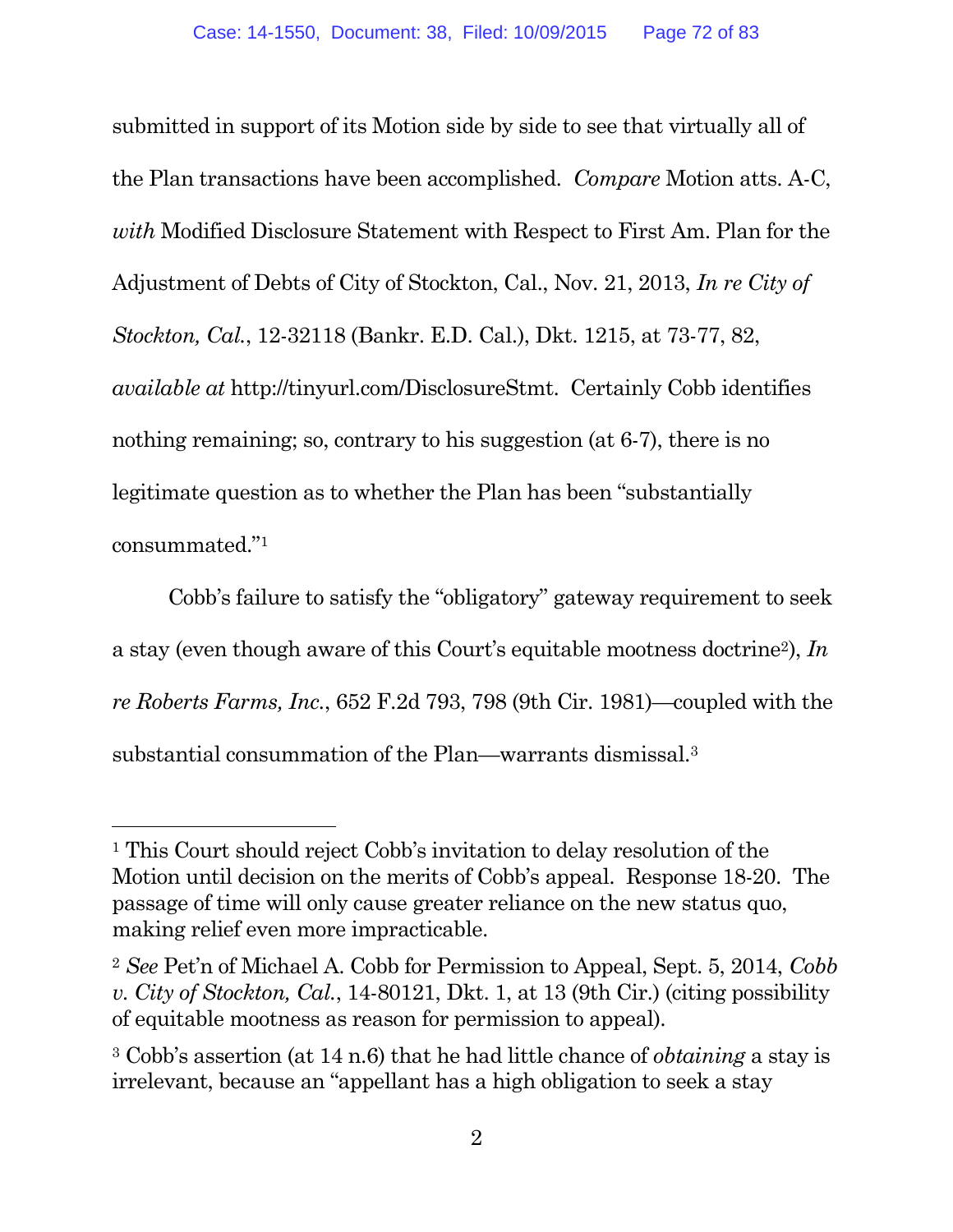submitted in support of its Motion side by side to see that virtually all of the Plan transactions have been accomplished. *Compare* Motion atts. A-C, *with* Modified Disclosure Statement with Respect to First Am. Plan for the Adjustment of Debts of City of Stockton, Cal., Nov. 21, 2013, *In re City of Stockton, Cal.*, 12-32118 (Bankr. E.D. Cal.), Dkt. 1215, at 73-77, 82, *available at* http://tinyurl.com/DisclosureStmt. Certainly Cobb identifies nothing remaining; so, contrary to his suggestion (at 6-7), there is no legitimate question as to whether the Plan has been "substantially consummated."[1]

Cobb's failure to satisfy the "obligatory" gateway requirement to seek a stay (even though aware of this Court's equitable mootness doctrine[2]), *In re Roberts Farms, Inc.*, 652 F.2d 793, 798 (9th Cir. 1981)—coupled with the substantial consummation of the Plan—warrants dismissal.[3]

---

[1] This Court should reject Cobb's invitation to delay resolution of the Motion until decision on the merits of Cobb's appeal. Response 18-20. The passage of time will only cause greater reliance on the new status quo, making relief even more impracticable.

[2] *See* Pet'n of Michael A. Cobb for Permission to Appeal, Sept. 5, 2014, *Cobb v. City of Stockton, Cal.*, 14-80121, Dkt. 1, at 13 (9th Cir.) (citing possibility of equitable mootness as reason for permission to appeal).

[3] Cobb's assertion (at 14 n.6) that he had little chance of *obtaining* a stay is irrelevant, because an "appellant has a high obligation to seek a stay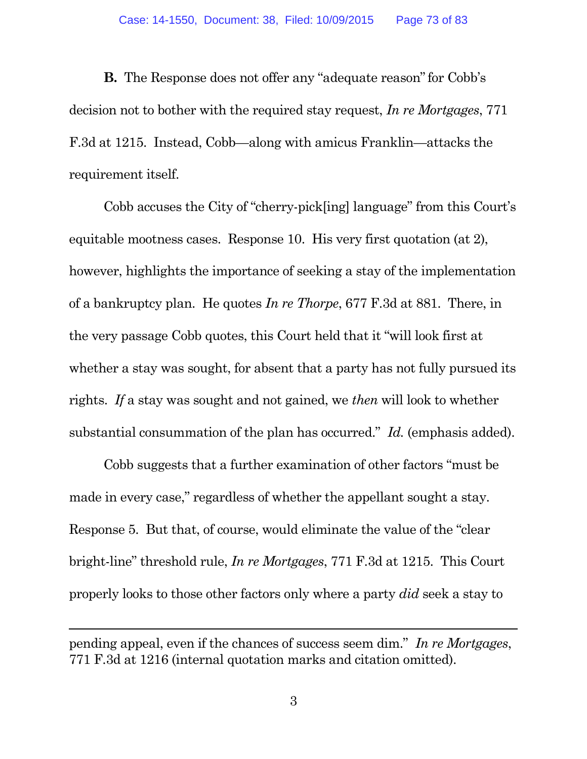**B.** The Response does not offer any "adequate reason" for Cobb's decision not to bother with the required stay request, *In re Mortgages*, 771 F.3d at 1215. Instead, Cobb—along with amicus Franklin—attacks the requirement itself.

Cobb accuses the City of "cherry-pick[ing] language" from this Court's equitable mootness cases. Response 10. His very first quotation (at 2), however, highlights the importance of seeking a stay of the implementation of a bankruptcy plan. He quotes *In re Thorpe*, 677 F.3d at 881. There, in the very passage Cobb quotes, this Court held that it "will look first at whether a stay was sought, for absent that a party has not fully pursued its rights. *If* a stay was sought and not gained, we *then* will look to whether substantial consummation of the plan has occurred." *Id.* (emphasis added).

Cobb suggests that a further examination of other factors "must be made in every case," regardless of whether the appellant sought a stay. Response 5. But that, of course, would eliminate the value of the "clear bright-line" threshold rule, *In re Mortgages*, 771 F.3d at 1215. This Court properly looks to those other factors only where a party *did* seek a stay to

---

pending appeal, even if the chances of success seem dim." *In re Mortgages*, 771 F.3d at 1216 (internal quotation marks and citation omitted).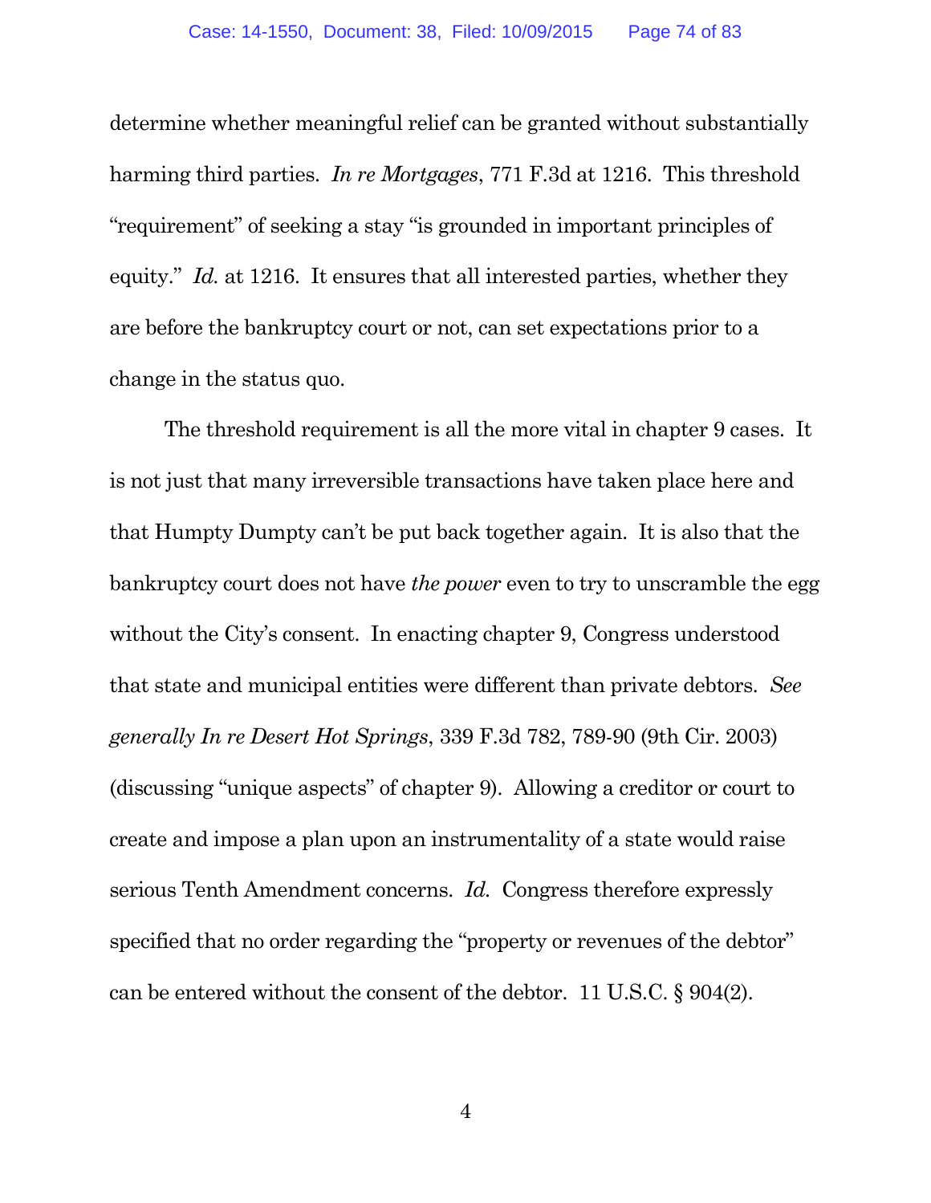determine whether meaningful relief can be granted without substantially harming third parties. *In re Mortgages*, 771 F.3d at 1216. This threshold "requirement" of seeking a stay "is grounded in important principles of equity." *Id.* at 1216. It ensures that all interested parties, whether they are before the bankruptcy court or not, can set expectations prior to a change in the status quo.

The threshold requirement is all the more vital in chapter 9 cases. It is not just that many irreversible transactions have taken place here and that Humpty Dumpty can't be put back together again. It is also that the bankruptcy court does not have *the power* even to try to unscramble the egg without the City's consent. In enacting chapter 9, Congress understood that state and municipal entities were different than private debtors. *See generally In re Desert Hot Springs*, 339 F.3d 782, 789-90 (9th Cir. 2003) (discussing "unique aspects" of chapter 9). Allowing a creditor or court to create and impose a plan upon an instrumentality of a state would raise serious Tenth Amendment concerns. *Id.* Congress therefore expressly specified that no order regarding the "property or revenues of the debtor" can be entered without the consent of the debtor. 11 U.S.C. § 904(2).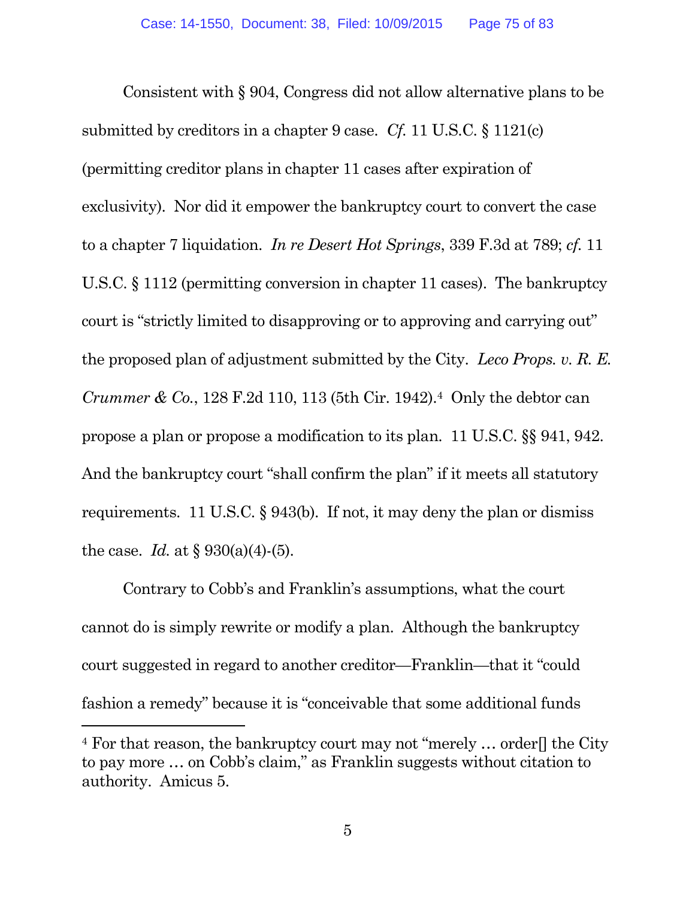Consistent with § 904, Congress did not allow alternative plans to be submitted by creditors in a chapter 9 case. *Cf.* 11 U.S.C. § 1121(c) (permitting creditor plans in chapter 11 cases after expiration of exclusivity). Nor did it empower the bankruptcy court to convert the case to a chapter 7 liquidation. *In re Desert Hot Springs*, 339 F.3d at 789; *cf.* 11 U.S.C. § 1112 (permitting conversion in chapter 11 cases). The bankruptcy court is "strictly limited to disapproving or to approving and carrying out" the proposed plan of adjustment submitted by the City. *Leco Props. v. R. E. Crummer & Co.*, 128 F.2d 110, 113 (5th Cir. 1942).[4] Only the debtor can propose a plan or propose a modification to its plan. 11 U.S.C. §§ 941, 942. And the bankruptcy court "shall confirm the plan" if it meets all statutory requirements. 11 U.S.C. § 943(b). If not, it may deny the plan or dismiss the case. *Id.* at § 930(a)(4)-(5).

Contrary to Cobb's and Franklin's assumptions, what the court cannot do is simply rewrite or modify a plan. Although the bankruptcy court suggested in regard to another creditor—Franklin—that it "could fashion a remedy" because it is "conceivable that some additional funds

---

[4] For that reason, the bankruptcy court may not "merely … order[] the City to pay more … on Cobb's claim," as Franklin suggests without citation to authority. Amicus 5.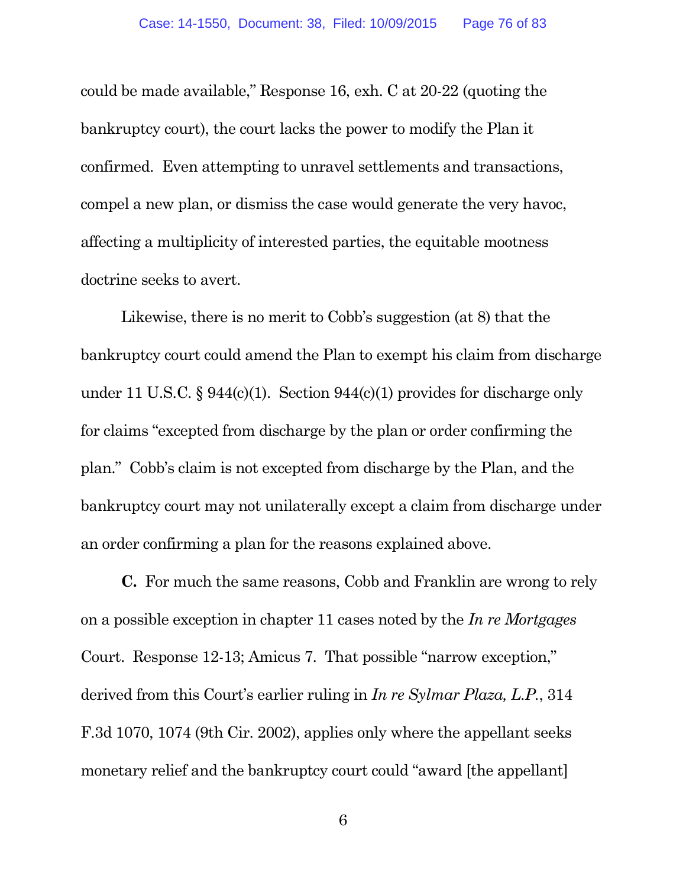could be made available," Response 16, exh. C at 20-22 (quoting the bankruptcy court), the court lacks the power to modify the Plan it confirmed. Even attempting to unravel settlements and transactions, compel a new plan, or dismiss the case would generate the very havoc, affecting a multiplicity of interested parties, the equitable mootness doctrine seeks to avert.

Likewise, there is no merit to Cobb's suggestion (at 8) that the bankruptcy court could amend the Plan to exempt his claim from discharge under 11 U.S.C. § 944(c)(1). Section 944(c)(1) provides for discharge only for claims "excepted from discharge by the plan or order confirming the plan." Cobb's claim is not excepted from discharge by the Plan, and the bankruptcy court may not unilaterally except a claim from discharge under an order confirming a plan for the reasons explained above.

**C.** For much the same reasons, Cobb and Franklin are wrong to rely on a possible exception in chapter 11 cases noted by the *In re Mortgages* Court. Response 12-13; Amicus 7. That possible "narrow exception," derived from this Court's earlier ruling in *In re Sylmar Plaza, L.P.*, 314 F.3d 1070, 1074 (9th Cir. 2002), applies only where the appellant seeks monetary relief and the bankruptcy court could "award [the appellant]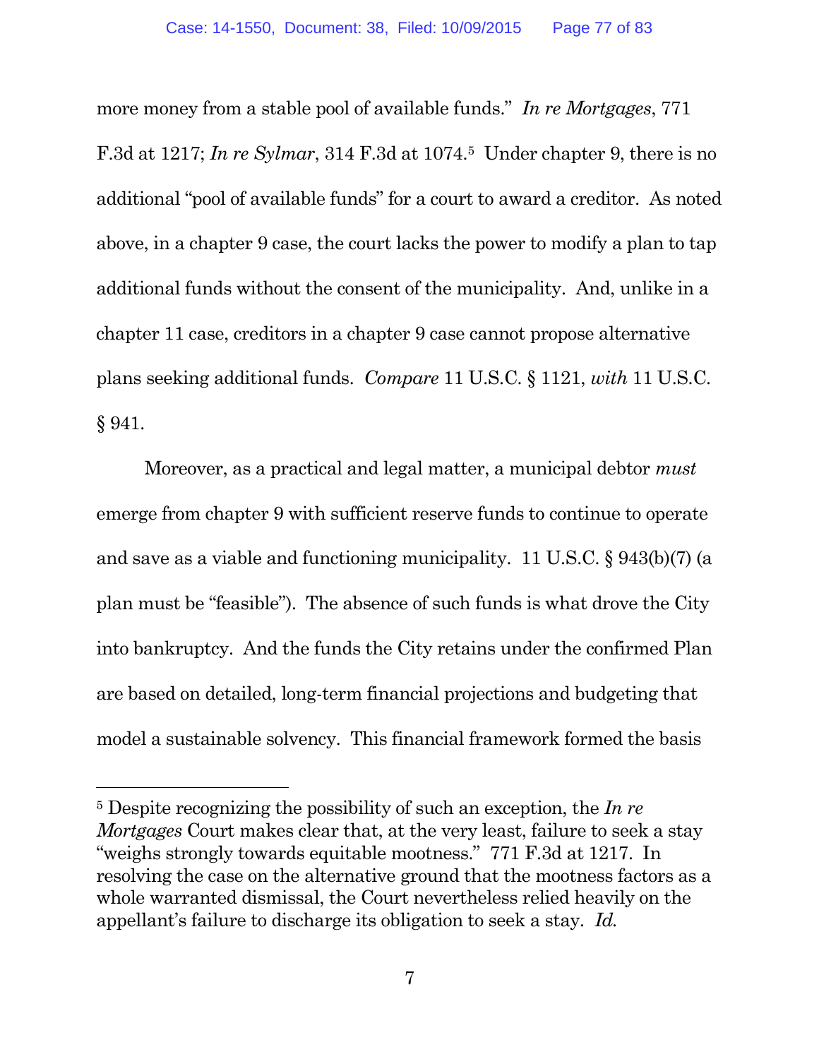more money from a stable pool of available funds." *In re Mortgages*, 771 F.3d at 1217; *In re Sylmar*, 314 F.3d at 1074.[5] Under chapter 9, there is no additional "pool of available funds" for a court to award a creditor. As noted above, in a chapter 9 case, the court lacks the power to modify a plan to tap additional funds without the consent of the municipality. And, unlike in a chapter 11 case, creditors in a chapter 9 case cannot propose alternative plans seeking additional funds. *Compare* 11 U.S.C. § 1121, *with* 11 U.S.C. § 941.

Moreover, as a practical and legal matter, a municipal debtor *must* emerge from chapter 9 with sufficient reserve funds to continue to operate and save as a viable and functioning municipality. 11 U.S.C. § 943(b)(7) (a plan must be "feasible"). The absence of such funds is what drove the City into bankruptcy. And the funds the City retains under the confirmed Plan are based on detailed, long-term financial projections and budgeting that model a sustainable solvency. This financial framework formed the basis

---

[5] Despite recognizing the possibility of such an exception, the *In re Mortgages* Court makes clear that, at the very least, failure to seek a stay "weighs strongly towards equitable mootness." 771 F.3d at 1217. In resolving the case on the alternative ground that the mootness factors as a whole warranted dismissal, the Court nevertheless relied heavily on the appellant's failure to discharge its obligation to seek a stay. *Id.*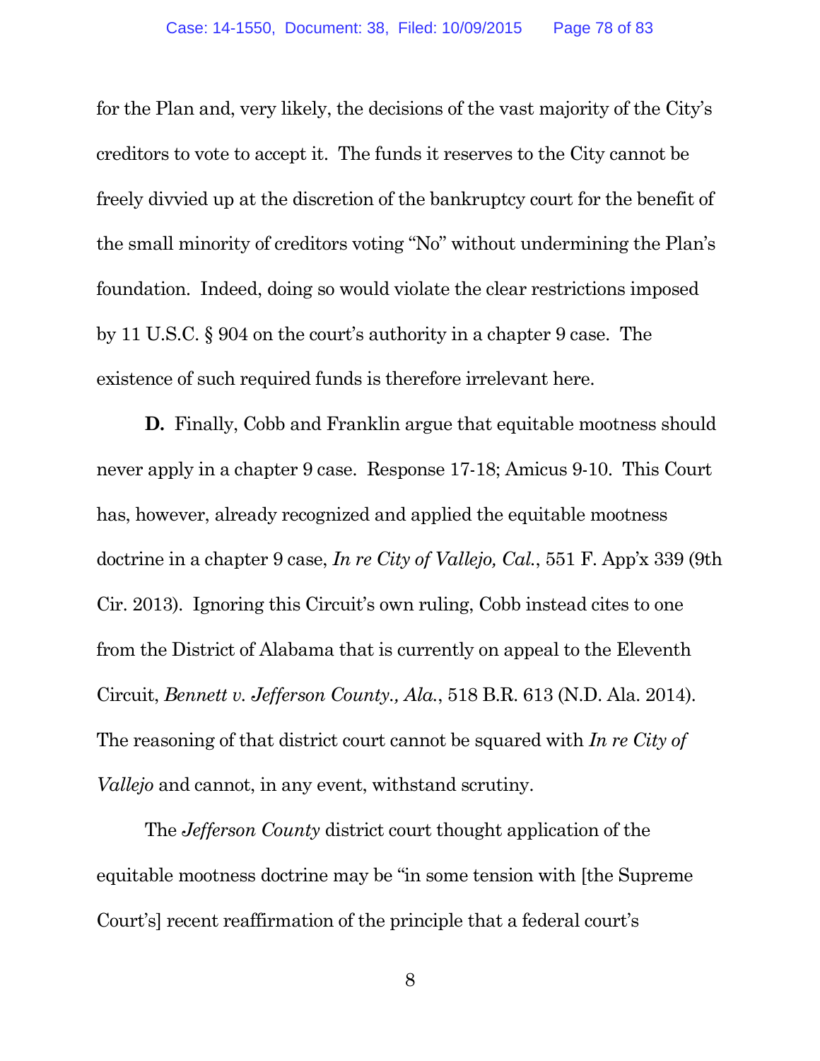for the Plan and, very likely, the decisions of the vast majority of the City's creditors to vote to accept it. The funds it reserves to the City cannot be freely divvied up at the discretion of the bankruptcy court for the benefit of the small minority of creditors voting "No" without undermining the Plan's foundation. Indeed, doing so would violate the clear restrictions imposed by 11 U.S.C. § 904 on the court's authority in a chapter 9 case. The existence of such required funds is therefore irrelevant here.

**D.** Finally, Cobb and Franklin argue that equitable mootness should never apply in a chapter 9 case. Response 17-18; Amicus 9-10. This Court has, however, already recognized and applied the equitable mootness doctrine in a chapter 9 case, *In re City of Vallejo, Cal.*, 551 F. App'x 339 (9th Cir. 2013). Ignoring this Circuit's own ruling, Cobb instead cites to one from the District of Alabama that is currently on appeal to the Eleventh Circuit, *Bennett v. Jefferson County., Ala.*, 518 B.R. 613 (N.D. Ala. 2014). The reasoning of that district court cannot be squared with *In re City of Vallejo* and cannot, in any event, withstand scrutiny.

The *Jefferson County* district court thought application of the equitable mootness doctrine may be "in some tension with [the Supreme Court's] recent reaffirmation of the principle that a federal court's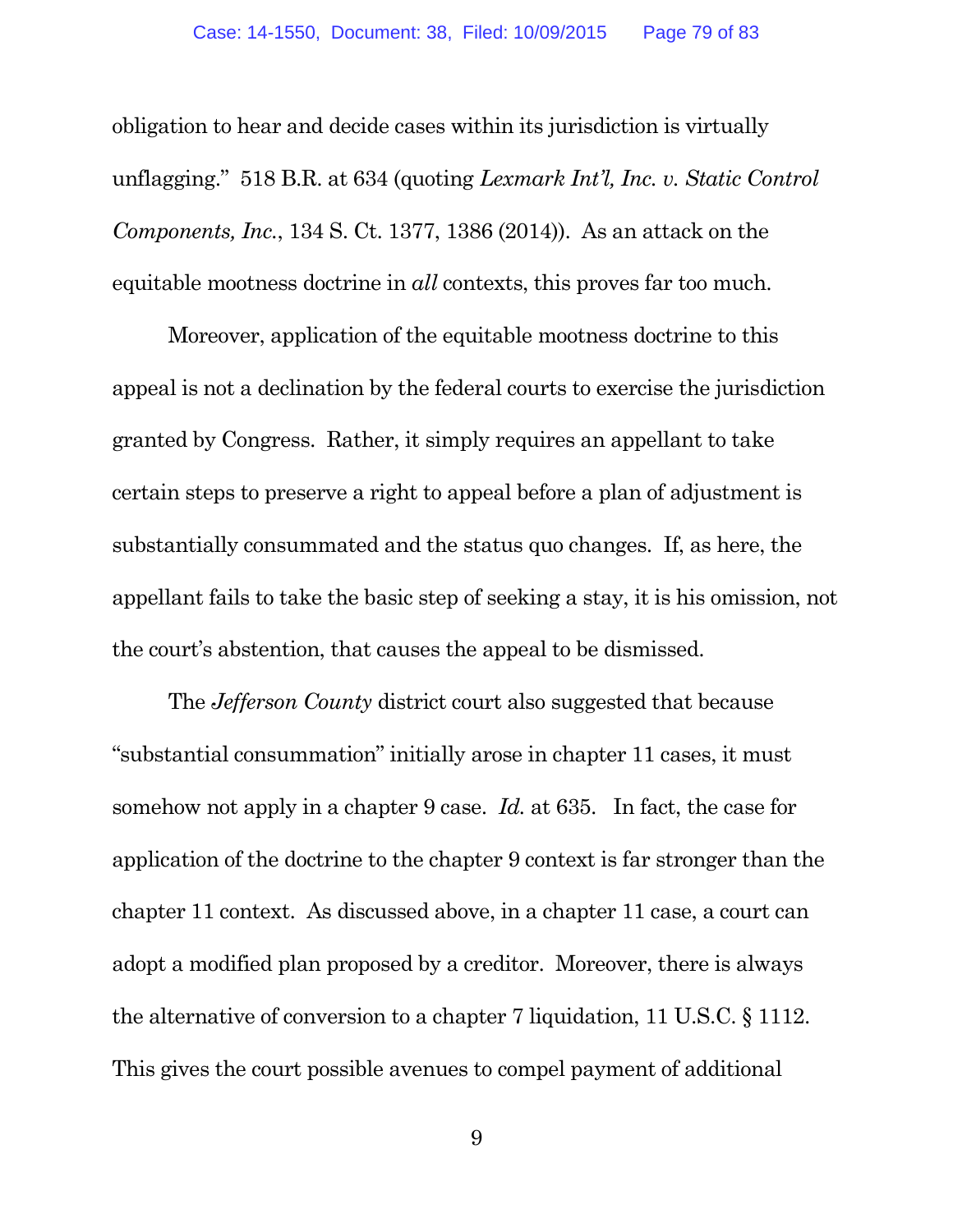obligation to hear and decide cases within its jurisdiction is virtually unflagging." 518 B.R. at 634 (quoting *Lexmark Int'l, Inc. v. Static Control Components, Inc.*, 134 S. Ct. 1377, 1386 (2014)). As an attack on the equitable mootness doctrine in *all* contexts, this proves far too much.

Moreover, application of the equitable mootness doctrine to this appeal is not a declination by the federal courts to exercise the jurisdiction granted by Congress. Rather, it simply requires an appellant to take certain steps to preserve a right to appeal before a plan of adjustment is substantially consummated and the status quo changes. If, as here, the appellant fails to take the basic step of seeking a stay, it is his omission, not the court's abstention, that causes the appeal to be dismissed.

The *Jefferson County* district court also suggested that because "substantial consummation" initially arose in chapter 11 cases, it must somehow not apply in a chapter 9 case. *Id.* at 635. In fact, the case for application of the doctrine to the chapter 9 context is far stronger than the chapter 11 context. As discussed above, in a chapter 11 case, a court can adopt a modified plan proposed by a creditor. Moreover, there is always the alternative of conversion to a chapter 7 liquidation, 11 U.S.C. § 1112. This gives the court possible avenues to compel payment of additional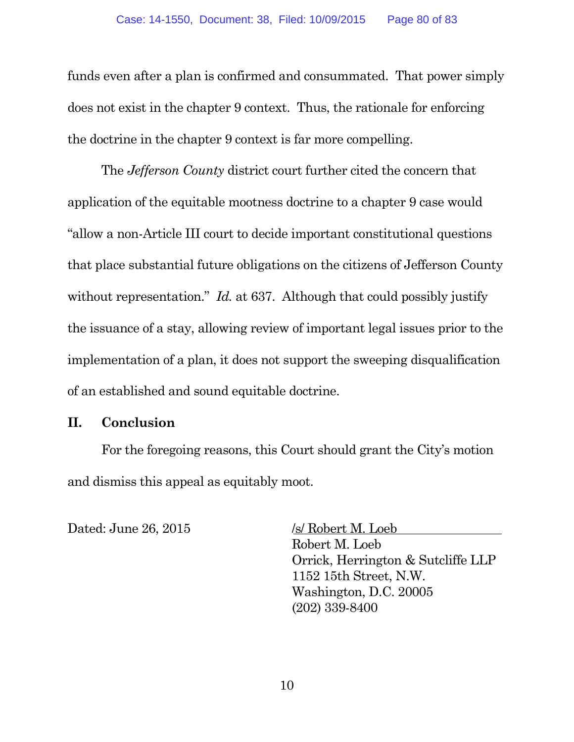funds even after a plan is confirmed and consummated. That power simply does not exist in the chapter 9 context. Thus, the rationale for enforcing the doctrine in the chapter 9 context is far more compelling.

The *Jefferson County* district court further cited the concern that application of the equitable mootness doctrine to a chapter 9 case would "allow a non-Article III court to decide important constitutional questions that place substantial future obligations on the citizens of Jefferson County without representation." *Id.* at 637. Although that could possibly justify the issuance of a stay, allowing review of important legal issues prior to the implementation of a plan, it does not support the sweeping disqualification of an established and sound equitable doctrine.

## II. Conclusion

For the foregoing reasons, this Court should grant the City's motion and dismiss this appeal as equitably moot.

Dated: June 26, 2015

/s/ Robert M. Loeb
Robert M. Loeb
Orrick, Herrington & Sutcliffe LLP
1152 15th Street, N.W.
Washington, D.C. 20005
(202) 339-8400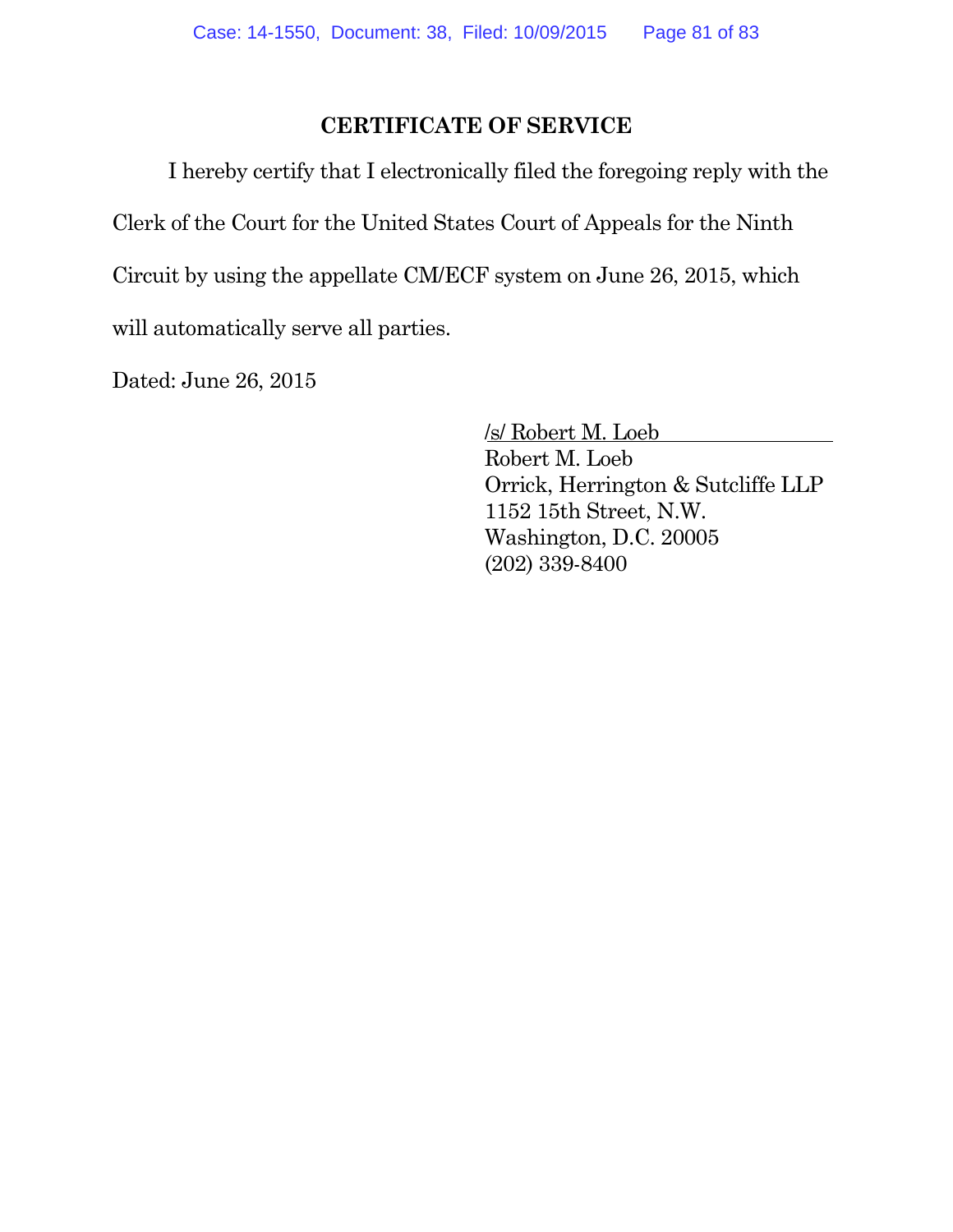## CERTIFICATE OF SERVICE

I hereby certify that I electronically filed the foregoing reply with the Clerk of the Court for the United States Court of Appeals for the Ninth Circuit by using the appellate CM/ECF system on June 26, 2015, which will automatically serve all parties.

Dated: June 26, 2015

/s/ Robert M. Loeb
Robert M. Loeb
Orrick, Herrington & Sutcliffe LLP
1152 15th Street, N.W.
Washington, D.C. 20005
(202) 339-8400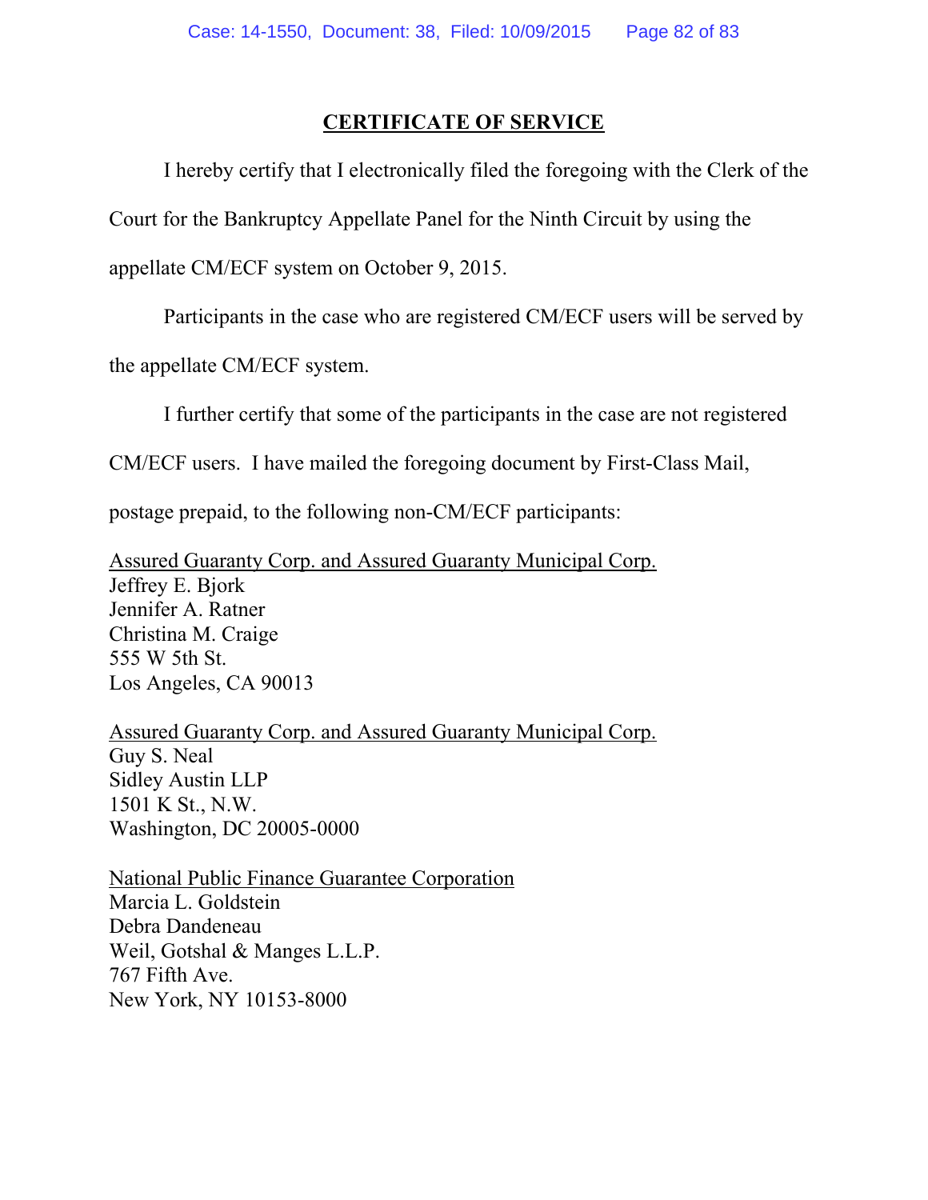## CERTIFICATE OF SERVICE

I hereby certify that I electronically filed the foregoing with the Clerk of the Court for the Bankruptcy Appellate Panel for the Ninth Circuit by using the appellate CM/ECF system on October 9, 2015.

Participants in the case who are registered CM/ECF users will be served by the appellate CM/ECF system.

I further certify that some of the participants in the case are not registered CM/ECF users. I have mailed the foregoing document by First-Class Mail, postage prepaid, to the following non-CM/ECF participants:

<u>Assured Guaranty Corp. and Assured Guaranty Municipal Corp.</u>
Jeffrey E. Bjork
Jennifer A. Ratner
Christina M. Craige
555 W 5th St.
Los Angeles, CA 90013

<u>Assured Guaranty Corp. and Assured Guaranty Municipal Corp.</u>
Guy S. Neal
Sidley Austin LLP
1501 K St., N.W.
Washington, DC 20005-0000

<u>National Public Finance Guarantee Corporation</u>
Marcia L. Goldstein
Debra Dandeneau
Weil, Gotshal & Manges L.L.P.
767 Fifth Ave.
New York, NY 10153-8000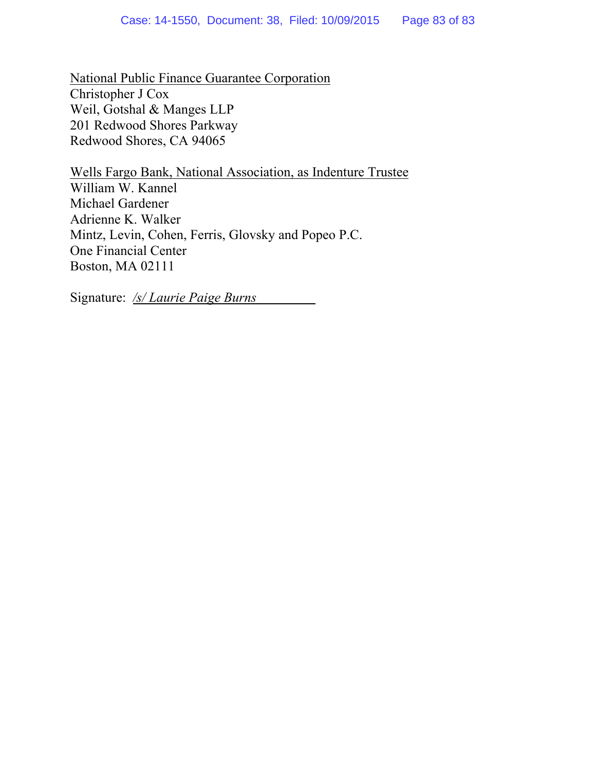National Public Finance Guarantee Corporation
Christopher J Cox
Weil, Gotshal & Manges LLP
201 Redwood Shores Parkway
Redwood Shores, CA 94065

Wells Fargo Bank, National Association, as Indenture Trustee
William W. Kannel
Michael Gardener
Adrienne K. Walker
Mintz, Levin, Cohen, Ferris, Glovsky and Popeo P.C.
One Financial Center
Boston, MA 02111

Signature: */s/ Laurie Paige Burns*